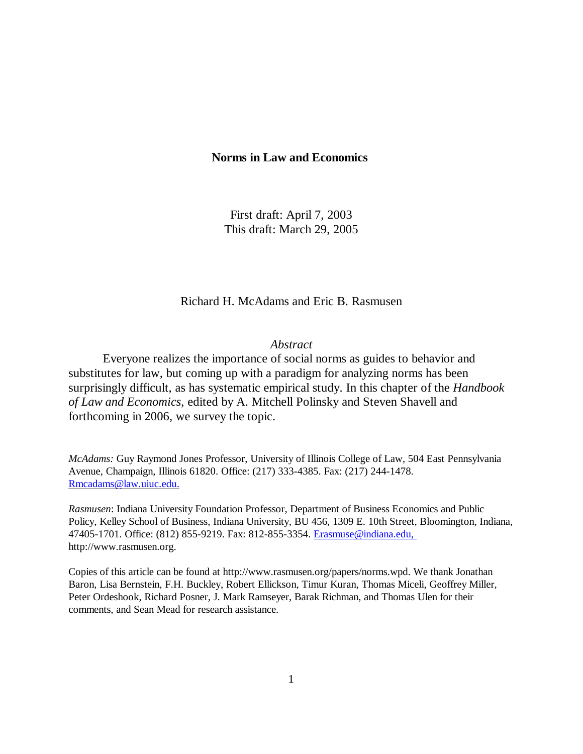# Norms in Law and Economics

First draft: April 7, 2003
This draft: March 29, 2005

Richard H. McAdams and Eric B. Rasmusen

*Abstract*

Everyone realizes the importance of social norms as guides to behavior and substitutes for law, but coming up with a paradigm for analyzing norms has been surprisingly difficult, as has systematic empirical study. In this chapter of the *Handbook of Law and Economics*, edited by A. Mitchell Polinsky and Steven Shavell and forthcoming in 2006, we survey the topic.

*McAdams:* Guy Raymond Jones Professor, University of Illinois College of Law, 504 East Pennsylvania Avenue, Champaign, Illinois 61820. Office: (217) 333-4385. Fax: (217) 244-1478. Rmcadams@law.uiuc.edu.

*Rasmusen*: Indiana University Foundation Professor, Department of Business Economics and Public Policy, Kelley School of Business, Indiana University, BU 456, 1309 E. 10th Street, Bloomington, Indiana, 47405-1701. Office: (812) 855-9219. Fax: 812-855-3354. Erasmuse@indiana.edu, http://www.rasmusen.org.

Copies of this article can be found at http://www.rasmusen.org/papers/norms.wpd. We thank Jonathan Baron, Lisa Bernstein, F.H. Buckley, Robert Ellickson, Timur Kuran, Thomas Miceli, Geoffrey Miller, Peter Ordeshook, Richard Posner, J. Mark Ramseyer, Barak Richman, and Thomas Ulen for their comments, and Sean Mead for research assistance.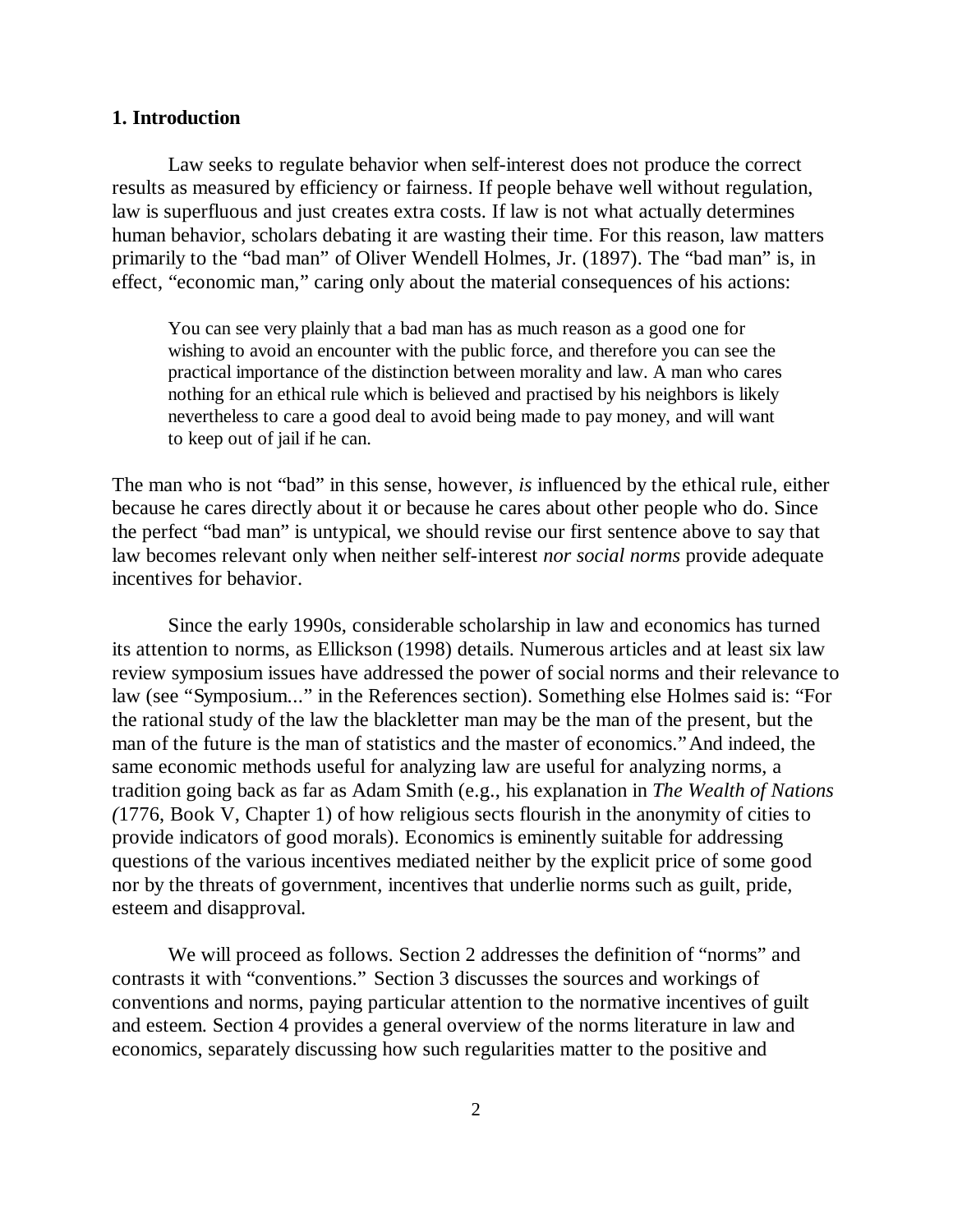## 1. Introduction

Law seeks to regulate behavior when self-interest does not produce the correct results as measured by efficiency or fairness. If people behave well without regulation, law is superfluous and just creates extra costs. If law is not what actually determines human behavior, scholars debating it are wasting their time. For this reason, law matters primarily to the "bad man" of Oliver Wendell Holmes, Jr. (1897). The "bad man" is, in effect, "economic man," caring only about the material consequences of his actions:

> You can see very plainly that a bad man has as much reason as a good one for wishing to avoid an encounter with the public force, and therefore you can see the practical importance of the distinction between morality and law. A man who cares nothing for an ethical rule which is believed and practised by his neighbors is likely nevertheless to care a good deal to avoid being made to pay money, and will want to keep out of jail if he can.

The man who is not "bad" in this sense, however, *is* influenced by the ethical rule, either because he cares directly about it or because he cares about other people who do. Since the perfect "bad man" is untypical, we should revise our first sentence above to say that law becomes relevant only when neither self-interest *nor social norms* provide adequate incentives for behavior.

Since the early 1990s, considerable scholarship in law and economics has turned its attention to norms, as Ellickson (1998) details. Numerous articles and at least six law review symposium issues have addressed the power of social norms and their relevance to law (see "Symposium..." in the References section). Something else Holmes said is: "For the rational study of the law the blackletter man may be the man of the present, but the man of the future is the man of statistics and the master of economics." And indeed, the same economic methods useful for analyzing law are useful for analyzing norms, a tradition going back as far as Adam Smith (e.g., his explanation in *The Wealth of Nations (*1776, Book V, Chapter 1) of how religious sects flourish in the anonymity of cities to provide indicators of good morals). Economics is eminently suitable for addressing questions of the various incentives mediated neither by the explicit price of some good nor by the threats of government, incentives that underlie norms such as guilt, pride, esteem and disapproval.

We will proceed as follows. Section 2 addresses the definition of "norms" and contrasts it with "conventions." Section 3 discusses the sources and workings of conventions and norms, paying particular attention to the normative incentives of guilt and esteem. Section 4 provides a general overview of the norms literature in law and economics, separately discussing how such regularities matter to the positive and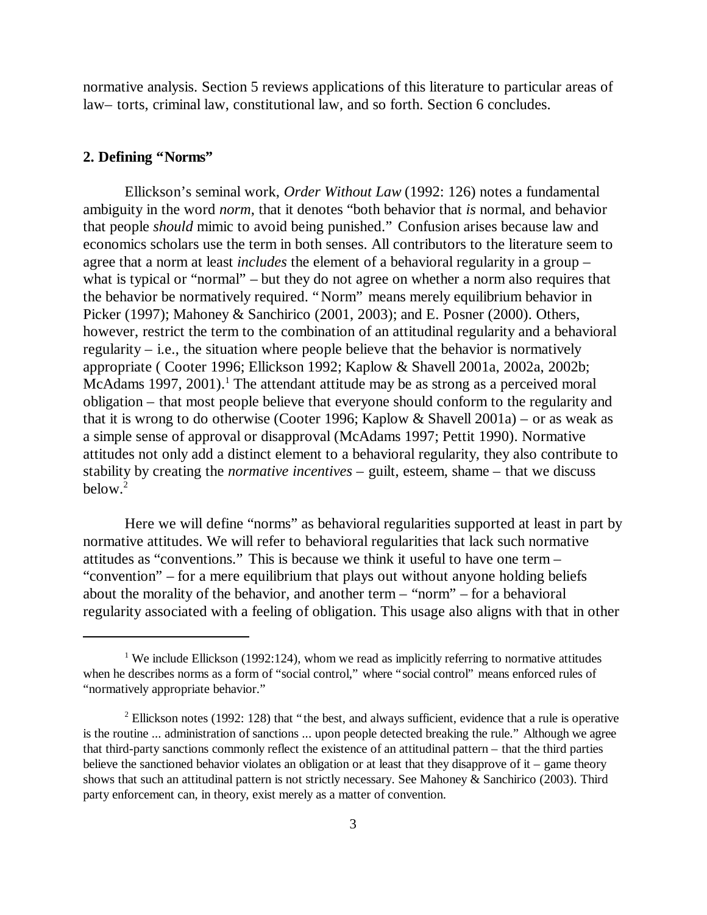normative analysis. Section 5 reviews applications of this literature to particular areas of law– torts, criminal law, constitutional law, and so forth. Section 6 concludes.

## 2. Defining "Norms"

Ellickson's seminal work, *Order Without Law* (1992: 126) notes a fundamental ambiguity in the word *norm*, that it denotes "both behavior that *is* normal, and behavior that people *should* mimic to avoid being punished." Confusion arises because law and economics scholars use the term in both senses. All contributors to the literature seem to agree that a norm at least *includes* the element of a behavioral regularity in a group – what is typical or "normal" – but they do not agree on whether a norm also requires that the behavior be normatively required. "Norm" means merely equilibrium behavior in Picker (1997); Mahoney & Sanchirico (2001, 2003); and E. Posner (2000). Others, however, restrict the term to the combination of an attitudinal regularity and a behavioral regularity – i.e., the situation where people believe that the behavior is normatively appropriate ( Cooter 1996; Ellickson 1992; Kaplow & Shavell 2001a, 2002a, 2002b; McAdams 1997, 2001).[1] The attendant attitude may be as strong as a perceived moral obligation – that most people believe that everyone should conform to the regularity and that it is wrong to do otherwise (Cooter 1996; Kaplow & Shavell 2001a) – or as weak as a simple sense of approval or disapproval (McAdams 1997; Pettit 1990). Normative attitudes not only add a distinct element to a behavioral regularity, they also contribute to stability by creating the *normative incentives* – guilt, esteem, shame – that we discuss below.[2]

Here we will define "norms" as behavioral regularities supported at least in part by normative attitudes. We will refer to behavioral regularities that lack such normative attitudes as "conventions." This is because we think it useful to have one term – "convention" – for a mere equilibrium that plays out without anyone holding beliefs about the morality of the behavior, and another term – "norm" – for a behavioral regularity associated with a feeling of obligation. This usage also aligns with that in other

[1] We include Ellickson (1992:124), whom we read as implicitly referring to normative attitudes when he describes norms as a form of "social control," where "social control" means enforced rules of "normatively appropriate behavior."

[2] Ellickson notes (1992: 128) that "the best, and always sufficient, evidence that a rule is operative is the routine ... administration of sanctions ... upon people detected breaking the rule." Although we agree that third-party sanctions commonly reflect the existence of an attitudinal pattern – that the third parties believe the sanctioned behavior violates an obligation or at least that they disapprove of it – game theory shows that such an attitudinal pattern is not strictly necessary. See Mahoney & Sanchirico (2003). Third party enforcement can, in theory, exist merely as a matter of convention.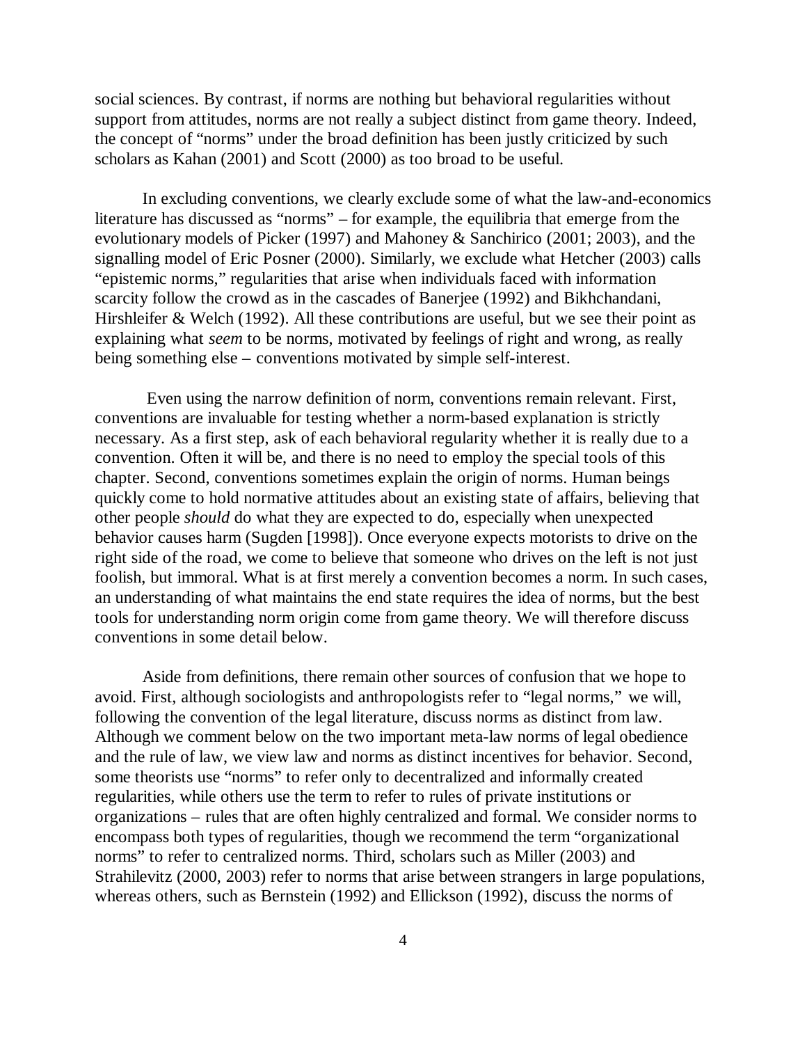social sciences. By contrast, if norms are nothing but behavioral regularities without support from attitudes, norms are not really a subject distinct from game theory. Indeed, the concept of "norms" under the broad definition has been justly criticized by such scholars as Kahan (2001) and Scott (2000) as too broad to be useful.

In excluding conventions, we clearly exclude some of what the law-and-economics literature has discussed as "norms" – for example, the equilibria that emerge from the evolutionary models of Picker (1997) and Mahoney & Sanchirico (2001; 2003), and the signalling model of Eric Posner (2000). Similarly, we exclude what Hetcher (2003) calls "epistemic norms," regularities that arise when individuals faced with information scarcity follow the crowd as in the cascades of Banerjee (1992) and Bikhchandani, Hirshleifer & Welch (1992). All these contributions are useful, but we see their point as explaining what *seem* to be norms, motivated by feelings of right and wrong, as really being something else – conventions motivated by simple self-interest.

Even using the narrow definition of norm, conventions remain relevant. First, conventions are invaluable for testing whether a norm-based explanation is strictly necessary. As a first step, ask of each behavioral regularity whether it is really due to a convention. Often it will be, and there is no need to employ the special tools of this chapter. Second, conventions sometimes explain the origin of norms. Human beings quickly come to hold normative attitudes about an existing state of affairs, believing that other people *should* do what they are expected to do, especially when unexpected behavior causes harm (Sugden [1998]). Once everyone expects motorists to drive on the right side of the road, we come to believe that someone who drives on the left is not just foolish, but immoral. What is at first merely a convention becomes a norm. In such cases, an understanding of what maintains the end state requires the idea of norms, but the best tools for understanding norm origin come from game theory. We will therefore discuss conventions in some detail below.

Aside from definitions, there remain other sources of confusion that we hope to avoid. First, although sociologists and anthropologists refer to "legal norms," we will, following the convention of the legal literature, discuss norms as distinct from law. Although we comment below on the two important meta-law norms of legal obedience and the rule of law, we view law and norms as distinct incentives for behavior. Second, some theorists use "norms" to refer only to decentralized and informally created regularities, while others use the term to refer to rules of private institutions or organizations – rules that are often highly centralized and formal. We consider norms to encompass both types of regularities, though we recommend the term "organizational norms" to refer to centralized norms. Third, scholars such as Miller (2003) and Strahilevitz (2000, 2003) refer to norms that arise between strangers in large populations, whereas others, such as Bernstein (1992) and Ellickson (1992), discuss the norms of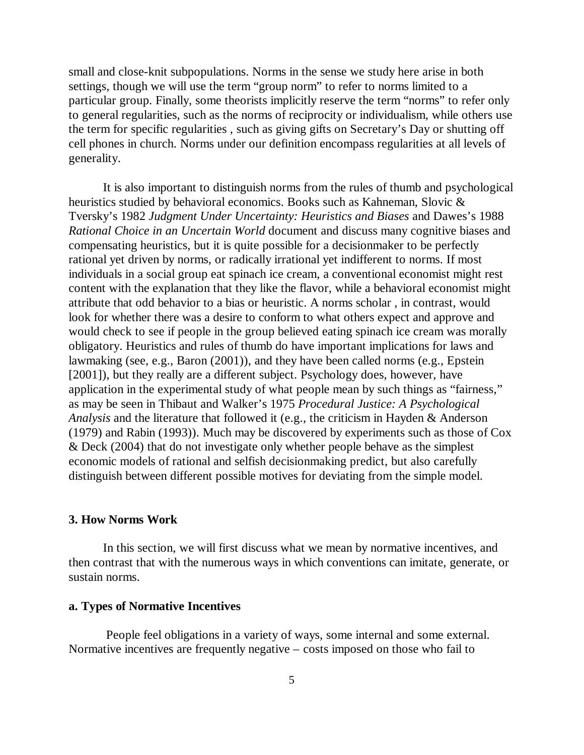small and close-knit subpopulations. Norms in the sense we study here arise in both settings, though we will use the term "group norm" to refer to norms limited to a particular group. Finally, some theorists implicitly reserve the term "norms" to refer only to general regularities, such as the norms of reciprocity or individualism, while others use the term for specific regularities , such as giving gifts on Secretary's Day or shutting off cell phones in church. Norms under our definition encompass regularities at all levels of generality.

It is also important to distinguish norms from the rules of thumb and psychological heuristics studied by behavioral economics. Books such as Kahneman, Slovic & Tversky's 1982 *Judgment Under Uncertainty: Heuristics and Biases* and Dawes's 1988 *Rational Choice in an Uncertain World* document and discuss many cognitive biases and compensating heuristics, but it is quite possible for a decisionmaker to be perfectly rational yet driven by norms, or radically irrational yet indifferent to norms. If most individuals in a social group eat spinach ice cream, a conventional economist might rest content with the explanation that they like the flavor, while a behavioral economist might attribute that odd behavior to a bias or heuristic. A norms scholar , in contrast, would look for whether there was a desire to conform to what others expect and approve and would check to see if people in the group believed eating spinach ice cream was morally obligatory. Heuristics and rules of thumb do have important implications for laws and lawmaking (see, e.g., Baron (2001)), and they have been called norms (e.g., Epstein [2001]), but they really are a different subject. Psychology does, however, have application in the experimental study of what people mean by such things as "fairness," as may be seen in Thibaut and Walker's 1975 *Procedural Justice: A Psychological Analysis* and the literature that followed it (e.g., the criticism in Hayden & Anderson (1979) and Rabin (1993)). Much may be discovered by experiments such as those of Cox & Deck (2004) that do not investigate only whether people behave as the simplest economic models of rational and selfish decisionmaking predict, but also carefully distinguish between different possible motives for deviating from the simple model.

## 3. How Norms Work

In this section, we will first discuss what we mean by normative incentives, and then contrast that with the numerous ways in which conventions can imitate, generate, or sustain norms.

### a. Types of Normative Incentives

People feel obligations in a variety of ways, some internal and some external. Normative incentives are frequently negative – costs imposed on those who fail to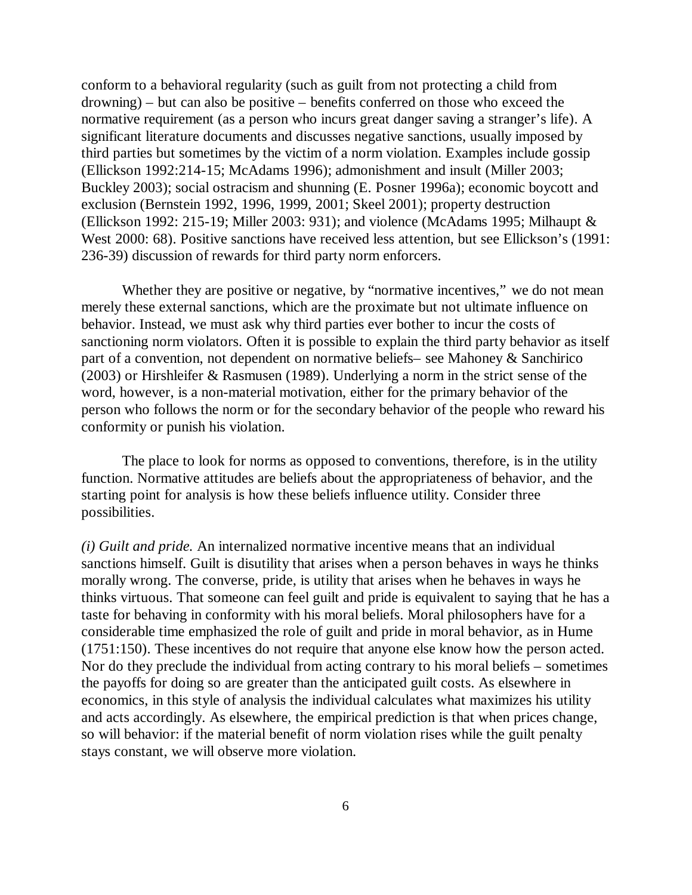conform to a behavioral regularity (such as guilt from not protecting a child from drowning) – but can also be positive – benefits conferred on those who exceed the normative requirement (as a person who incurs great danger saving a stranger's life). A significant literature documents and discusses negative sanctions, usually imposed by third parties but sometimes by the victim of a norm violation. Examples include gossip (Ellickson 1992:214-15; McAdams 1996); admonishment and insult (Miller 2003; Buckley 2003); social ostracism and shunning (E. Posner 1996a); economic boycott and exclusion (Bernstein 1992, 1996, 1999, 2001; Skeel 2001); property destruction (Ellickson 1992: 215-19; Miller 2003: 931); and violence (McAdams 1995; Milhaupt & West 2000: 68). Positive sanctions have received less attention, but see Ellickson's (1991: 236-39) discussion of rewards for third party norm enforcers.

Whether they are positive or negative, by "normative incentives," we do not mean merely these external sanctions, which are the proximate but not ultimate influence on behavior. Instead, we must ask why third parties ever bother to incur the costs of sanctioning norm violators. Often it is possible to explain the third party behavior as itself part of a convention, not dependent on normative beliefs– see Mahoney & Sanchirico (2003) or Hirshleifer & Rasmusen (1989). Underlying a norm in the strict sense of the word, however, is a non-material motivation, either for the primary behavior of the person who follows the norm or for the secondary behavior of the people who reward his conformity or punish his violation.

The place to look for norms as opposed to conventions, therefore, is in the utility function. Normative attitudes are beliefs about the appropriateness of behavior, and the starting point for analysis is how these beliefs influence utility. Consider three possibilities.

*(i) Guilt and pride.* An internalized normative incentive means that an individual sanctions himself. Guilt is disutility that arises when a person behaves in ways he thinks morally wrong. The converse, pride, is utility that arises when he behaves in ways he thinks virtuous. That someone can feel guilt and pride is equivalent to saying that he has a taste for behaving in conformity with his moral beliefs. Moral philosophers have for a considerable time emphasized the role of guilt and pride in moral behavior, as in Hume (1751:150). These incentives do not require that anyone else know how the person acted. Nor do they preclude the individual from acting contrary to his moral beliefs – sometimes the payoffs for doing so are greater than the anticipated guilt costs. As elsewhere in economics, in this style of analysis the individual calculates what maximizes his utility and acts accordingly. As elsewhere, the empirical prediction is that when prices change, so will behavior: if the material benefit of norm violation rises while the guilt penalty stays constant, we will observe more violation.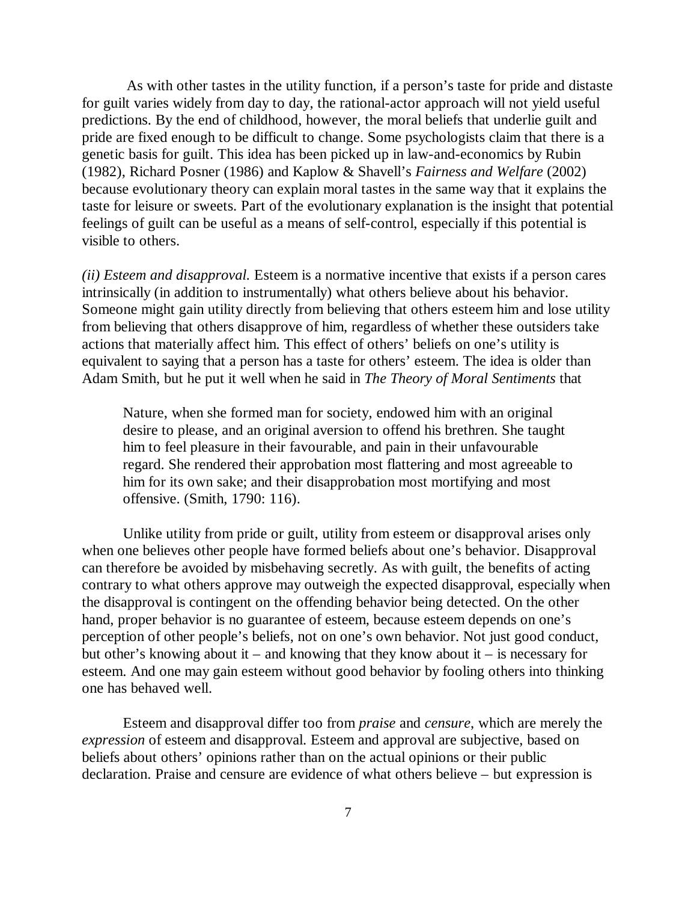As with other tastes in the utility function, if a person's taste for pride and distaste for guilt varies widely from day to day, the rational-actor approach will not yield useful predictions. By the end of childhood, however, the moral beliefs that underlie guilt and pride are fixed enough to be difficult to change. Some psychologists claim that there is a genetic basis for guilt. This idea has been picked up in law-and-economics by Rubin (1982), Richard Posner (1986) and Kaplow & Shavell's *Fairness and Welfare* (2002) because evolutionary theory can explain moral tastes in the same way that it explains the taste for leisure or sweets. Part of the evolutionary explanation is the insight that potential feelings of guilt can be useful as a means of self-control, especially if this potential is visible to others.

*(ii) Esteem and disapproval.* Esteem is a normative incentive that exists if a person cares intrinsically (in addition to instrumentally) what others believe about his behavior. Someone might gain utility directly from believing that others esteem him and lose utility from believing that others disapprove of him, regardless of whether these outsiders take actions that materially affect him. This effect of others' beliefs on one's utility is equivalent to saying that a person has a taste for others' esteem. The idea is older than Adam Smith, but he put it well when he said in *The Theory of Moral Sentiments* that

> Nature, when she formed man for society, endowed him with an original desire to please, and an original aversion to offend his brethren. She taught him to feel pleasure in their favourable, and pain in their unfavourable regard. She rendered their approbation most flattering and most agreeable to him for its own sake; and their disapprobation most mortifying and most offensive. (Smith, 1790: 116).

Unlike utility from pride or guilt, utility from esteem or disapproval arises only when one believes other people have formed beliefs about one's behavior. Disapproval can therefore be avoided by misbehaving secretly. As with guilt, the benefits of acting contrary to what others approve may outweigh the expected disapproval, especially when the disapproval is contingent on the offending behavior being detected. On the other hand, proper behavior is no guarantee of esteem, because esteem depends on one's perception of other people's beliefs, not on one's own behavior. Not just good conduct, but other's knowing about it – and knowing that they know about it – is necessary for esteem. And one may gain esteem without good behavior by fooling others into thinking one has behaved well.

Esteem and disapproval differ too from *praise* and *censure*, which are merely the *expression* of esteem and disapproval. Esteem and approval are subjective, based on beliefs about others' opinions rather than on the actual opinions or their public declaration. Praise and censure are evidence of what others believe – but expression is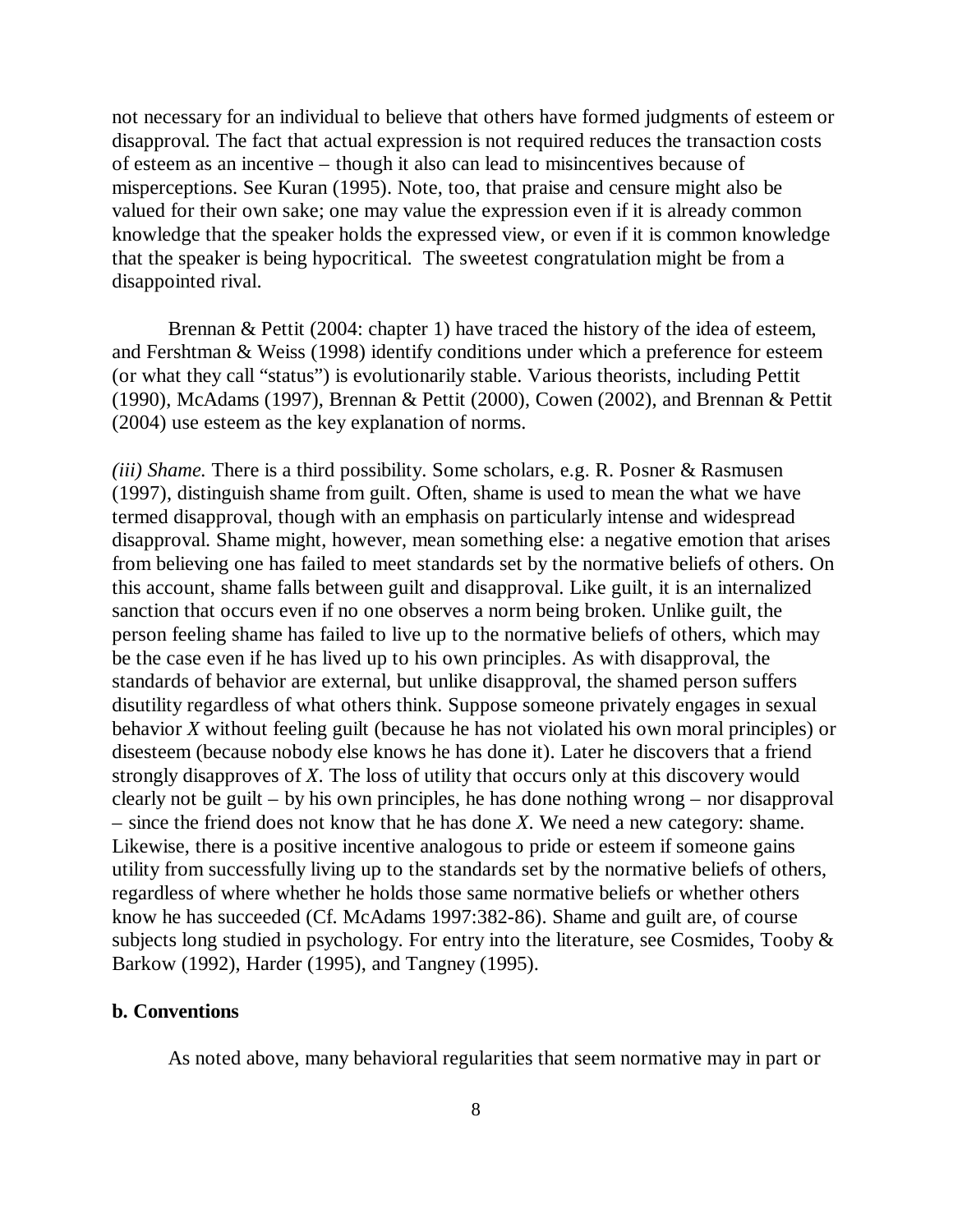not necessary for an individual to believe that others have formed judgments of esteem or disapproval. The fact that actual expression is not required reduces the transaction costs of esteem as an incentive – though it also can lead to misincentives because of misperceptions. See Kuran (1995). Note, too, that praise and censure might also be valued for their own sake; one may value the expression even if it is already common knowledge that the speaker holds the expressed view, or even if it is common knowledge that the speaker is being hypocritical. The sweetest congratulation might be from a disappointed rival.

Brennan & Pettit (2004: chapter 1) have traced the history of the idea of esteem, and Fershtman & Weiss (1998) identify conditions under which a preference for esteem (or what they call "status") is evolutionarily stable. Various theorists, including Pettit (1990), McAdams (1997), Brennan & Pettit (2000), Cowen (2002), and Brennan & Pettit (2004) use esteem as the key explanation of norms.

*(iii) Shame.* There is a third possibility. Some scholars, e.g. R. Posner & Rasmusen (1997), distinguish shame from guilt. Often, shame is used to mean the what we have termed disapproval, though with an emphasis on particularly intense and widespread disapproval. Shame might, however, mean something else: a negative emotion that arises from believing one has failed to meet standards set by the normative beliefs of others. On this account, shame falls between guilt and disapproval. Like guilt, it is an internalized sanction that occurs even if no one observes a norm being broken. Unlike guilt, the person feeling shame has failed to live up to the normative beliefs of others, which may be the case even if he has lived up to his own principles. As with disapproval, the standards of behavior are external, but unlike disapproval, the shamed person suffers disutility regardless of what others think. Suppose someone privately engages in sexual behavior *X* without feeling guilt (because he has not violated his own moral principles) or disesteem (because nobody else knows he has done it). Later he discovers that a friend strongly disapproves of *X*. The loss of utility that occurs only at this discovery would clearly not be guilt – by his own principles, he has done nothing wrong – nor disapproval – since the friend does not know that he has done *X*. We need a new category: shame. Likewise, there is a positive incentive analogous to pride or esteem if someone gains utility from successfully living up to the standards set by the normative beliefs of others, regardless of where whether he holds those same normative beliefs or whether others know he has succeeded (Cf. McAdams 1997:382-86). Shame and guilt are, of course subjects long studied in psychology. For entry into the literature, see Cosmides, Tooby & Barkow (1992), Harder (1995), and Tangney (1995).

## b. Conventions

As noted above, many behavioral regularities that seem normative may in part or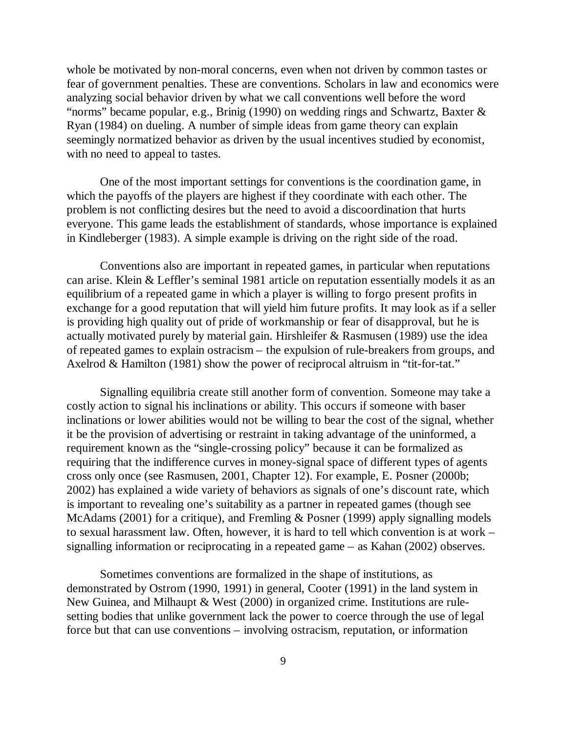whole be motivated by non-moral concerns, even when not driven by common tastes or fear of government penalties. These are conventions. Scholars in law and economics were analyzing social behavior driven by what we call conventions well before the word "norms" became popular, e.g., Brinig (1990) on wedding rings and Schwartz, Baxter & Ryan (1984) on dueling. A number of simple ideas from game theory can explain seemingly normatized behavior as driven by the usual incentives studied by economist, with no need to appeal to tastes.

One of the most important settings for conventions is the coordination game, in which the payoffs of the players are highest if they coordinate with each other. The problem is not conflicting desires but the need to avoid a discoordination that hurts everyone. This game leads the establishment of standards, whose importance is explained in Kindleberger (1983). A simple example is driving on the right side of the road.

Conventions also are important in repeated games, in particular when reputations can arise. Klein & Leffler's seminal 1981 article on reputation essentially models it as an equilibrium of a repeated game in which a player is willing to forgo present profits in exchange for a good reputation that will yield him future profits. It may look as if a seller is providing high quality out of pride of workmanship or fear of disapproval, but he is actually motivated purely by material gain. Hirshleifer & Rasmusen (1989) use the idea of repeated games to explain ostracism – the expulsion of rule-breakers from groups, and Axelrod & Hamilton (1981) show the power of reciprocal altruism in "tit-for-tat."

Signalling equilibria create still another form of convention. Someone may take a costly action to signal his inclinations or ability. This occurs if someone with baser inclinations or lower abilities would not be willing to bear the cost of the signal, whether it be the provision of advertising or restraint in taking advantage of the uninformed, a requirement known as the "single-crossing policy" because it can be formalized as requiring that the indifference curves in money-signal space of different types of agents cross only once (see Rasmusen, 2001, Chapter 12). For example, E. Posner (2000b; 2002) has explained a wide variety of behaviors as signals of one's discount rate, which is important to revealing one's suitability as a partner in repeated games (though see McAdams (2001) for a critique), and Fremling & Posner (1999) apply signalling models to sexual harassment law. Often, however, it is hard to tell which convention is at work – signalling information or reciprocating in a repeated game – as Kahan (2002) observes.

Sometimes conventions are formalized in the shape of institutions, as demonstrated by Ostrom (1990, 1991) in general, Cooter (1991) in the land system in New Guinea, and Milhaupt & West (2000) in organized crime. Institutions are rule-setting bodies that unlike government lack the power to coerce through the use of legal force but that can use conventions – involving ostracism, reputation, or information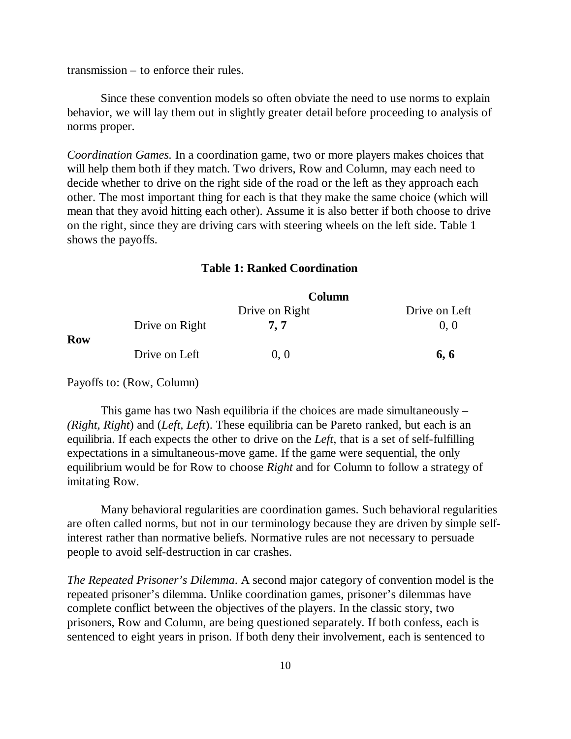transmission – to enforce their rules.

Since these convention models so often obviate the need to use norms to explain behavior, we will lay them out in slightly greater detail before proceeding to analysis of norms proper.

*Coordination Games.* In a coordination game, two or more players makes choices that will help them both if they match. Two drivers, Row and Column, may each need to decide whether to drive on the right side of the road or the left as they approach each other. The most important thing for each is that they make the same choice (which will mean that they avoid hitting each other). Assume it is also better if both choose to drive on the right, since they are driving cars with steering wheels on the left side. Table 1 shows the payoffs.

**Table 1: Ranked Coordination**

| | | **Column** | |
|---|---|---|---|
| | | Drive on Right | Drive on Left |
| **Row** | Drive on Right | **7, 7** | 0, 0 |
| | Drive on Left | 0, 0 | **6, 6** |

Payoffs to: (Row, Column)

This game has two Nash equilibria if the choices are made simultaneously – (*Right, Right*) and (*Left, Left*). These equilibria can be Pareto ranked, but each is an equilibria. If each expects the other to drive on the *Left*, that is a set of self-fulfilling expectations in a simultaneous-move game. If the game were sequential, the only equilibrium would be for Row to choose *Right* and for Column to follow a strategy of imitating Row.

Many behavioral regularities are coordination games. Such behavioral regularities are often called norms, but not in our terminology because they are driven by simple self-interest rather than normative beliefs. Normative rules are not necessary to persuade people to avoid self-destruction in car crashes.

*The Repeated Prisoner's Dilemma.* A second major category of convention model is the repeated prisoner's dilemma. Unlike coordination games, prisoner's dilemmas have complete conflict between the objectives of the players. In the classic story, two prisoners, Row and Column, are being questioned separately. If both confess, each is sentenced to eight years in prison. If both deny their involvement, each is sentenced to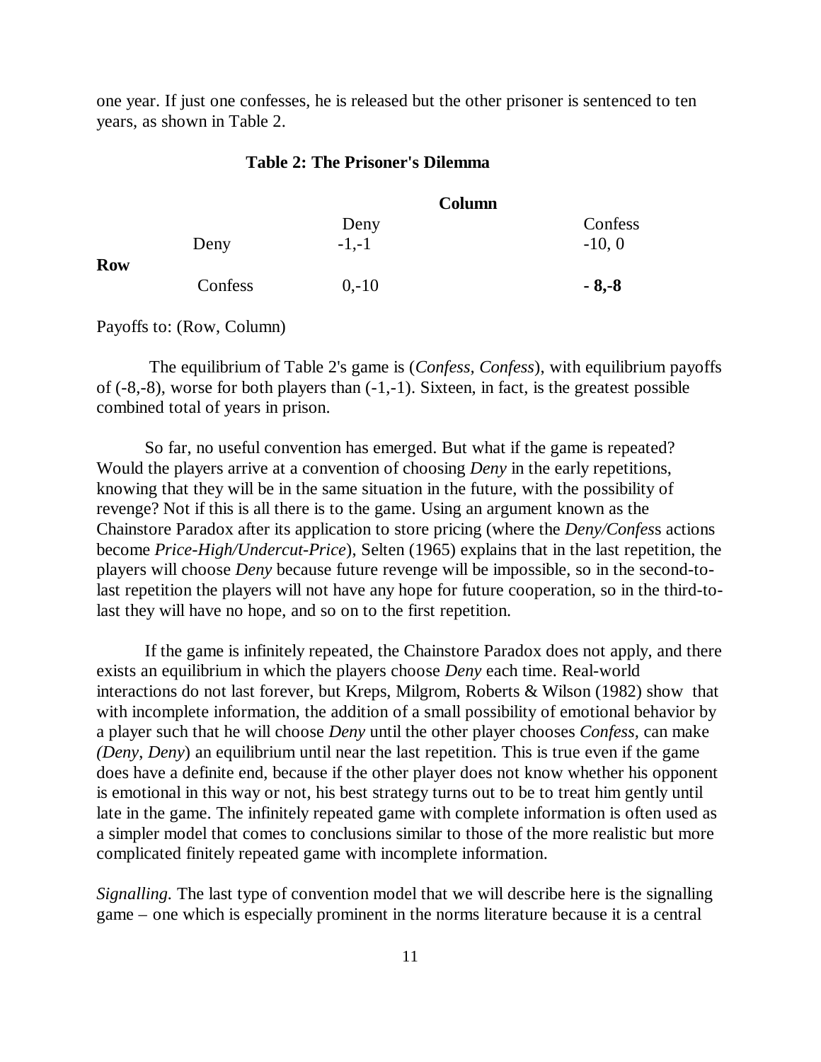one year. If just one confesses, he is released but the other prisoner is sentenced to ten years, as shown in Table 2.

**Table 2: The Prisoner's Dilemma**

| | | **Column** | |
|---|---|---|---|
| | | Deny | Confess |
| **Row** | Deny | -1,-1 | -10, 0 |
| | Confess | 0,-10 | **- 8,-8** |

Payoffs to: (Row, Column)

The equilibrium of Table 2's game is (*Confess, Confess*), with equilibrium payoffs of (-8,-8), worse for both players than (-1,-1). Sixteen, in fact, is the greatest possible combined total of years in prison.

So far, no useful convention has emerged. But what if the game is repeated? Would the players arrive at a convention of choosing *Deny* in the early repetitions, knowing that they will be in the same situation in the future, with the possibility of revenge? Not if this is all there is to the game. Using an argument known as the Chainstore Paradox after its application to store pricing (where the *Deny/Confess* actions become *Price-High/Undercut-Price*), Selten (1965) explains that in the last repetition, the players will choose *Deny* because future revenge will be impossible, so in the second-to-last repetition the players will not have any hope for future cooperation, so in the third-to-last they will have no hope, and so on to the first repetition.

If the game is infinitely repeated, the Chainstore Paradox does not apply, and there exists an equilibrium in which the players choose *Deny* each time. Real-world interactions do not last forever, but Kreps, Milgrom, Roberts & Wilson (1982) show that with incomplete information, the addition of a small possibility of emotional behavior by a player such that he will choose *Deny* until the other player chooses *Confess*, can make *(Deny*, *Deny*) an equilibrium until near the last repetition. This is true even if the game does have a definite end, because if the other player does not know whether his opponent is emotional in this way or not, his best strategy turns out to be to treat him gently until late in the game. The infinitely repeated game with complete information is often used as a simpler model that comes to conclusions similar to those of the more realistic but more complicated finitely repeated game with incomplete information.

*Signalling.* The last type of convention model that we will describe here is the signalling game – one which is especially prominent in the norms literature because it is a central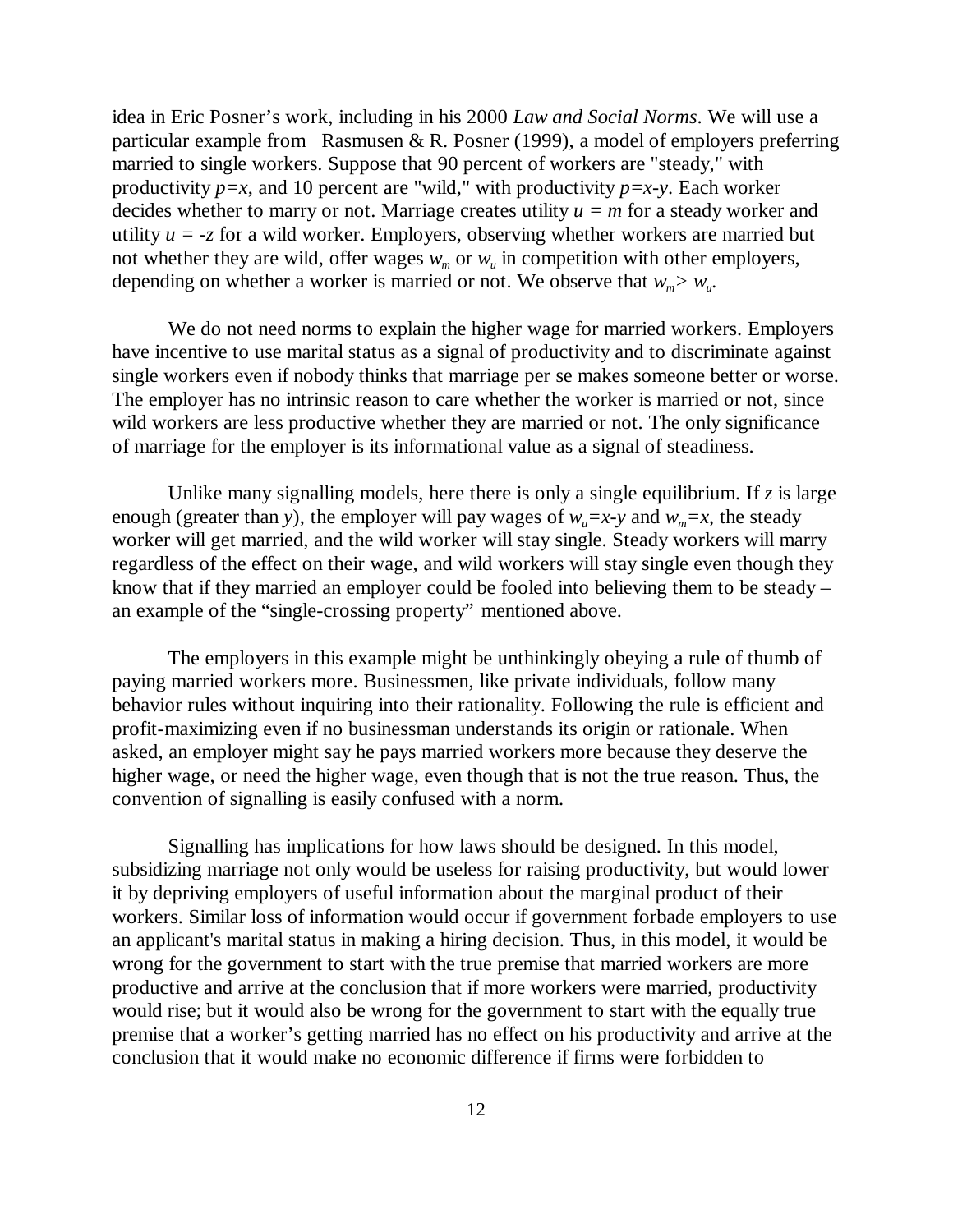idea in Eric Posner's work, including in his 2000 *Law and Social Norms*. We will use a particular example from Rasmusen & R. Posner (1999), a model of employers preferring married to single workers. Suppose that 90 percent of workers are "steady," with productivity $p=x$, and 10 percent are "wild," with productivity $p=x-y$. Each worker decides whether to marry or not. Marriage creates utility $u = m$ for a steady worker and utility $u = -z$ for a wild worker. Employers, observing whether workers are married but not whether they are wild, offer wages $w_m$ or $w_u$ in competition with other employers, depending on whether a worker is married or not. We observe that $w_m > w_u$.

We do not need norms to explain the higher wage for married workers. Employers have incentive to use marital status as a signal of productivity and to discriminate against single workers even if nobody thinks that marriage per se makes someone better or worse. The employer has no intrinsic reason to care whether the worker is married or not, since wild workers are less productive whether they are married or not. The only significance of marriage for the employer is its informational value as a signal of steadiness.

Unlike many signalling models, here there is only a single equilibrium. If $z$ is large enough (greater than $y$), the employer will pay wages of $w_u=x-y$ and $w_m=x$, the steady worker will get married, and the wild worker will stay single. Steady workers will marry regardless of the effect on their wage, and wild workers will stay single even though they know that if they married an employer could be fooled into believing them to be steady – an example of the "single-crossing property" mentioned above.

The employers in this example might be unthinkingly obeying a rule of thumb of paying married workers more. Businessmen, like private individuals, follow many behavior rules without inquiring into their rationality. Following the rule is efficient and profit-maximizing even if no businessman understands its origin or rationale. When asked, an employer might say he pays married workers more because they deserve the higher wage, or need the higher wage, even though that is not the true reason. Thus, the convention of signalling is easily confused with a norm.

Signalling has implications for how laws should be designed. In this model, subsidizing marriage not only would be useless for raising productivity, but would lower it by depriving employers of useful information about the marginal product of their workers. Similar loss of information would occur if government forbade employers to use an applicant's marital status in making a hiring decision. Thus, in this model, it would be wrong for the government to start with the true premise that married workers are more productive and arrive at the conclusion that if more workers were married, productivity would rise; but it would also be wrong for the government to start with the equally true premise that a worker's getting married has no effect on his productivity and arrive at the conclusion that it would make no economic difference if firms were forbidden to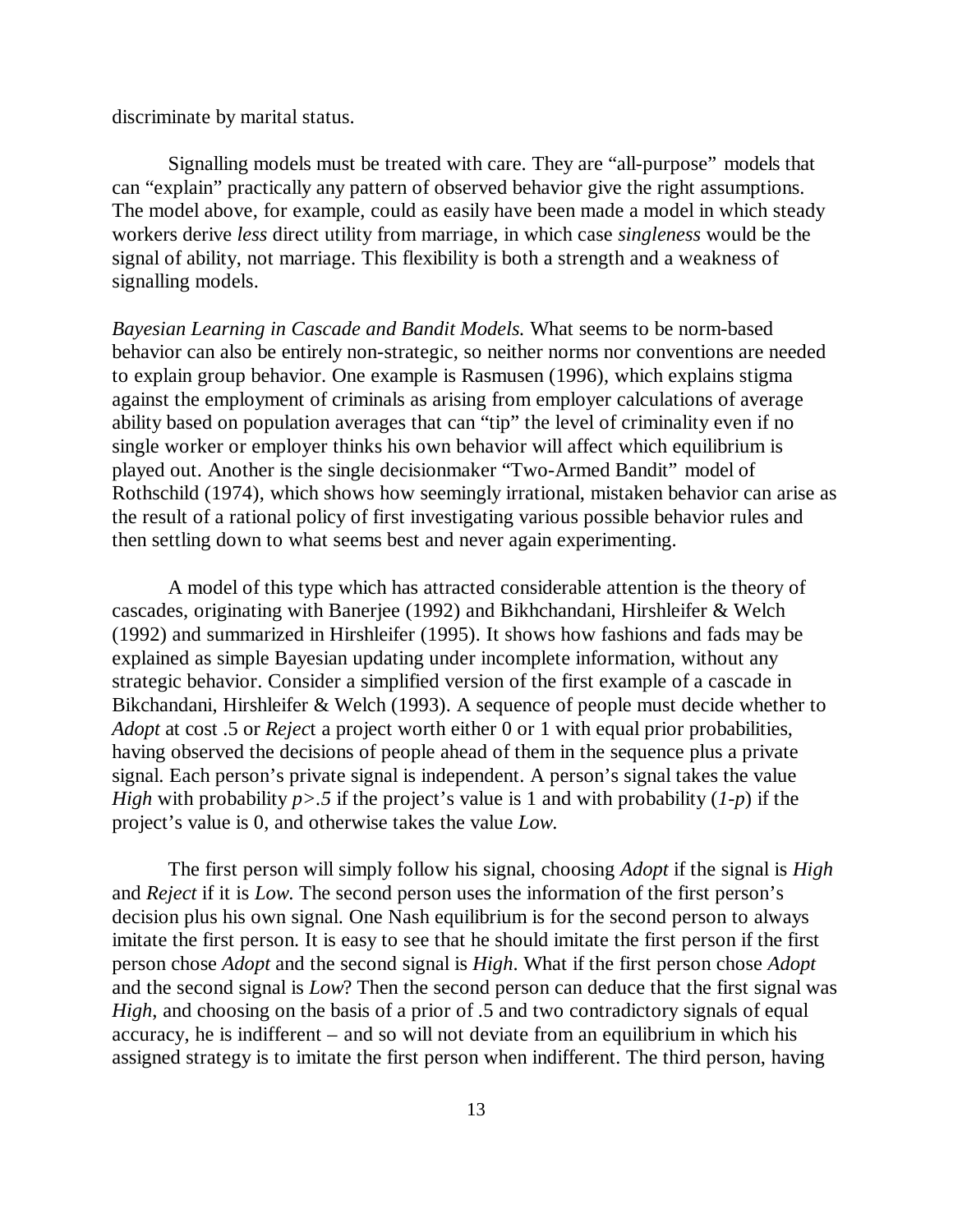discriminate by marital status.

Signalling models must be treated with care. They are "all-purpose" models that can "explain" practically any pattern of observed behavior give the right assumptions. The model above, for example, could as easily have been made a model in which steady workers derive *less* direct utility from marriage, in which case *singleness* would be the signal of ability, not marriage. This flexibility is both a strength and a weakness of signalling models.

*Bayesian Learning in Cascade and Bandit Models.* What seems to be norm-based behavior can also be entirely non-strategic, so neither norms nor conventions are needed to explain group behavior. One example is Rasmusen (1996), which explains stigma against the employment of criminals as arising from employer calculations of average ability based on population averages that can "tip" the level of criminality even if no single worker or employer thinks his own behavior will affect which equilibrium is played out. Another is the single decisionmaker "Two-Armed Bandit" model of Rothschild (1974), which shows how seemingly irrational, mistaken behavior can arise as the result of a rational policy of first investigating various possible behavior rules and then settling down to what seems best and never again experimenting.

A model of this type which has attracted considerable attention is the theory of cascades, originating with Banerjee (1992) and Bikhchandani, Hirshleifer & Welch (1992) and summarized in Hirshleifer (1995). It shows how fashions and fads may be explained as simple Bayesian updating under incomplete information, without any strategic behavior. Consider a simplified version of the first example of a cascade in Bikchandani, Hirshleifer & Welch (1993). A sequence of people must decide whether to *Adopt* at cost .5 or *Reject* a project worth either 0 or 1 with equal prior probabilities, having observed the decisions of people ahead of them in the sequence plus a private signal. Each person's private signal is independent. A person's signal takes the value *High* with probability $p > .5$ if the project's value is 1 and with probability $(1-p)$ if the project's value is 0, and otherwise takes the value *Low*.

The first person will simply follow his signal, choosing *Adopt* if the signal is *High* and *Reject* if it is *Low*. The second person uses the information of the first person's decision plus his own signal. One Nash equilibrium is for the second person to always imitate the first person. It is easy to see that he should imitate the first person if the first person chose *Adopt* and the second signal is *High*. What if the first person chose *Adopt* and the second signal is *Low*? Then the second person can deduce that the first signal was *High*, and choosing on the basis of a prior of .5 and two contradictory signals of equal accuracy, he is indifferent – and so will not deviate from an equilibrium in which his assigned strategy is to imitate the first person when indifferent. The third person, having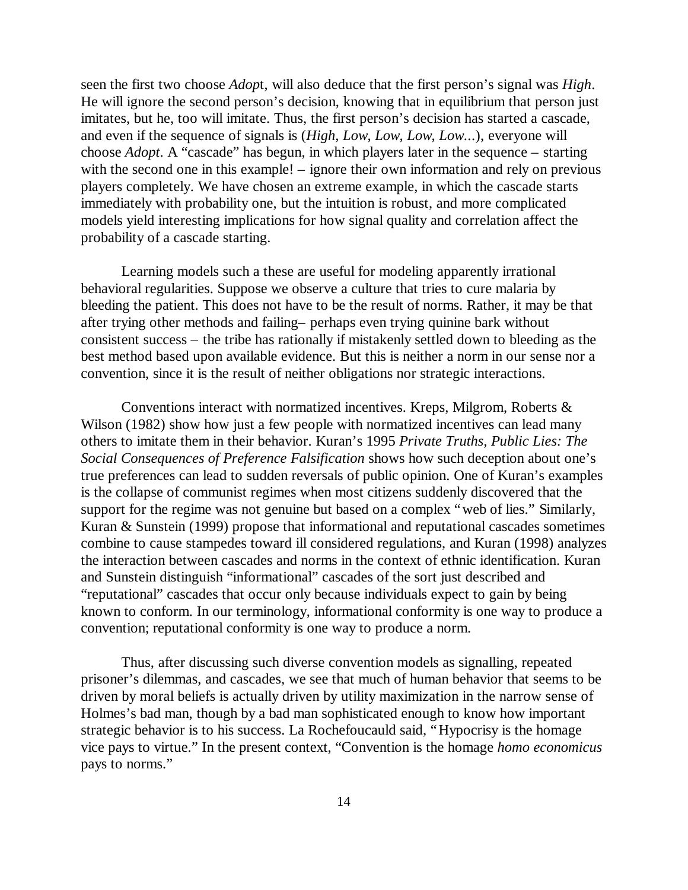seen the first two choose *Adopt*, will also deduce that the first person's signal was *High*. He will ignore the second person's decision, knowing that in equilibrium that person just imitates, but he, too will imitate. Thus, the first person's decision has started a cascade, and even if the sequence of signals is (*High, Low, Low, Low, Low...*), everyone will choose *Adopt*. A "cascade" has begun, in which players later in the sequence – starting with the second one in this example! – ignore their own information and rely on previous players completely. We have chosen an extreme example, in which the cascade starts immediately with probability one, but the intuition is robust, and more complicated models yield interesting implications for how signal quality and correlation affect the probability of a cascade starting.

Learning models such a these are useful for modeling apparently irrational behavioral regularities. Suppose we observe a culture that tries to cure malaria by bleeding the patient. This does not have to be the result of norms. Rather, it may be that after trying other methods and failing– perhaps even trying quinine bark without consistent success – the tribe has rationally if mistakenly settled down to bleeding as the best method based upon available evidence. But this is neither a norm in our sense nor a convention, since it is the result of neither obligations nor strategic interactions.

Conventions interact with normatized incentives. Kreps, Milgrom, Roberts & Wilson (1982) show how just a few people with normatized incentives can lead many others to imitate them in their behavior. Kuran's 1995 *Private Truths, Public Lies: The Social Consequences of Preference Falsification* shows how such deception about one's true preferences can lead to sudden reversals of public opinion. One of Kuran's examples is the collapse of communist regimes when most citizens suddenly discovered that the support for the regime was not genuine but based on a complex "web of lies." Similarly, Kuran & Sunstein (1999) propose that informational and reputational cascades sometimes combine to cause stampedes toward ill considered regulations, and Kuran (1998) analyzes the interaction between cascades and norms in the context of ethnic identification. Kuran and Sunstein distinguish "informational" cascades of the sort just described and "reputational" cascades that occur only because individuals expect to gain by being known to conform. In our terminology, informational conformity is one way to produce a convention; reputational conformity is one way to produce a norm.

Thus, after discussing such diverse convention models as signalling, repeated prisoner's dilemmas, and cascades, we see that much of human behavior that seems to be driven by moral beliefs is actually driven by utility maximization in the narrow sense of Holmes's bad man, though by a bad man sophisticated enough to know how important strategic behavior is to his success. La Rochefoucauld said, "Hypocrisy is the homage vice pays to virtue." In the present context, "Convention is the homage *homo economicus* pays to norms."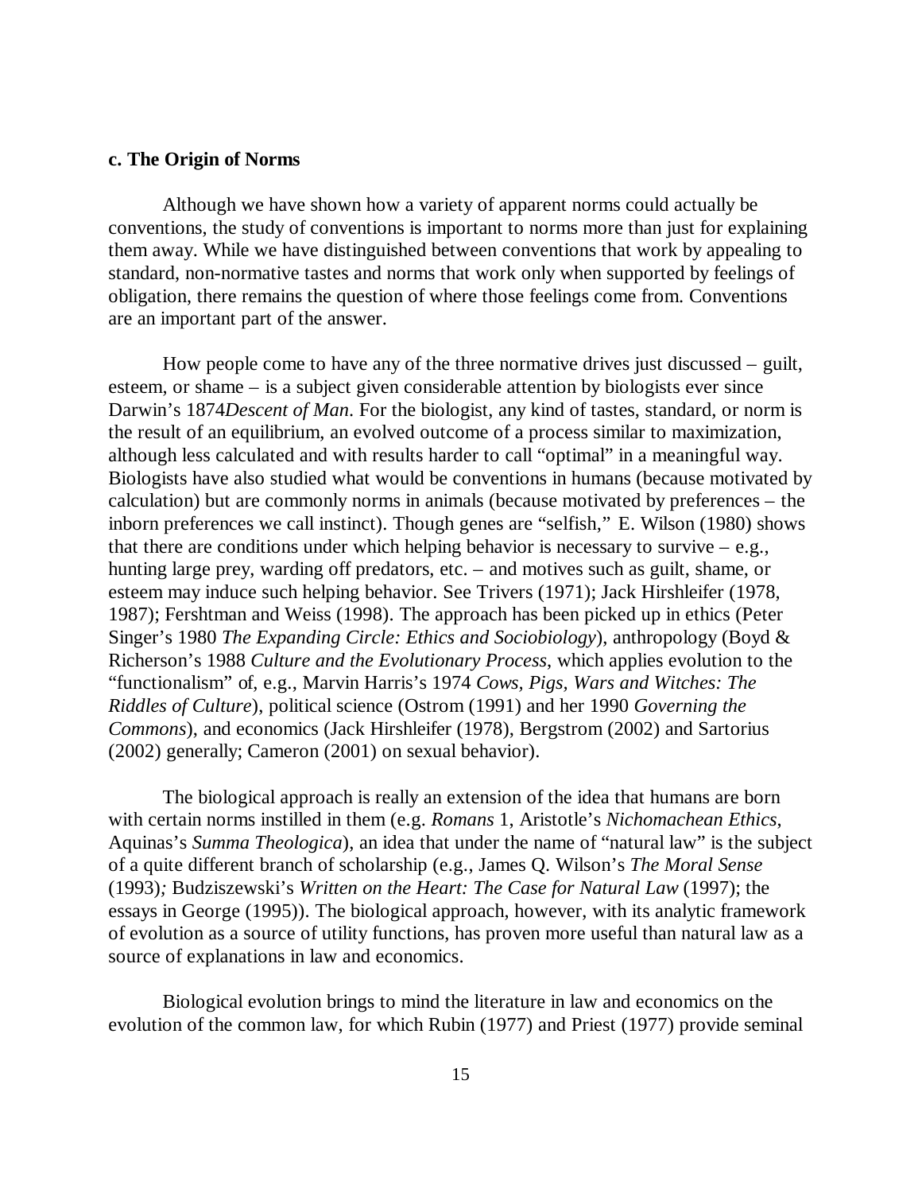**c. The Origin of Norms**

Although we have shown how a variety of apparent norms could actually be conventions, the study of conventions is important to norms more than just for explaining them away. While we have distinguished between conventions that work by appealing to standard, non-normative tastes and norms that work only when supported by feelings of obligation, there remains the question of where those feelings come from. Conventions are an important part of the answer.

How people come to have any of the three normative drives just discussed – guilt, esteem, or shame – is a subject given considerable attention by biologists ever since Darwin's 1874*Descent of Man*. For the biologist, any kind of tastes, standard, or norm is the result of an equilibrium, an evolved outcome of a process similar to maximization, although less calculated and with results harder to call "optimal" in a meaningful way. Biologists have also studied what would be conventions in humans (because motivated by calculation) but are commonly norms in animals (because motivated by preferences – the inborn preferences we call instinct). Though genes are "selfish," E. Wilson (1980) shows that there are conditions under which helping behavior is necessary to survive – e.g., hunting large prey, warding off predators, etc. – and motives such as guilt, shame, or esteem may induce such helping behavior. See Trivers (1971); Jack Hirshleifer (1978, 1987); Fershtman and Weiss (1998). The approach has been picked up in ethics (Peter Singer's 1980 *The Expanding Circle: Ethics and Sociobiology*), anthropology (Boyd & Richerson's 1988 *Culture and the Evolutionary Process*, which applies evolution to the "functionalism" of, e.g., Marvin Harris's 1974 *Cows, Pigs, Wars and Witches: The Riddles of Culture*), political science (Ostrom (1991) and her 1990 *Governing the Commons*), and economics (Jack Hirshleifer (1978), Bergstrom (2002) and Sartorius (2002) generally; Cameron (2001) on sexual behavior).

The biological approach is really an extension of the idea that humans are born with certain norms instilled in them (e.g. *Romans* 1, Aristotle's *Nichomachean Ethics*, Aquinas's *Summa Theologica*), an idea that under the name of "natural law" is the subject of a quite different branch of scholarship (e.g., James Q. Wilson's *The Moral Sense* (1993)*;* Budziszewski's *Written on the Heart: The Case for Natural Law* (1997); the essays in George (1995)). The biological approach, however, with its analytic framework of evolution as a source of utility functions, has proven more useful than natural law as a source of explanations in law and economics.

Biological evolution brings to mind the literature in law and economics on the evolution of the common law, for which Rubin (1977) and Priest (1977) provide seminal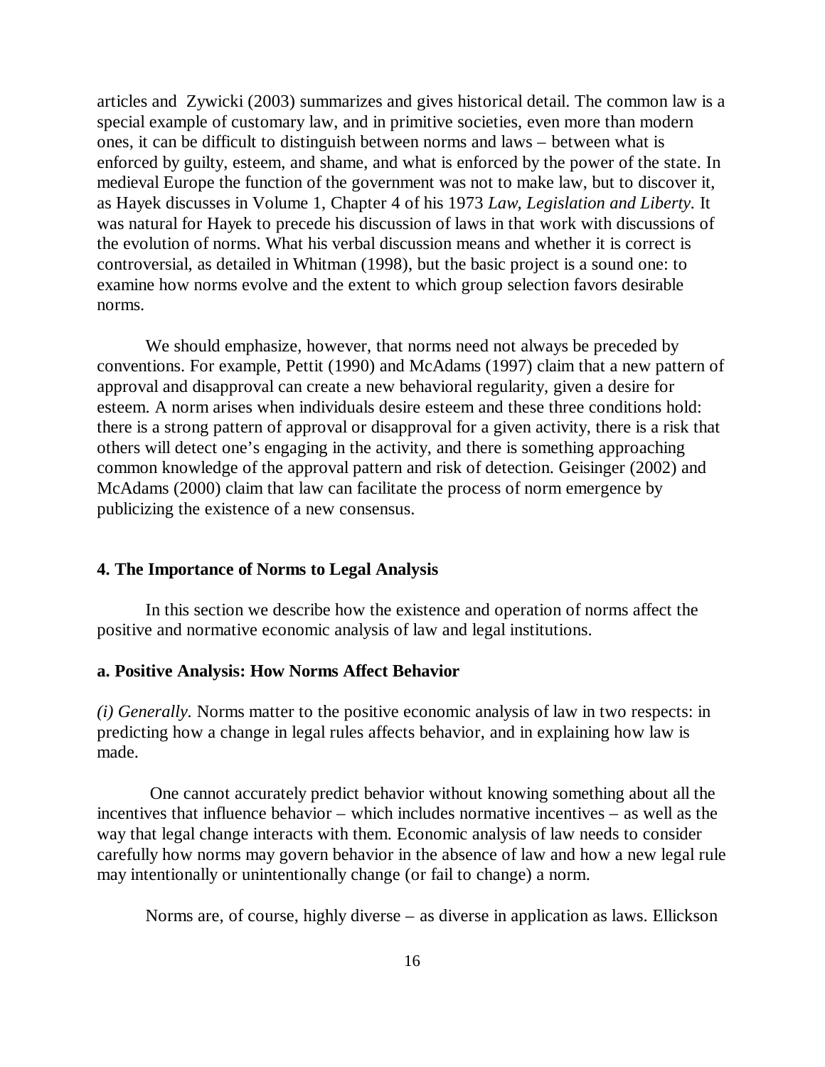articles and Zywicki (2003) summarizes and gives historical detail. The common law is a special example of customary law, and in primitive societies, even more than modern ones, it can be difficult to distinguish between norms and laws – between what is enforced by guilty, esteem, and shame, and what is enforced by the power of the state. In medieval Europe the function of the government was not to make law, but to discover it, as Hayek discusses in Volume 1, Chapter 4 of his 1973 *Law, Legislation and Liberty*. It was natural for Hayek to precede his discussion of laws in that work with discussions of the evolution of norms. What his verbal discussion means and whether it is correct is controversial, as detailed in Whitman (1998), but the basic project is a sound one: to examine how norms evolve and the extent to which group selection favors desirable norms.

We should emphasize, however, that norms need not always be preceded by conventions. For example, Pettit (1990) and McAdams (1997) claim that a new pattern of approval and disapproval can create a new behavioral regularity, given a desire for esteem. A norm arises when individuals desire esteem and these three conditions hold: there is a strong pattern of approval or disapproval for a given activity, there is a risk that others will detect one's engaging in the activity, and there is something approaching common knowledge of the approval pattern and risk of detection. Geisinger (2002) and McAdams (2000) claim that law can facilitate the process of norm emergence by publicizing the existence of a new consensus.

## 4. The Importance of Norms to Legal Analysis

In this section we describe how the existence and operation of norms affect the positive and normative economic analysis of law and legal institutions.

### a. Positive Analysis: How Norms Affect Behavior

*(i) Generally.* Norms matter to the positive economic analysis of law in two respects: in predicting how a change in legal rules affects behavior, and in explaining how law is made.

One cannot accurately predict behavior without knowing something about all the incentives that influence behavior – which includes normative incentives – as well as the way that legal change interacts with them. Economic analysis of law needs to consider carefully how norms may govern behavior in the absence of law and how a new legal rule may intentionally or unintentionally change (or fail to change) a norm.

Norms are, of course, highly diverse – as diverse in application as laws. Ellickson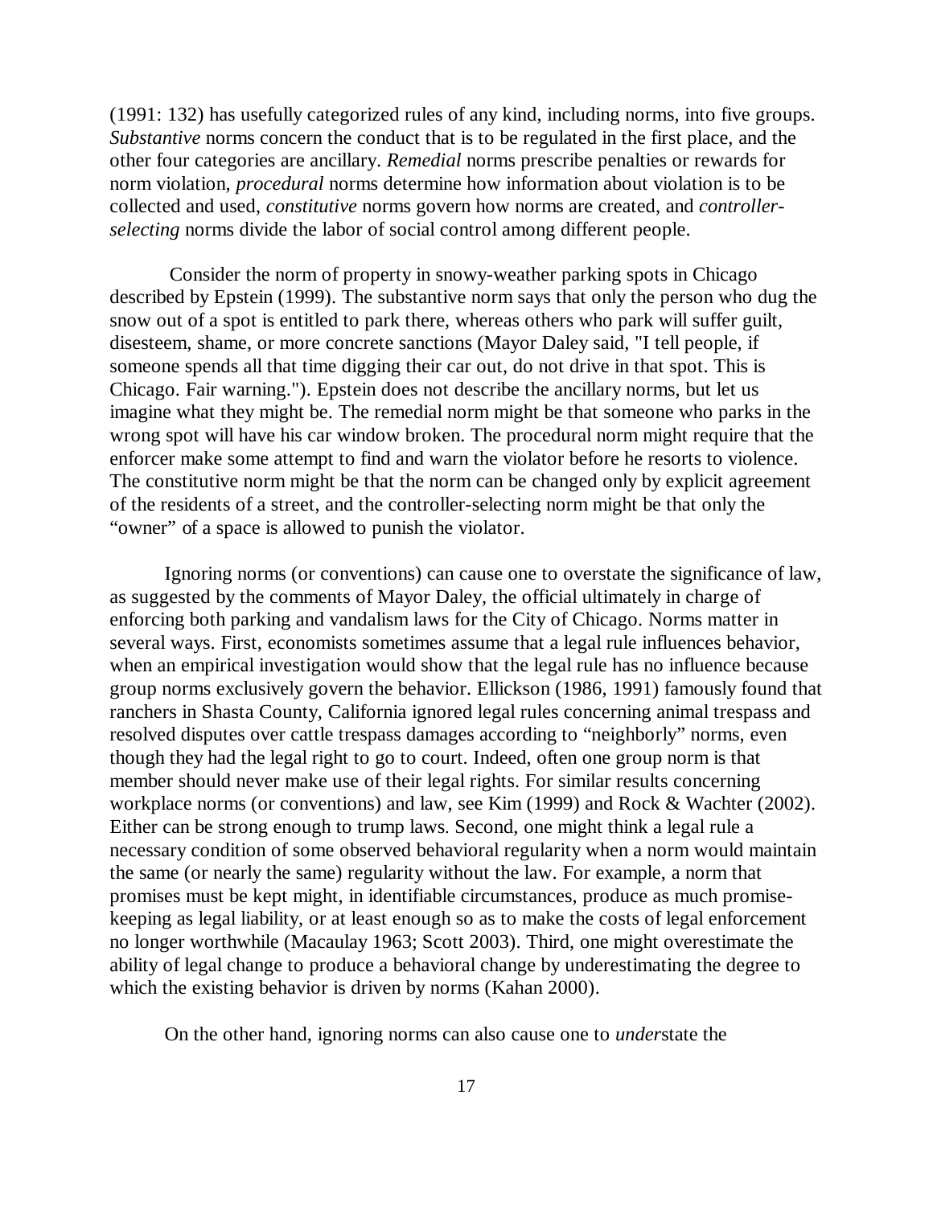(1991: 132) has usefully categorized rules of any kind, including norms, into five groups. *Substantive* norms concern the conduct that is to be regulated in the first place, and the other four categories are ancillary. *Remedial* norms prescribe penalties or rewards for norm violation, *procedural* norms determine how information about violation is to be collected and used, *constitutive* norms govern how norms are created, and *controller-selecting* norms divide the labor of social control among different people.

Consider the norm of property in snowy-weather parking spots in Chicago described by Epstein (1999). The substantive norm says that only the person who dug the snow out of a spot is entitled to park there, whereas others who park will suffer guilt, disesteem, shame, or more concrete sanctions (Mayor Daley said, "I tell people, if someone spends all that time digging their car out, do not drive in that spot. This is Chicago. Fair warning."). Epstein does not describe the ancillary norms, but let us imagine what they might be. The remedial norm might be that someone who parks in the wrong spot will have his car window broken. The procedural norm might require that the enforcer make some attempt to find and warn the violator before he resorts to violence. The constitutive norm might be that the norm can be changed only by explicit agreement of the residents of a street, and the controller-selecting norm might be that only the "owner" of a space is allowed to punish the violator.

Ignoring norms (or conventions) can cause one to overstate the significance of law, as suggested by the comments of Mayor Daley, the official ultimately in charge of enforcing both parking and vandalism laws for the City of Chicago. Norms matter in several ways. First, economists sometimes assume that a legal rule influences behavior, when an empirical investigation would show that the legal rule has no influence because group norms exclusively govern the behavior. Ellickson (1986, 1991) famously found that ranchers in Shasta County, California ignored legal rules concerning animal trespass and resolved disputes over cattle trespass damages according to "neighborly" norms, even though they had the legal right to go to court. Indeed, often one group norm is that member should never make use of their legal rights. For similar results concerning workplace norms (or conventions) and law, see Kim (1999) and Rock & Wachter (2002). Either can be strong enough to trump laws. Second, one might think a legal rule a necessary condition of some observed behavioral regularity when a norm would maintain the same (or nearly the same) regularity without the law. For example, a norm that promises must be kept might, in identifiable circumstances, produce as much promise-keeping as legal liability, or at least enough so as to make the costs of legal enforcement no longer worthwhile (Macaulay 1963; Scott 2003). Third, one might overestimate the ability of legal change to produce a behavioral change by underestimating the degree to which the existing behavior is driven by norms (Kahan 2000).

On the other hand, ignoring norms can also cause one to *under*state the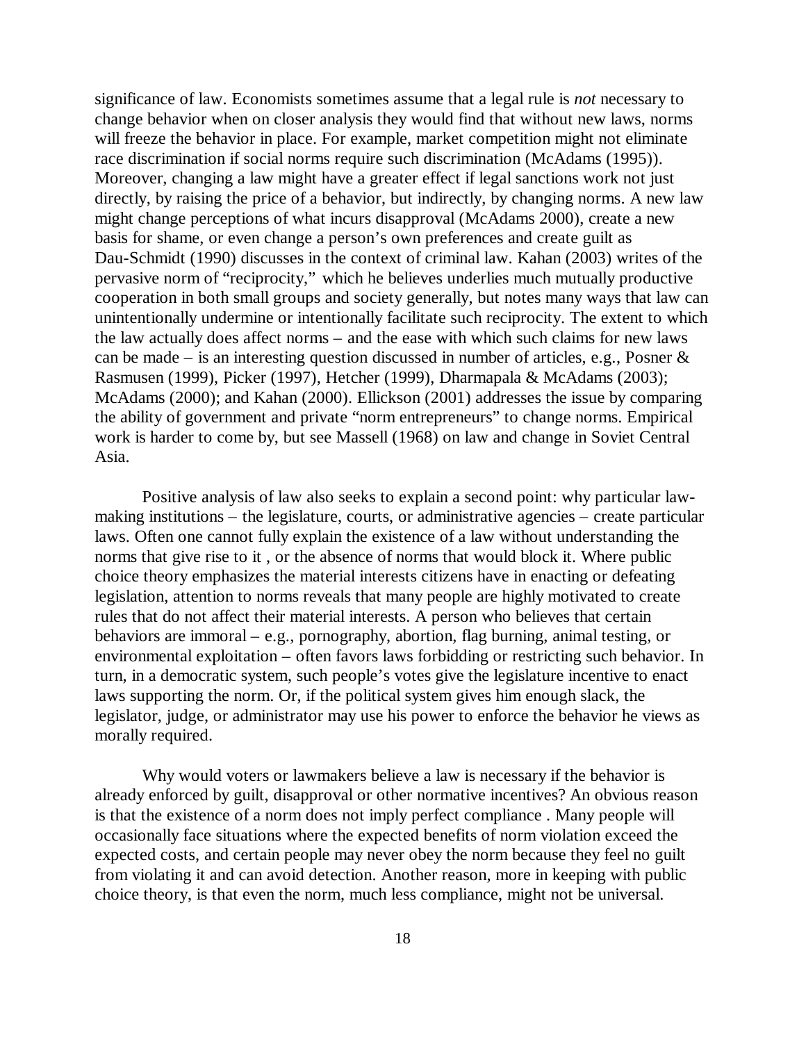significance of law. Economists sometimes assume that a legal rule is *not* necessary to change behavior when on closer analysis they would find that without new laws, norms will freeze the behavior in place. For example, market competition might not eliminate race discrimination if social norms require such discrimination (McAdams (1995)). Moreover, changing a law might have a greater effect if legal sanctions work not just directly, by raising the price of a behavior, but indirectly, by changing norms. A new law might change perceptions of what incurs disapproval (McAdams 2000), create a new basis for shame, or even change a person's own preferences and create guilt as Dau-Schmidt (1990) discusses in the context of criminal law. Kahan (2003) writes of the pervasive norm of "reciprocity," which he believes underlies much mutually productive cooperation in both small groups and society generally, but notes many ways that law can unintentionally undermine or intentionally facilitate such reciprocity. The extent to which the law actually does affect norms – and the ease with which such claims for new laws can be made – is an interesting question discussed in number of articles, e.g., Posner & Rasmusen (1999), Picker (1997), Hetcher (1999), Dharmapala & McAdams (2003); McAdams (2000); and Kahan (2000). Ellickson (2001) addresses the issue by comparing the ability of government and private "norm entrepreneurs" to change norms. Empirical work is harder to come by, but see Massell (1968) on law and change in Soviet Central Asia.

Positive analysis of law also seeks to explain a second point: why particular law-making institutions – the legislature, courts, or administrative agencies – create particular laws. Often one cannot fully explain the existence of a law without understanding the norms that give rise to it , or the absence of norms that would block it. Where public choice theory emphasizes the material interests citizens have in enacting or defeating legislation, attention to norms reveals that many people are highly motivated to create rules that do not affect their material interests. A person who believes that certain behaviors are immoral – e.g., pornography, abortion, flag burning, animal testing, or environmental exploitation – often favors laws forbidding or restricting such behavior. In turn, in a democratic system, such people's votes give the legislature incentive to enact laws supporting the norm. Or, if the political system gives him enough slack, the legislator, judge, or administrator may use his power to enforce the behavior he views as morally required.

Why would voters or lawmakers believe a law is necessary if the behavior is already enforced by guilt, disapproval or other normative incentives? An obvious reason is that the existence of a norm does not imply perfect compliance . Many people will occasionally face situations where the expected benefits of norm violation exceed the expected costs, and certain people may never obey the norm because they feel no guilt from violating it and can avoid detection. Another reason, more in keeping with public choice theory, is that even the norm, much less compliance, might not be universal.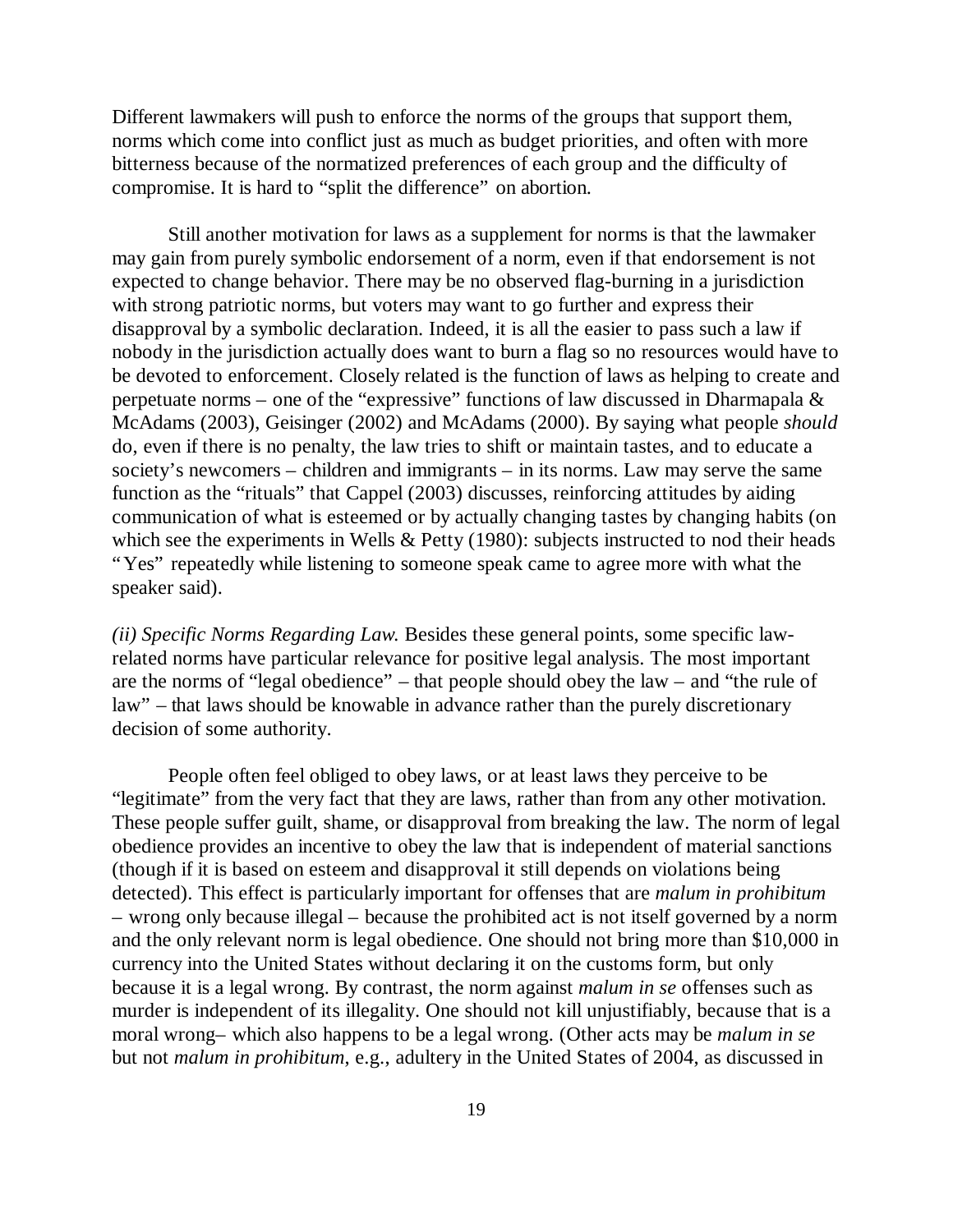Different lawmakers will push to enforce the norms of the groups that support them, norms which come into conflict just as much as budget priorities, and often with more bitterness because of the normatized preferences of each group and the difficulty of compromise. It is hard to "split the difference" on abortion.

Still another motivation for laws as a supplement for norms is that the lawmaker may gain from purely symbolic endorsement of a norm, even if that endorsement is not expected to change behavior. There may be no observed flag-burning in a jurisdiction with strong patriotic norms, but voters may want to go further and express their disapproval by a symbolic declaration. Indeed, it is all the easier to pass such a law if nobody in the jurisdiction actually does want to burn a flag so no resources would have to be devoted to enforcement. Closely related is the function of laws as helping to create and perpetuate norms – one of the "expressive" functions of law discussed in Dharmapala & McAdams (2003), Geisinger (2002) and McAdams (2000). By saying what people *should* do, even if there is no penalty, the law tries to shift or maintain tastes, and to educate a society's newcomers – children and immigrants – in its norms. Law may serve the same function as the "rituals" that Cappel (2003) discusses, reinforcing attitudes by aiding communication of what is esteemed or by actually changing tastes by changing habits (on which see the experiments in Wells & Petty (1980): subjects instructed to nod their heads "Yes" repeatedly while listening to someone speak came to agree more with what the speaker said).

*(ii) Specific Norms Regarding Law.* Besides these general points, some specific law-related norms have particular relevance for positive legal analysis. The most important are the norms of "legal obedience" – that people should obey the law – and "the rule of law" – that laws should be knowable in advance rather than the purely discretionary decision of some authority.

People often feel obliged to obey laws, or at least laws they perceive to be "legitimate" from the very fact that they are laws, rather than from any other motivation. These people suffer guilt, shame, or disapproval from breaking the law. The norm of legal obedience provides an incentive to obey the law that is independent of material sanctions (though if it is based on esteem and disapproval it still depends on violations being detected). This effect is particularly important for offenses that are *malum in prohibitum* – wrong only because illegal – because the prohibited act is not itself governed by a norm and the only relevant norm is legal obedience. One should not bring more than $10,000 in currency into the United States without declaring it on the customs form, but only because it is a legal wrong. By contrast, the norm against *malum in se* offenses such as murder is independent of its illegality. One should not kill unjustifiably, because that is a moral wrong– which also happens to be a legal wrong. (Other acts may be *malum in se* but not *malum in prohibitum*, e.g., adultery in the United States of 2004, as discussed in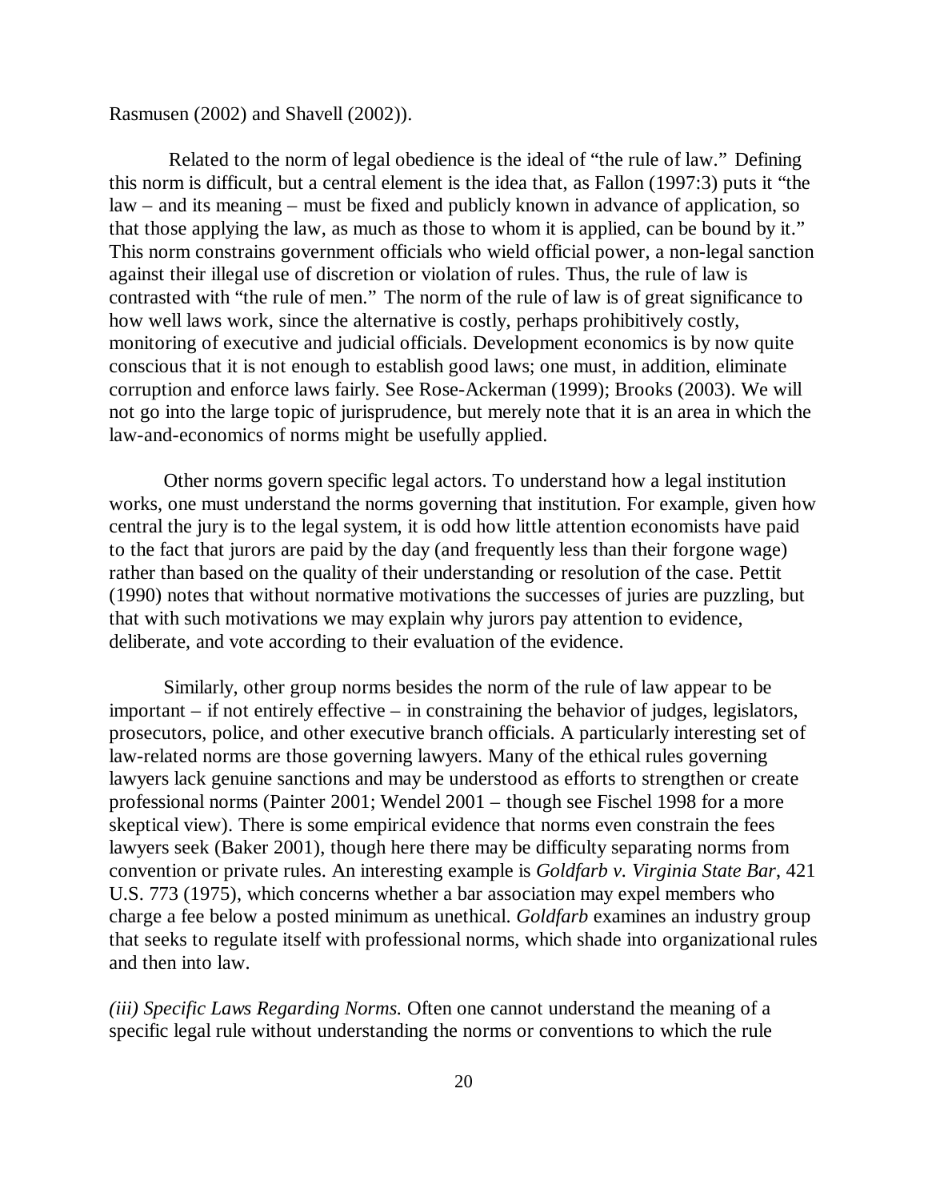Rasmusen (2002) and Shavell (2002)).

Related to the norm of legal obedience is the ideal of "the rule of law." Defining this norm is difficult, but a central element is the idea that, as Fallon (1997:3) puts it "the law – and its meaning – must be fixed and publicly known in advance of application, so that those applying the law, as much as those to whom it is applied, can be bound by it." This norm constrains government officials who wield official power, a non-legal sanction against their illegal use of discretion or violation of rules. Thus, the rule of law is contrasted with "the rule of men." The norm of the rule of law is of great significance to how well laws work, since the alternative is costly, perhaps prohibitively costly, monitoring of executive and judicial officials. Development economics is by now quite conscious that it is not enough to establish good laws; one must, in addition, eliminate corruption and enforce laws fairly. See Rose-Ackerman (1999); Brooks (2003). We will not go into the large topic of jurisprudence, but merely note that it is an area in which the law-and-economics of norms might be usefully applied.

Other norms govern specific legal actors. To understand how a legal institution works, one must understand the norms governing that institution. For example, given how central the jury is to the legal system, it is odd how little attention economists have paid to the fact that jurors are paid by the day (and frequently less than their forgone wage) rather than based on the quality of their understanding or resolution of the case. Pettit (1990) notes that without normative motivations the successes of juries are puzzling, but that with such motivations we may explain why jurors pay attention to evidence, deliberate, and vote according to their evaluation of the evidence.

Similarly, other group norms besides the norm of the rule of law appear to be important – if not entirely effective – in constraining the behavior of judges, legislators, prosecutors, police, and other executive branch officials. A particularly interesting set of law-related norms are those governing lawyers. Many of the ethical rules governing lawyers lack genuine sanctions and may be understood as efforts to strengthen or create professional norms (Painter 2001; Wendel 2001 – though see Fischel 1998 for a more skeptical view). There is some empirical evidence that norms even constrain the fees lawyers seek (Baker 2001), though here there may be difficulty separating norms from convention or private rules. An interesting example is *Goldfarb v. Virginia State Bar*, 421 U.S. 773 (1975), which concerns whether a bar association may expel members who charge a fee below a posted minimum as unethical. *Goldfarb* examines an industry group that seeks to regulate itself with professional norms, which shade into organizational rules and then into law.

*(iii) Specific Laws Regarding Norms.* Often one cannot understand the meaning of a specific legal rule without understanding the norms or conventions to which the rule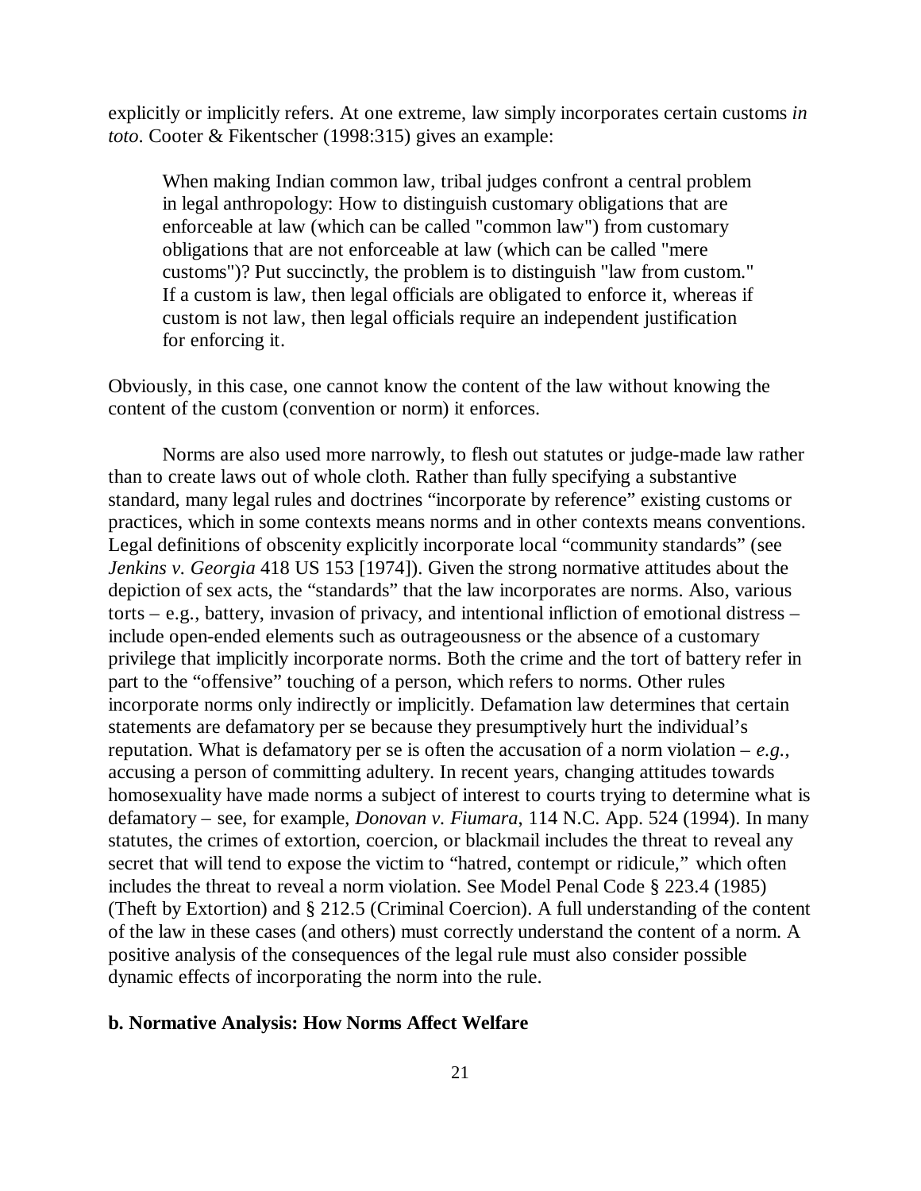explicitly or implicitly refers. At one extreme, law simply incorporates certain customs *in toto*. Cooter & Fikentscher (1998:315) gives an example:

> When making Indian common law, tribal judges confront a central problem in legal anthropology: How to distinguish customary obligations that are enforceable at law (which can be called "common law") from customary obligations that are not enforceable at law (which can be called "mere customs")? Put succinctly, the problem is to distinguish "law from custom." If a custom is law, then legal officials are obligated to enforce it, whereas if custom is not law, then legal officials require an independent justification for enforcing it.

Obviously, in this case, one cannot know the content of the law without knowing the content of the custom (convention or norm) it enforces.

Norms are also used more narrowly, to flesh out statutes or judge-made law rather than to create laws out of whole cloth. Rather than fully specifying a substantive standard, many legal rules and doctrines "incorporate by reference" existing customs or practices, which in some contexts means norms and in other contexts means conventions. Legal definitions of obscenity explicitly incorporate local "community standards" (see *Jenkins v. Georgia* 418 US 153 [1974]). Given the strong normative attitudes about the depiction of sex acts, the "standards" that the law incorporates are norms. Also, various torts – e.g., battery, invasion of privacy, and intentional infliction of emotional distress – include open-ended elements such as outrageousness or the absence of a customary privilege that implicitly incorporate norms. Both the crime and the tort of battery refer in part to the "offensive" touching of a person, which refers to norms. Other rules incorporate norms only indirectly or implicitly. Defamation law determines that certain statements are defamatory per se because they presumptively hurt the individual's reputation. What is defamatory per se is often the accusation of a norm violation – *e.g.*, accusing a person of committing adultery. In recent years, changing attitudes towards homosexuality have made norms a subject of interest to courts trying to determine what is defamatory – see, for example, *Donovan v. Fiumara*, 114 N.C. App. 524 (1994). In many statutes, the crimes of extortion, coercion, or blackmail includes the threat to reveal any secret that will tend to expose the victim to "hatred, contempt or ridicule," which often includes the threat to reveal a norm violation. See Model Penal Code § 223.4 (1985) (Theft by Extortion) and § 212.5 (Criminal Coercion). A full understanding of the content of the law in these cases (and others) must correctly understand the content of a norm. A positive analysis of the consequences of the legal rule must also consider possible dynamic effects of incorporating the norm into the rule.

**b. Normative Analysis: How Norms Affect Welfare**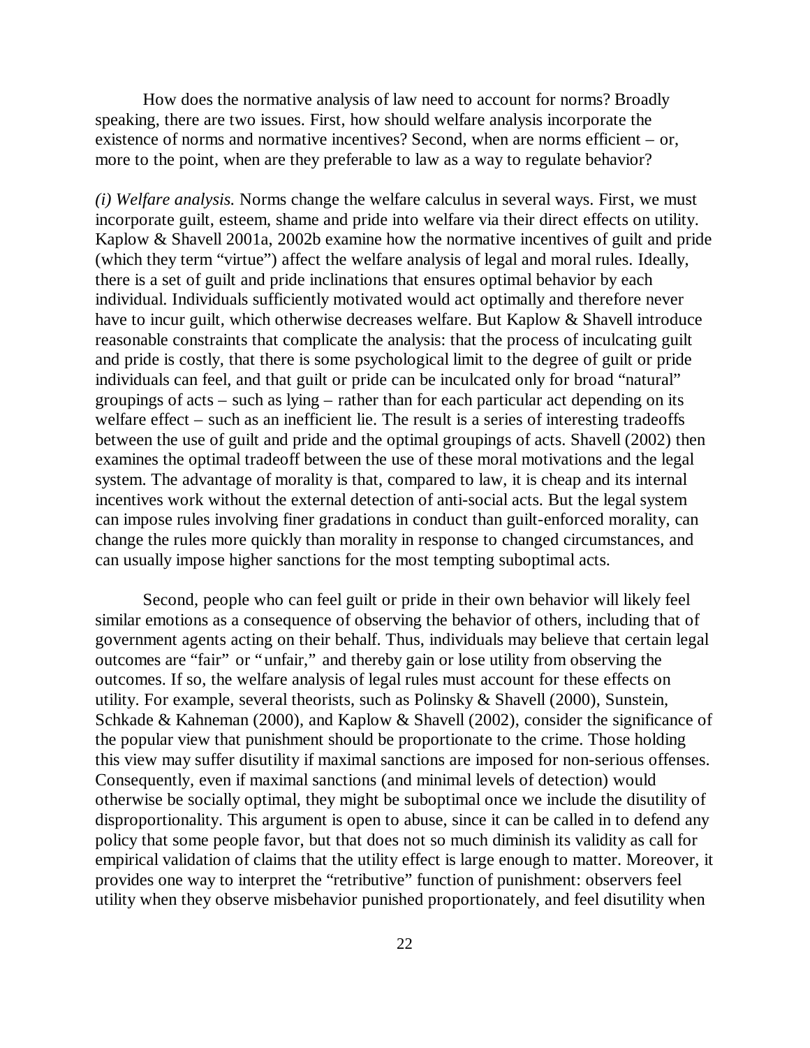How does the normative analysis of law need to account for norms? Broadly speaking, there are two issues. First, how should welfare analysis incorporate the existence of norms and normative incentives? Second, when are norms efficient – or, more to the point, when are they preferable to law as a way to regulate behavior?

*(i) Welfare analysis.* Norms change the welfare calculus in several ways. First, we must incorporate guilt, esteem, shame and pride into welfare via their direct effects on utility. Kaplow & Shavell 2001a, 2002b examine how the normative incentives of guilt and pride (which they term "virtue") affect the welfare analysis of legal and moral rules. Ideally, there is a set of guilt and pride inclinations that ensures optimal behavior by each individual. Individuals sufficiently motivated would act optimally and therefore never have to incur guilt, which otherwise decreases welfare. But Kaplow & Shavell introduce reasonable constraints that complicate the analysis: that the process of inculcating guilt and pride is costly, that there is some psychological limit to the degree of guilt or pride individuals can feel, and that guilt or pride can be inculcated only for broad "natural" groupings of acts – such as lying – rather than for each particular act depending on its welfare effect – such as an inefficient lie. The result is a series of interesting tradeoffs between the use of guilt and pride and the optimal groupings of acts. Shavell (2002) then examines the optimal tradeoff between the use of these moral motivations and the legal system. The advantage of morality is that, compared to law, it is cheap and its internal incentives work without the external detection of anti-social acts. But the legal system can impose rules involving finer gradations in conduct than guilt-enforced morality, can change the rules more quickly than morality in response to changed circumstances, and can usually impose higher sanctions for the most tempting suboptimal acts.

Second, people who can feel guilt or pride in their own behavior will likely feel similar emotions as a consequence of observing the behavior of others, including that of government agents acting on their behalf. Thus, individuals may believe that certain legal outcomes are "fair" or "unfair," and thereby gain or lose utility from observing the outcomes. If so, the welfare analysis of legal rules must account for these effects on utility. For example, several theorists, such as Polinsky & Shavell (2000), Sunstein, Schkade & Kahneman (2000), and Kaplow & Shavell (2002), consider the significance of the popular view that punishment should be proportionate to the crime. Those holding this view may suffer disutility if maximal sanctions are imposed for non-serious offenses. Consequently, even if maximal sanctions (and minimal levels of detection) would otherwise be socially optimal, they might be suboptimal once we include the disutility of disproportionality. This argument is open to abuse, since it can be called in to defend any policy that some people favor, but that does not so much diminish its validity as call for empirical validation of claims that the utility effect is large enough to matter. Moreover, it provides one way to interpret the "retributive" function of punishment: observers feel utility when they observe misbehavior punished proportionately, and feel disutility when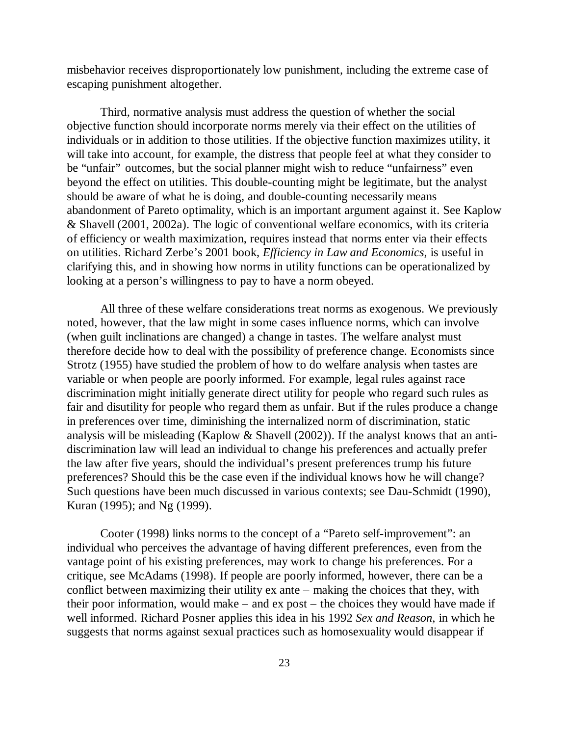misbehavior receives disproportionately low punishment, including the extreme case of escaping punishment altogether.

Third, normative analysis must address the question of whether the social objective function should incorporate norms merely via their effect on the utilities of individuals or in addition to those utilities. If the objective function maximizes utility, it will take into account, for example, the distress that people feel at what they consider to be "unfair" outcomes, but the social planner might wish to reduce "unfairness" even beyond the effect on utilities. This double-counting might be legitimate, but the analyst should be aware of what he is doing, and double-counting necessarily means abandonment of Pareto optimality, which is an important argument against it. See Kaplow & Shavell (2001, 2002a). The logic of conventional welfare economics, with its criteria of efficiency or wealth maximization, requires instead that norms enter via their effects on utilities. Richard Zerbe's 2001 book, *Efficiency in Law and Economics*, is useful in clarifying this, and in showing how norms in utility functions can be operationalized by looking at a person's willingness to pay to have a norm obeyed.

All three of these welfare considerations treat norms as exogenous. We previously noted, however, that the law might in some cases influence norms, which can involve (when guilt inclinations are changed) a change in tastes. The welfare analyst must therefore decide how to deal with the possibility of preference change. Economists since Strotz (1955) have studied the problem of how to do welfare analysis when tastes are variable or when people are poorly informed. For example, legal rules against race discrimination might initially generate direct utility for people who regard such rules as fair and disutility for people who regard them as unfair. But if the rules produce a change in preferences over time, diminishing the internalized norm of discrimination, static analysis will be misleading (Kaplow & Shavell (2002)). If the analyst knows that an anti-discrimination law will lead an individual to change his preferences and actually prefer the law after five years, should the individual's present preferences trump his future preferences? Should this be the case even if the individual knows how he will change? Such questions have been much discussed in various contexts; see Dau-Schmidt (1990), Kuran (1995); and Ng (1999).

Cooter (1998) links norms to the concept of a "Pareto self-improvement": an individual who perceives the advantage of having different preferences, even from the vantage point of his existing preferences, may work to change his preferences. For a critique, see McAdams (1998). If people are poorly informed, however, there can be a conflict between maximizing their utility ex ante – making the choices that they, with their poor information, would make – and ex post – the choices they would have made if well informed. Richard Posner applies this idea in his 1992 *Sex and Reason*, in which he suggests that norms against sexual practices such as homosexuality would disappear if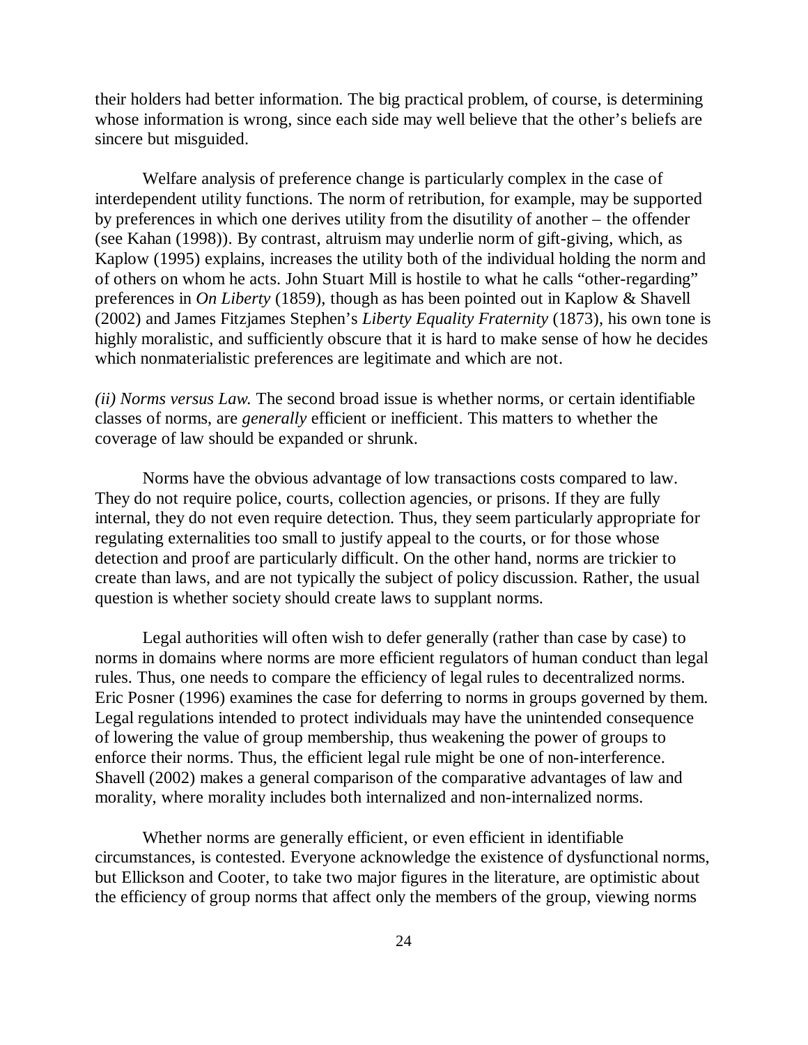their holders had better information. The big practical problem, of course, is determining whose information is wrong, since each side may well believe that the other's beliefs are sincere but misguided.

Welfare analysis of preference change is particularly complex in the case of interdependent utility functions. The norm of retribution, for example, may be supported by preferences in which one derives utility from the disutility of another – the offender (see Kahan (1998)). By contrast, altruism may underlie norm of gift-giving, which, as Kaplow (1995) explains, increases the utility both of the individual holding the norm and of others on whom he acts. John Stuart Mill is hostile to what he calls "other-regarding" preferences in *On Liberty* (1859), though as has been pointed out in Kaplow & Shavell (2002) and James Fitzjames Stephen's *Liberty Equality Fraternity* (1873), his own tone is highly moralistic, and sufficiently obscure that it is hard to make sense of how he decides which nonmaterialistic preferences are legitimate and which are not.

*(ii) Norms versus Law.* The second broad issue is whether norms, or certain identifiable classes of norms, are *generally* efficient or inefficient. This matters to whether the coverage of law should be expanded or shrunk.

Norms have the obvious advantage of low transactions costs compared to law. They do not require police, courts, collection agencies, or prisons. If they are fully internal, they do not even require detection. Thus, they seem particularly appropriate for regulating externalities too small to justify appeal to the courts, or for those whose detection and proof are particularly difficult. On the other hand, norms are trickier to create than laws, and are not typically the subject of policy discussion. Rather, the usual question is whether society should create laws to supplant norms.

Legal authorities will often wish to defer generally (rather than case by case) to norms in domains where norms are more efficient regulators of human conduct than legal rules. Thus, one needs to compare the efficiency of legal rules to decentralized norms. Eric Posner (1996) examines the case for deferring to norms in groups governed by them. Legal regulations intended to protect individuals may have the unintended consequence of lowering the value of group membership, thus weakening the power of groups to enforce their norms. Thus, the efficient legal rule might be one of non-interference. Shavell (2002) makes a general comparison of the comparative advantages of law and morality, where morality includes both internalized and non-internalized norms.

Whether norms are generally efficient, or even efficient in identifiable circumstances, is contested. Everyone acknowledge the existence of dysfunctional norms, but Ellickson and Cooter, to take two major figures in the literature, are optimistic about the efficiency of group norms that affect only the members of the group, viewing norms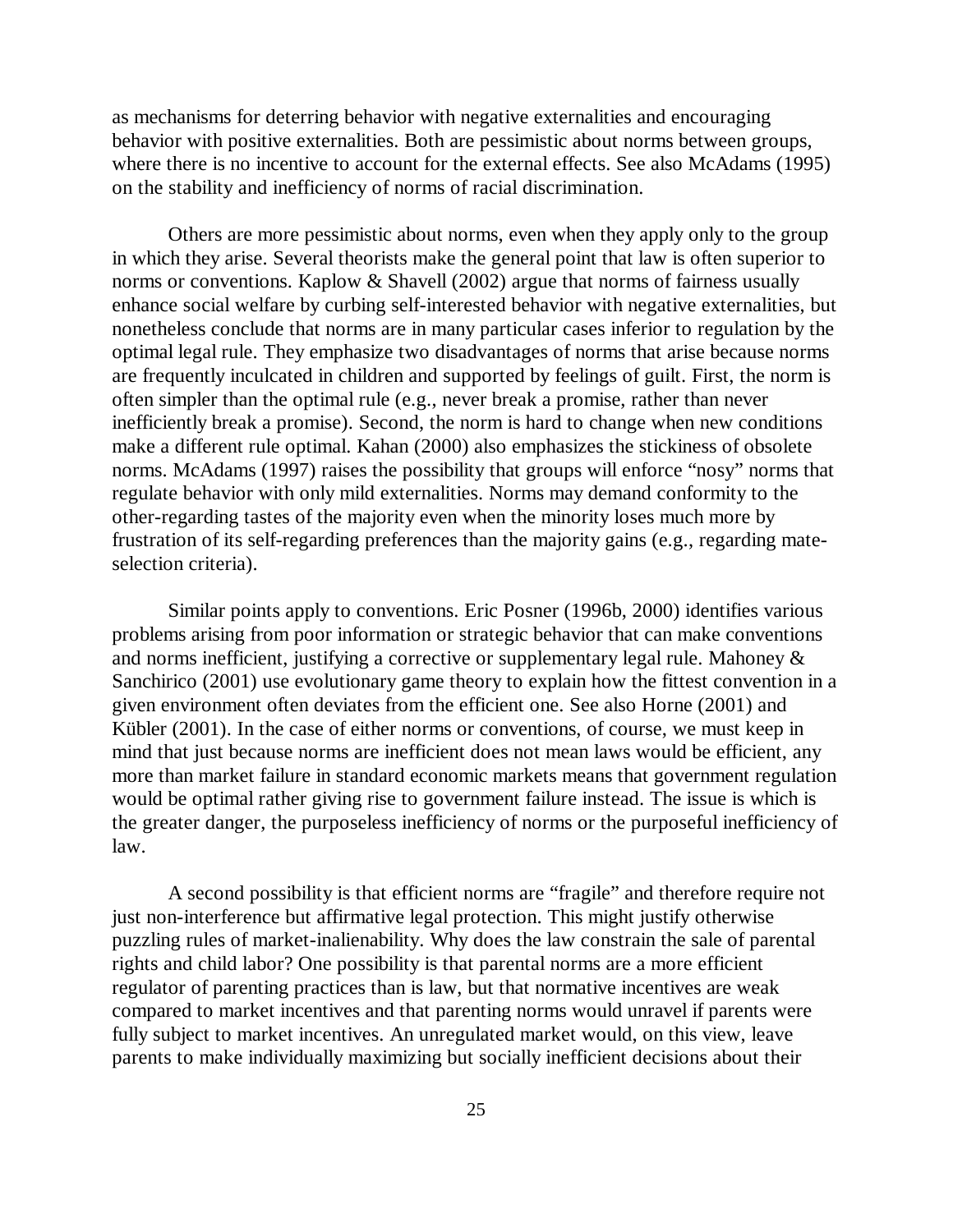as mechanisms for deterring behavior with negative externalities and encouraging behavior with positive externalities. Both are pessimistic about norms between groups, where there is no incentive to account for the external effects. See also McAdams (1995) on the stability and inefficiency of norms of racial discrimination.

Others are more pessimistic about norms, even when they apply only to the group in which they arise. Several theorists make the general point that law is often superior to norms or conventions. Kaplow & Shavell (2002) argue that norms of fairness usually enhance social welfare by curbing self-interested behavior with negative externalities, but nonetheless conclude that norms are in many particular cases inferior to regulation by the optimal legal rule. They emphasize two disadvantages of norms that arise because norms are frequently inculcated in children and supported by feelings of guilt. First, the norm is often simpler than the optimal rule (e.g., never break a promise, rather than never inefficiently break a promise). Second, the norm is hard to change when new conditions make a different rule optimal. Kahan (2000) also emphasizes the stickiness of obsolete norms. McAdams (1997) raises the possibility that groups will enforce "nosy" norms that regulate behavior with only mild externalities. Norms may demand conformity to the other-regarding tastes of the majority even when the minority loses much more by frustration of its self-regarding preferences than the majority gains (e.g., regarding mate-selection criteria).

Similar points apply to conventions. Eric Posner (1996b, 2000) identifies various problems arising from poor information or strategic behavior that can make conventions and norms inefficient, justifying a corrective or supplementary legal rule. Mahoney & Sanchirico (2001) use evolutionary game theory to explain how the fittest convention in a given environment often deviates from the efficient one. See also Horne (2001) and Kübler (2001). In the case of either norms or conventions, of course, we must keep in mind that just because norms are inefficient does not mean laws would be efficient, any more than market failure in standard economic markets means that government regulation would be optimal rather giving rise to government failure instead. The issue is which is the greater danger, the purposeless inefficiency of norms or the purposeful inefficiency of law.

A second possibility is that efficient norms are "fragile" and therefore require not just non-interference but affirmative legal protection. This might justify otherwise puzzling rules of market-inalienability. Why does the law constrain the sale of parental rights and child labor? One possibility is that parental norms are a more efficient regulator of parenting practices than is law, but that normative incentives are weak compared to market incentives and that parenting norms would unravel if parents were fully subject to market incentives. An unregulated market would, on this view, leave parents to make individually maximizing but socially inefficient decisions about their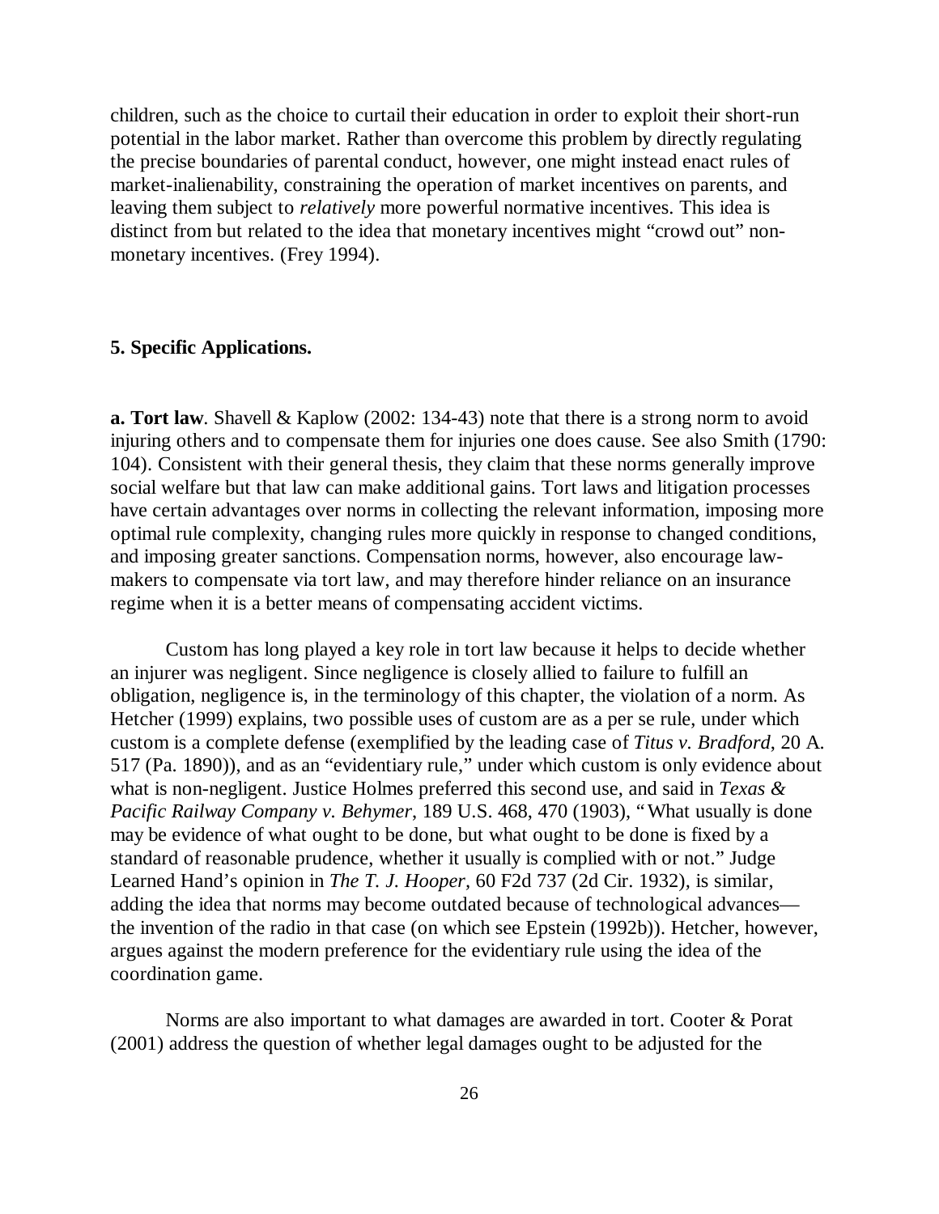children, such as the choice to curtail their education in order to exploit their short-run potential in the labor market. Rather than overcome this problem by directly regulating the precise boundaries of parental conduct, however, one might instead enact rules of market-inalienability, constraining the operation of market incentives on parents, and leaving them subject to *relatively* more powerful normative incentives. This idea is distinct from but related to the idea that monetary incentives might "crowd out" non-monetary incentives. (Frey 1994).

## 5. Specific Applications.

**a. Tort law**. Shavell & Kaplow (2002: 134-43) note that there is a strong norm to avoid injuring others and to compensate them for injuries one does cause. See also Smith (1790: 104). Consistent with their general thesis, they claim that these norms generally improve social welfare but that law can make additional gains. Tort laws and litigation processes have certain advantages over norms in collecting the relevant information, imposing more optimal rule complexity, changing rules more quickly in response to changed conditions, and imposing greater sanctions. Compensation norms, however, also encourage law-makers to compensate via tort law, and may therefore hinder reliance on an insurance regime when it is a better means of compensating accident victims.

Custom has long played a key role in tort law because it helps to decide whether an injurer was negligent. Since negligence is closely allied to failure to fulfill an obligation, negligence is, in the terminology of this chapter, the violation of a norm. As Hetcher (1999) explains, two possible uses of custom are as a per se rule, under which custom is a complete defense (exemplified by the leading case of *Titus v. Bradford*, 20 A. 517 (Pa. 1890)), and as an "evidentiary rule," under which custom is only evidence about what is non-negligent. Justice Holmes preferred this second use, and said in *Texas & Pacific Railway Company v. Behymer*, 189 U.S. 468, 470 (1903), "What usually is done may be evidence of what ought to be done, but what ought to be done is fixed by a standard of reasonable prudence, whether it usually is complied with or not." Judge Learned Hand's opinion in *The T. J. Hooper*, 60 F2d 737 (2d Cir. 1932), is similar, adding the idea that norms may become outdated because of technological advances—the invention of the radio in that case (on which see Epstein (1992b)). Hetcher, however, argues against the modern preference for the evidentiary rule using the idea of the coordination game.

Norms are also important to what damages are awarded in tort. Cooter & Porat (2001) address the question of whether legal damages ought to be adjusted for the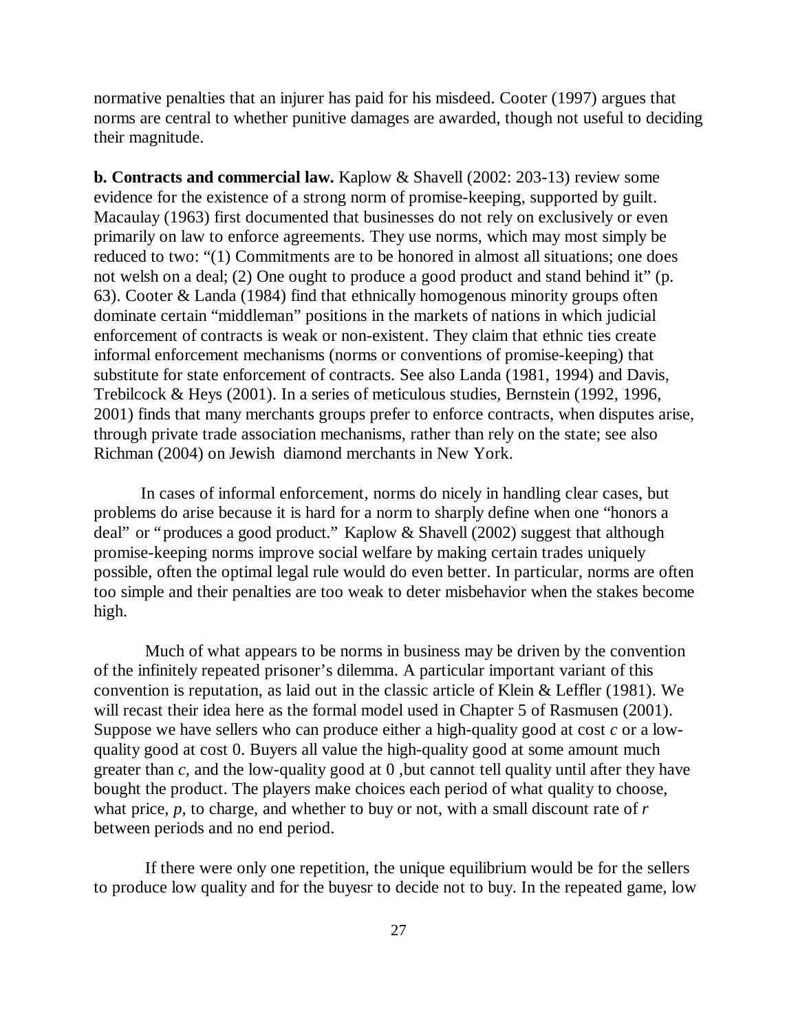normative penalties that an injurer has paid for his misdeed. Cooter (1997) argues that norms are central to whether punitive damages are awarded, though not useful to deciding their magnitude.

**b. Contracts and commercial law.** Kaplow & Shavell (2002: 203-13) review some evidence for the existence of a strong norm of promise-keeping, supported by guilt. Macaulay (1963) first documented that businesses do not rely on exclusively or even primarily on law to enforce agreements. They use norms, which may most simply be reduced to two: "(1) Commitments are to be honored in almost all situations; one does not welsh on a deal; (2) One ought to produce a good product and stand behind it" (p. 63). Cooter & Landa (1984) find that ethnically homogenous minority groups often dominate certain "middleman" positions in the markets of nations in which judicial enforcement of contracts is weak or non-existent. They claim that ethnic ties create informal enforcement mechanisms (norms or conventions of promise-keeping) that substitute for state enforcement of contracts. See also Landa (1981, 1994) and Davis, Trebilcock & Heys (2001). In a series of meticulous studies, Bernstein (1992, 1996, 2001) finds that many merchants groups prefer to enforce contracts, when disputes arise, through private trade association mechanisms, rather than rely on the state; see also Richman (2004) on Jewish diamond merchants in New York.

In cases of informal enforcement, norms do nicely in handling clear cases, but problems do arise because it is hard for a norm to sharply define when one "honors a deal" or "produces a good product." Kaplow & Shavell (2002) suggest that although promise-keeping norms improve social welfare by making certain trades uniquely possible, often the optimal legal rule would do even better. In particular, norms are often too simple and their penalties are too weak to deter misbehavior when the stakes become high.

Much of what appears to be norms in business may be driven by the convention of the infinitely repeated prisoner's dilemma. A particular important variant of this convention is reputation, as laid out in the classic article of Klein & Leffler (1981). We will recast their idea here as the formal model used in Chapter 5 of Rasmusen (2001). Suppose we have sellers who can produce either a high-quality good at cost $c$ or a low-quality good at cost 0. Buyers all value the high-quality good at some amount much greater than $c$, and the low-quality good at 0 ,but cannot tell quality until after they have bought the product. The players make choices each period of what quality to choose, what price, $p$, to charge, and whether to buy or not, with a small discount rate of $r$ between periods and no end period.

If there were only one repetition, the unique equilibrium would be for the sellers to produce low quality and for the buyesr to decide not to buy. In the repeated game, low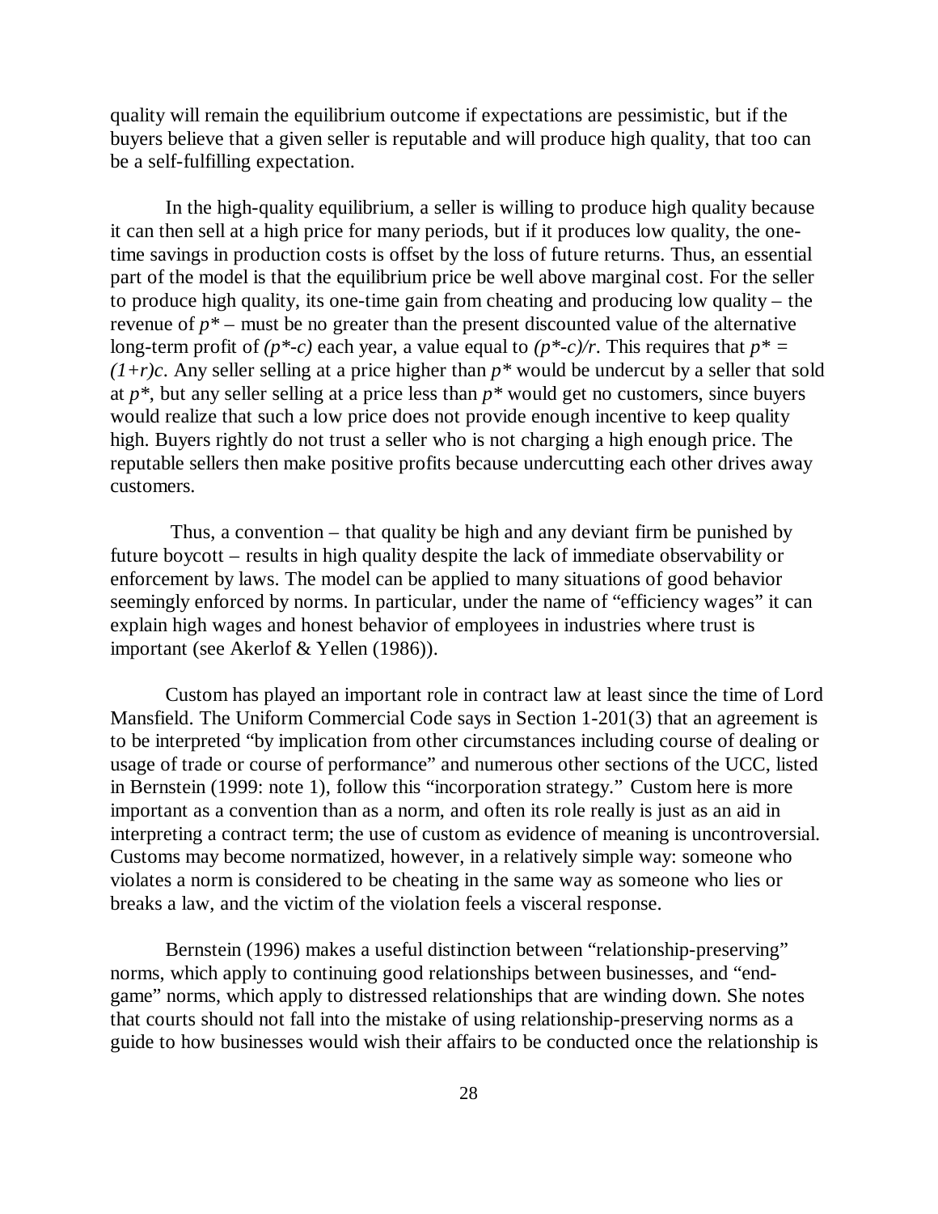quality will remain the equilibrium outcome if expectations are pessimistic, but if the buyers believe that a given seller is reputable and will produce high quality, that too can be a self-fulfilling expectation.

In the high-quality equilibrium, a seller is willing to produce high quality because it can then sell at a high price for many periods, but if it produces low quality, the one-time savings in production costs is offset by the loss of future returns. Thus, an essential part of the model is that the equilibrium price be well above marginal cost. For the seller to produce high quality, its one-time gain from cheating and producing low quality – the revenue of $p^*$ – must be no greater than the present discounted value of the alternative long-term profit of $(p^*-c)$ each year, a value equal to $(p^*-c)/r$. This requires that $p^* = (1+r)c$. Any seller selling at a price higher than $p^*$ would be undercut by a seller that sold at $p^*$, but any seller selling at a price less than $p^*$ would get no customers, since buyers would realize that such a low price does not provide enough incentive to keep quality high. Buyers rightly do not trust a seller who is not charging a high enough price. The reputable sellers then make positive profits because undercutting each other drives away customers.

Thus, a convention – that quality be high and any deviant firm be punished by future boycott – results in high quality despite the lack of immediate observability or enforcement by laws. The model can be applied to many situations of good behavior seemingly enforced by norms. In particular, under the name of "efficiency wages" it can explain high wages and honest behavior of employees in industries where trust is important (see Akerlof & Yellen (1986)).

Custom has played an important role in contract law at least since the time of Lord Mansfield. The Uniform Commercial Code says in Section 1-201(3) that an agreement is to be interpreted "by implication from other circumstances including course of dealing or usage of trade or course of performance" and numerous other sections of the UCC, listed in Bernstein (1999: note 1), follow this "incorporation strategy." Custom here is more important as a convention than as a norm, and often its role really is just as an aid in interpreting a contract term; the use of custom as evidence of meaning is uncontroversial. Customs may become normatized, however, in a relatively simple way: someone who violates a norm is considered to be cheating in the same way as someone who lies or breaks a law, and the victim of the violation feels a visceral response.

Bernstein (1996) makes a useful distinction between "relationship-preserving" norms, which apply to continuing good relationships between businesses, and "end-game" norms, which apply to distressed relationships that are winding down. She notes that courts should not fall into the mistake of using relationship-preserving norms as a guide to how businesses would wish their affairs to be conducted once the relationship is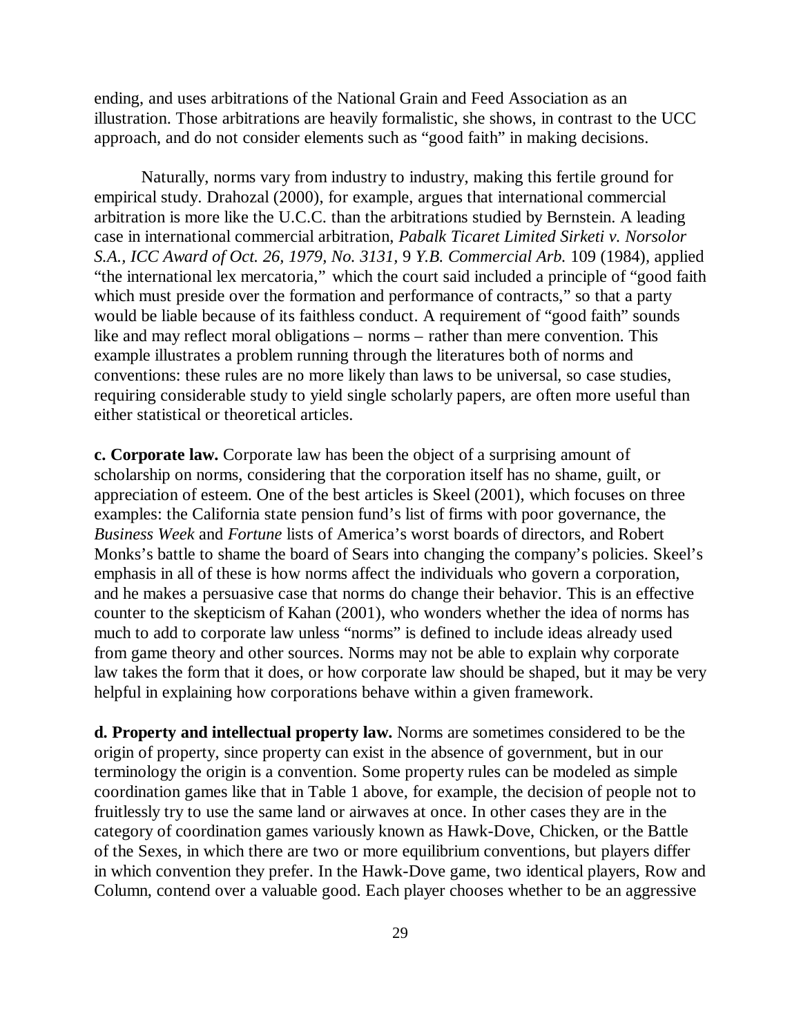ending, and uses arbitrations of the National Grain and Feed Association as an illustration. Those arbitrations are heavily formalistic, she shows, in contrast to the UCC approach, and do not consider elements such as "good faith" in making decisions.

Naturally, norms vary from industry to industry, making this fertile ground for empirical study. Drahozal (2000), for example, argues that international commercial arbitration is more like the U.C.C. than the arbitrations studied by Bernstein. A leading case in international commercial arbitration, *Pabalk Ticaret Limited Sirketi v. Norsolor S.A., ICC Award of Oct. 26, 1979, No. 3131,* 9 *Y.B. Commercial Arb.* 109 (1984), applied "the international lex mercatoria," which the court said included a principle of "good faith which must preside over the formation and performance of contracts," so that a party would be liable because of its faithless conduct. A requirement of "good faith" sounds like and may reflect moral obligations – norms – rather than mere convention. This example illustrates a problem running through the literatures both of norms and conventions: these rules are no more likely than laws to be universal, so case studies, requiring considerable study to yield single scholarly papers, are often more useful than either statistical or theoretical articles.

**c. Corporate law.** Corporate law has been the object of a surprising amount of scholarship on norms, considering that the corporation itself has no shame, guilt, or appreciation of esteem. One of the best articles is Skeel (2001), which focuses on three examples: the California state pension fund's list of firms with poor governance, the *Business Week* and *Fortune* lists of America's worst boards of directors, and Robert Monks's battle to shame the board of Sears into changing the company's policies. Skeel's emphasis in all of these is how norms affect the individuals who govern a corporation, and he makes a persuasive case that norms do change their behavior. This is an effective counter to the skepticism of Kahan (2001), who wonders whether the idea of norms has much to add to corporate law unless "norms" is defined to include ideas already used from game theory and other sources. Norms may not be able to explain why corporate law takes the form that it does, or how corporate law should be shaped, but it may be very helpful in explaining how corporations behave within a given framework.

**d. Property and intellectual property law.** Norms are sometimes considered to be the origin of property, since property can exist in the absence of government, but in our terminology the origin is a convention. Some property rules can be modeled as simple coordination games like that in Table 1 above, for example, the decision of people not to fruitlessly try to use the same land or airwaves at once. In other cases they are in the category of coordination games variously known as Hawk-Dove, Chicken, or the Battle of the Sexes, in which there are two or more equilibrium conventions, but players differ in which convention they prefer. In the Hawk-Dove game, two identical players, Row and Column, contend over a valuable good. Each player chooses whether to be an aggressive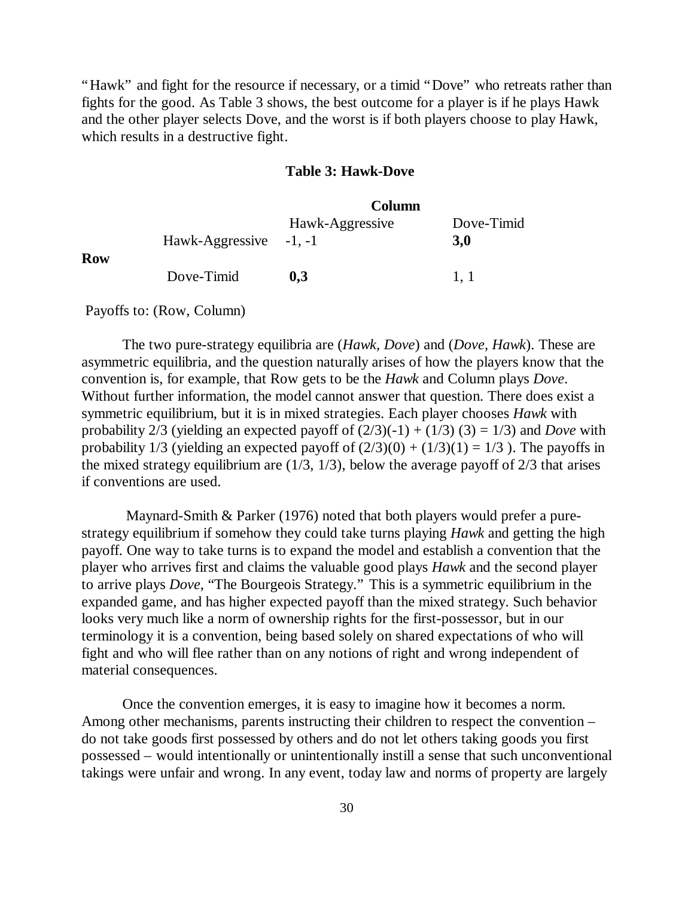"Hawk" and fight for the resource if necessary, or a timid "Dove" who retreats rather than fights for the good. As Table 3 shows, the best outcome for a player is if he plays Hawk and the other player selects Dove, and the worst is if both players choose to play Hawk, which results in a destructive fight.

**Table 3: Hawk-Dove**

| | | **Column** | |
|---|---|---|---|
| | | Hawk-Aggressive | Dove-Timid |
| **Row** | Hawk-Aggressive | -1, -1 | **3,0** |
| | Dove-Timid | **0,3** | 1, 1 |

Payoffs to: (Row, Column)

The two pure-strategy equilibria are (*Hawk, Dove*) and (*Dove, Hawk*). These are asymmetric equilibria, and the question naturally arises of how the players know that the convention is, for example, that Row gets to be the *Hawk* and Column plays *Dove*. Without further information, the model cannot answer that question. There does exist a symmetric equilibrium, but it is in mixed strategies. Each player chooses *Hawk* with probability 2/3 (yielding an expected payoff of $(2/3)(-1) + (1/3)(3) = 1/3$) and *Dove* with probability 1/3 (yielding an expected payoff of $(2/3)(0) + (1/3)(1) = 1/3$ ). The payoffs in the mixed strategy equilibrium are (1/3, 1/3), below the average payoff of 2/3 that arises if conventions are used.

Maynard-Smith & Parker (1976) noted that both players would prefer a pure-strategy equilibrium if somehow they could take turns playing *Hawk* and getting the high payoff. One way to take turns is to expand the model and establish a convention that the player who arrives first and claims the valuable good plays *Hawk* and the second player to arrive plays *Dove*, "The Bourgeois Strategy." This is a symmetric equilibrium in the expanded game, and has higher expected payoff than the mixed strategy. Such behavior looks very much like a norm of ownership rights for the first-possessor, but in our terminology it is a convention, being based solely on shared expectations of who will fight and who will flee rather than on any notions of right and wrong independent of material consequences.

Once the convention emerges, it is easy to imagine how it becomes a norm. Among other mechanisms, parents instructing their children to respect the convention – do not take goods first possessed by others and do not let others taking goods you first possessed – would intentionally or unintentionally instill a sense that such unconventional takings were unfair and wrong. In any event, today law and norms of property are largely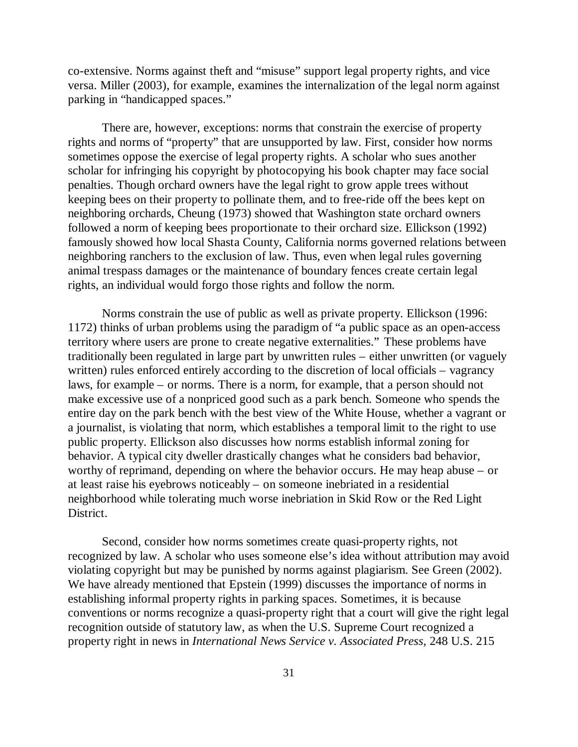co-extensive. Norms against theft and "misuse" support legal property rights, and vice versa. Miller (2003), for example, examines the internalization of the legal norm against parking in "handicapped spaces."

There are, however, exceptions: norms that constrain the exercise of property rights and norms of "property" that are unsupported by law. First, consider how norms sometimes oppose the exercise of legal property rights. A scholar who sues another scholar for infringing his copyright by photocopying his book chapter may face social penalties. Though orchard owners have the legal right to grow apple trees without keeping bees on their property to pollinate them, and to free-ride off the bees kept on neighboring orchards, Cheung (1973) showed that Washington state orchard owners followed a norm of keeping bees proportionate to their orchard size. Ellickson (1992) famously showed how local Shasta County, California norms governed relations between neighboring ranchers to the exclusion of law. Thus, even when legal rules governing animal trespass damages or the maintenance of boundary fences create certain legal rights, an individual would forgo those rights and follow the norm.

Norms constrain the use of public as well as private property. Ellickson (1996: 1172) thinks of urban problems using the paradigm of "a public space as an open-access territory where users are prone to create negative externalities." These problems have traditionally been regulated in large part by unwritten rules – either unwritten (or vaguely written) rules enforced entirely according to the discretion of local officials – vagrancy laws, for example – or norms. There is a norm, for example, that a person should not make excessive use of a nonpriced good such as a park bench. Someone who spends the entire day on the park bench with the best view of the White House, whether a vagrant or a journalist, is violating that norm, which establishes a temporal limit to the right to use public property. Ellickson also discusses how norms establish informal zoning for behavior. A typical city dweller drastically changes what he considers bad behavior, worthy of reprimand, depending on where the behavior occurs. He may heap abuse – or at least raise his eyebrows noticeably – on someone inebriated in a residential neighborhood while tolerating much worse inebriation in Skid Row or the Red Light District.

Second, consider how norms sometimes create quasi-property rights, not recognized by law. A scholar who uses someone else's idea without attribution may avoid violating copyright but may be punished by norms against plagiarism. See Green (2002). We have already mentioned that Epstein (1999) discusses the importance of norms in establishing informal property rights in parking spaces. Sometimes, it is because conventions or norms recognize a quasi-property right that a court will give the right legal recognition outside of statutory law, as when the U.S. Supreme Court recognized a property right in news in *International News Service v. Associated Press*, 248 U.S. 215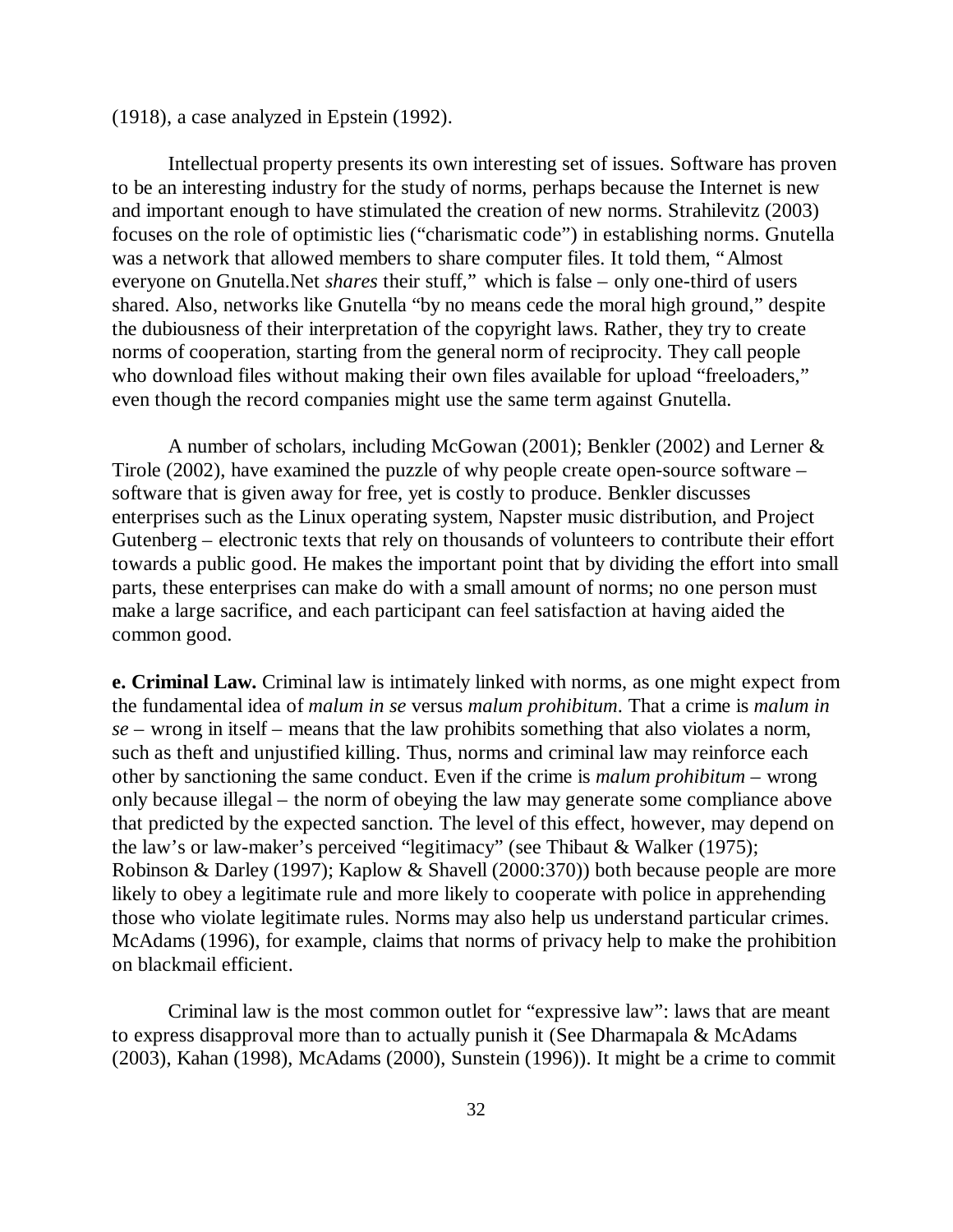(1918), a case analyzed in Epstein (1992).

Intellectual property presents its own interesting set of issues. Software has proven to be an interesting industry for the study of norms, perhaps because the Internet is new and important enough to have stimulated the creation of new norms. Strahilevitz (2003) focuses on the role of optimistic lies ("charismatic code") in establishing norms. Gnutella was a network that allowed members to share computer files. It told them, "Almost everyone on Gnutella.Net *shares* their stuff," which is false – only one-third of users shared. Also, networks like Gnutella "by no means cede the moral high ground," despite the dubiousness of their interpretation of the copyright laws. Rather, they try to create norms of cooperation, starting from the general norm of reciprocity. They call people who download files without making their own files available for upload "freeloaders," even though the record companies might use the same term against Gnutella.

A number of scholars, including McGowan (2001); Benkler (2002) and Lerner & Tirole (2002), have examined the puzzle of why people create open-source software – software that is given away for free, yet is costly to produce. Benkler discusses enterprises such as the Linux operating system, Napster music distribution, and Project Gutenberg – electronic texts that rely on thousands of volunteers to contribute their effort towards a public good. He makes the important point that by dividing the effort into small parts, these enterprises can make do with a small amount of norms; no one person must make a large sacrifice, and each participant can feel satisfaction at having aided the common good.

**e. Criminal Law.** Criminal law is intimately linked with norms, as one might expect from the fundamental idea of *malum in se* versus *malum prohibitum*. That a crime is *malum in se* – wrong in itself – means that the law prohibits something that also violates a norm, such as theft and unjustified killing. Thus, norms and criminal law may reinforce each other by sanctioning the same conduct. Even if the crime is *malum prohibitum* – wrong only because illegal – the norm of obeying the law may generate some compliance above that predicted by the expected sanction. The level of this effect, however, may depend on the law's or law-maker's perceived "legitimacy" (see Thibaut & Walker (1975); Robinson & Darley (1997); Kaplow & Shavell (2000:370)) both because people are more likely to obey a legitimate rule and more likely to cooperate with police in apprehending those who violate legitimate rules. Norms may also help us understand particular crimes. McAdams (1996), for example, claims that norms of privacy help to make the prohibition on blackmail efficient.

Criminal law is the most common outlet for "expressive law": laws that are meant to express disapproval more than to actually punish it (See Dharmapala & McAdams (2003), Kahan (1998), McAdams (2000), Sunstein (1996)). It might be a crime to commit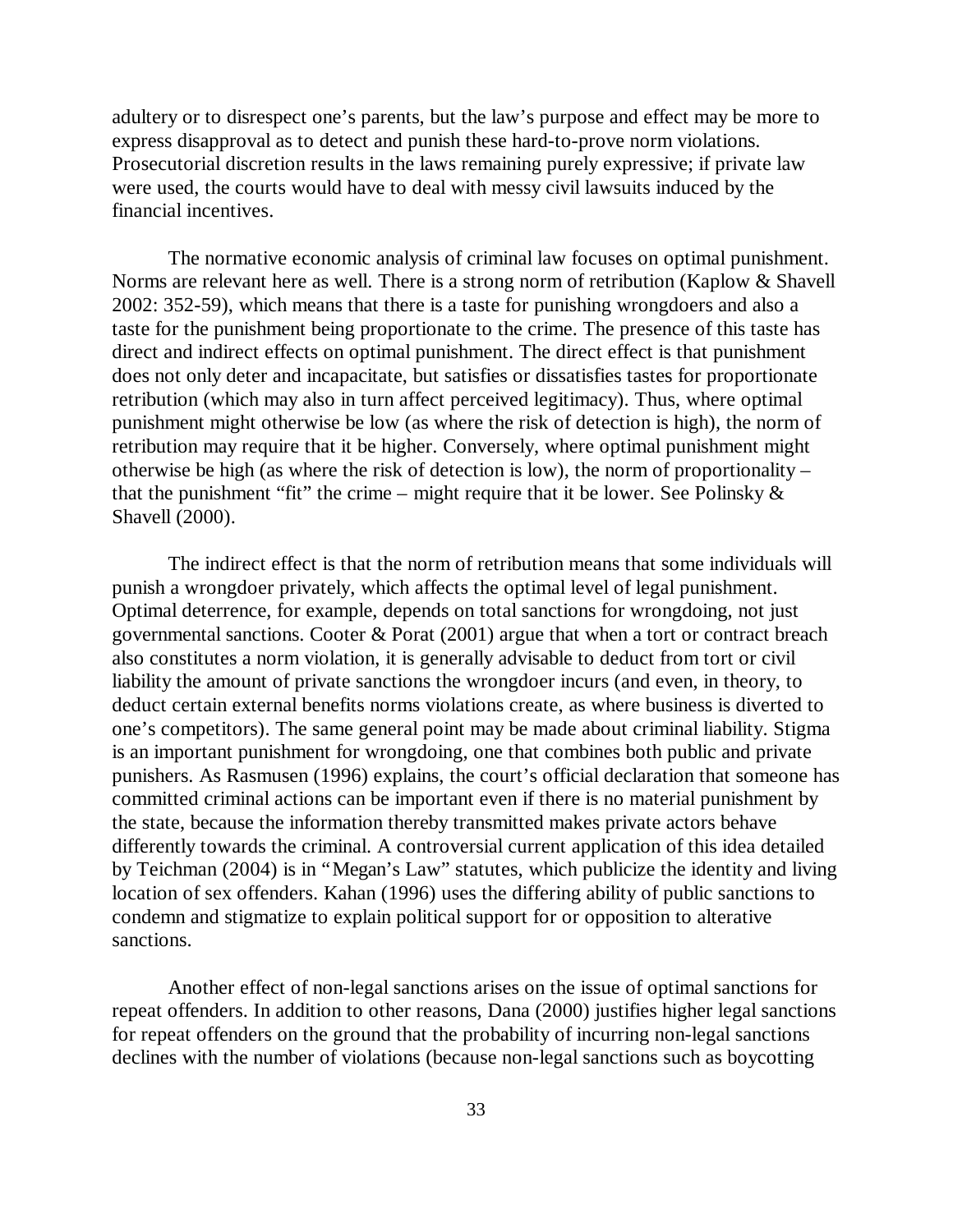adultery or to disrespect one's parents, but the law's purpose and effect may be more to express disapproval as to detect and punish these hard-to-prove norm violations. Prosecutorial discretion results in the laws remaining purely expressive; if private law were used, the courts would have to deal with messy civil lawsuits induced by the financial incentives.

The normative economic analysis of criminal law focuses on optimal punishment. Norms are relevant here as well. There is a strong norm of retribution (Kaplow & Shavell 2002: 352-59), which means that there is a taste for punishing wrongdoers and also a taste for the punishment being proportionate to the crime. The presence of this taste has direct and indirect effects on optimal punishment. The direct effect is that punishment does not only deter and incapacitate, but satisfies or dissatisfies tastes for proportionate retribution (which may also in turn affect perceived legitimacy). Thus, where optimal punishment might otherwise be low (as where the risk of detection is high), the norm of retribution may require that it be higher. Conversely, where optimal punishment might otherwise be high (as where the risk of detection is low), the norm of proportionality – that the punishment "fit" the crime – might require that it be lower. See Polinsky & Shavell (2000).

The indirect effect is that the norm of retribution means that some individuals will punish a wrongdoer privately, which affects the optimal level of legal punishment. Optimal deterrence, for example, depends on total sanctions for wrongdoing, not just governmental sanctions. Cooter & Porat (2001) argue that when a tort or contract breach also constitutes a norm violation, it is generally advisable to deduct from tort or civil liability the amount of private sanctions the wrongdoer incurs (and even, in theory, to deduct certain external benefits norms violations create, as where business is diverted to one's competitors). The same general point may be made about criminal liability. Stigma is an important punishment for wrongdoing, one that combines both public and private punishers. As Rasmusen (1996) explains, the court's official declaration that someone has committed criminal actions can be important even if there is no material punishment by the state, because the information thereby transmitted makes private actors behave differently towards the criminal. A controversial current application of this idea detailed by Teichman (2004) is in "Megan's Law" statutes, which publicize the identity and living location of sex offenders. Kahan (1996) uses the differing ability of public sanctions to condemn and stigmatize to explain political support for or opposition to alterative sanctions.

Another effect of non-legal sanctions arises on the issue of optimal sanctions for repeat offenders. In addition to other reasons, Dana (2000) justifies higher legal sanctions for repeat offenders on the ground that the probability of incurring non-legal sanctions declines with the number of violations (because non-legal sanctions such as boycotting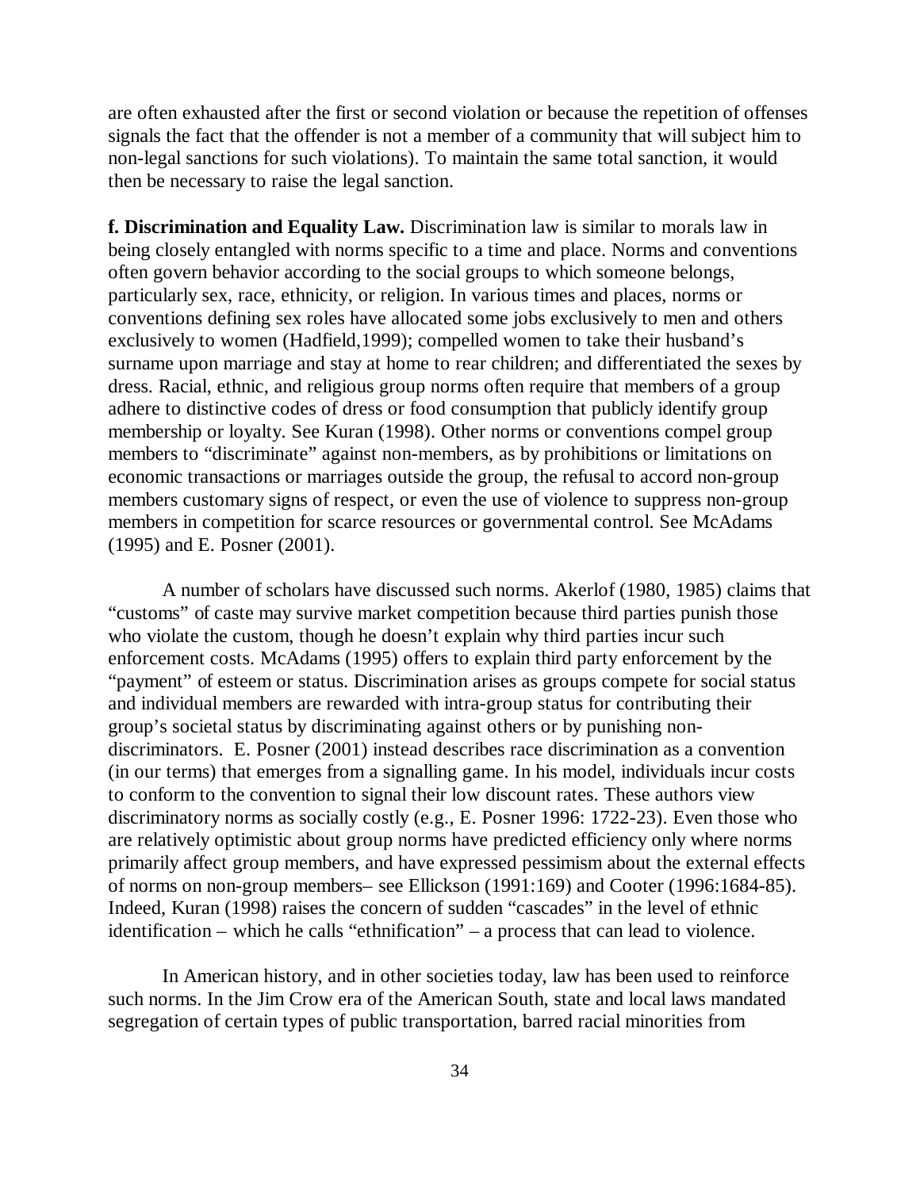are often exhausted after the first or second violation or because the repetition of offenses signals the fact that the offender is not a member of a community that will subject him to non-legal sanctions for such violations). To maintain the same total sanction, it would then be necessary to raise the legal sanction.

**f. Discrimination and Equality Law.** Discrimination law is similar to morals law in being closely entangled with norms specific to a time and place. Norms and conventions often govern behavior according to the social groups to which someone belongs, particularly sex, race, ethnicity, or religion. In various times and places, norms or conventions defining sex roles have allocated some jobs exclusively to men and others exclusively to women (Hadfield,1999); compelled women to take their husband's surname upon marriage and stay at home to rear children; and differentiated the sexes by dress. Racial, ethnic, and religious group norms often require that members of a group adhere to distinctive codes of dress or food consumption that publicly identify group membership or loyalty. See Kuran (1998). Other norms or conventions compel group members to "discriminate" against non-members, as by prohibitions or limitations on economic transactions or marriages outside the group, the refusal to accord non-group members customary signs of respect, or even the use of violence to suppress non-group members in competition for scarce resources or governmental control. See McAdams (1995) and E. Posner (2001).

A number of scholars have discussed such norms. Akerlof (1980, 1985) claims that "customs" of caste may survive market competition because third parties punish those who violate the custom, though he doesn't explain why third parties incur such enforcement costs. McAdams (1995) offers to explain third party enforcement by the "payment" of esteem or status. Discrimination arises as groups compete for social status and individual members are rewarded with intra-group status for contributing their group's societal status by discriminating against others or by punishing non-discriminators. E. Posner (2001) instead describes race discrimination as a convention (in our terms) that emerges from a signalling game. In his model, individuals incur costs to conform to the convention to signal their low discount rates. These authors view discriminatory norms as socially costly (e.g., E. Posner 1996: 1722-23). Even those who are relatively optimistic about group norms have predicted efficiency only where norms primarily affect group members, and have expressed pessimism about the external effects of norms on non-group members– see Ellickson (1991:169) and Cooter (1996:1684-85). Indeed, Kuran (1998) raises the concern of sudden "cascades" in the level of ethnic identification – which he calls "ethnification" – a process that can lead to violence.

In American history, and in other societies today, law has been used to reinforce such norms. In the Jim Crow era of the American South, state and local laws mandated segregation of certain types of public transportation, barred racial minorities from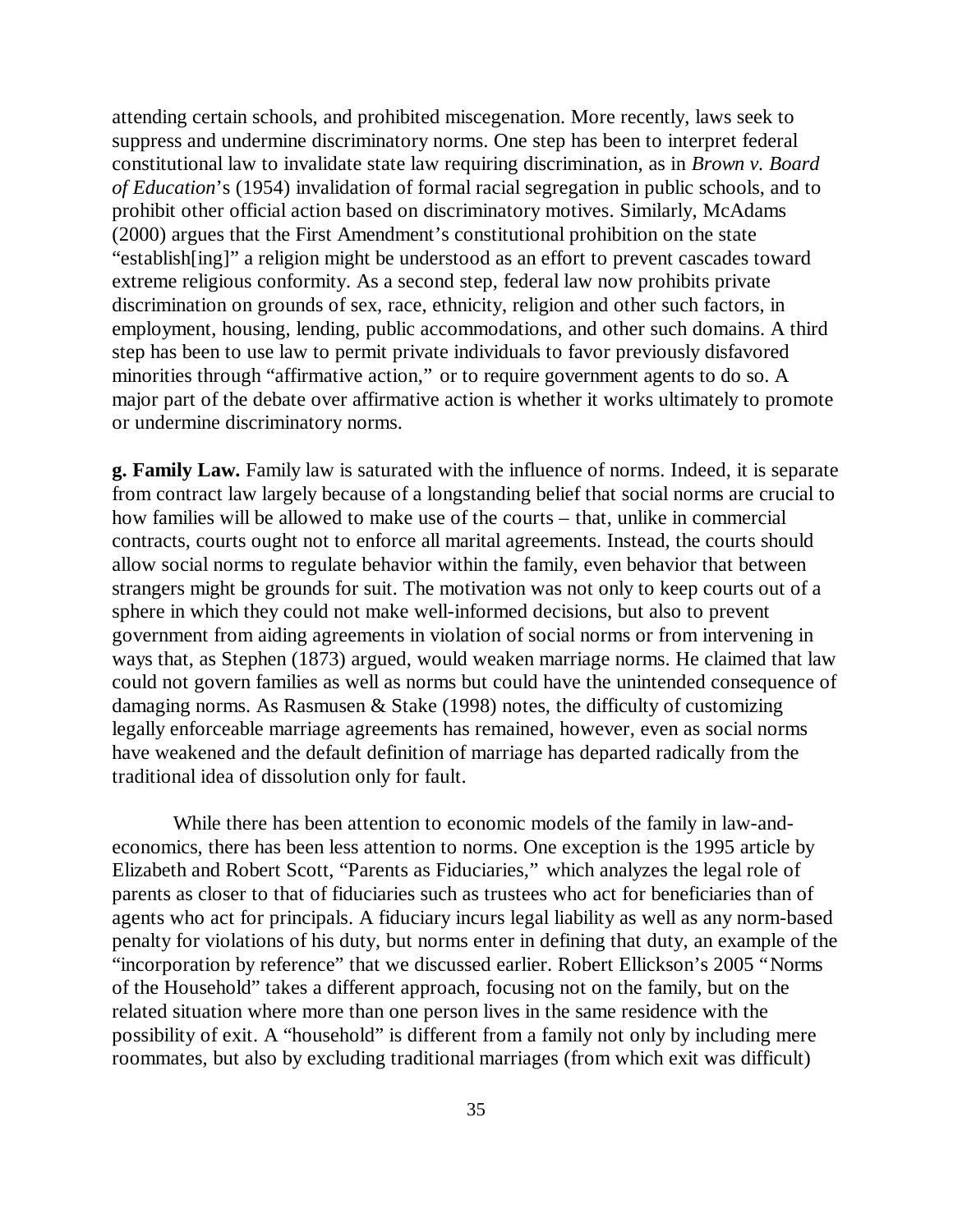attending certain schools, and prohibited miscegenation. More recently, laws seek to suppress and undermine discriminatory norms. One step has been to interpret federal constitutional law to invalidate state law requiring discrimination, as in *Brown v. Board of Education*'s (1954) invalidation of formal racial segregation in public schools, and to prohibit other official action based on discriminatory motives. Similarly, McAdams (2000) argues that the First Amendment's constitutional prohibition on the state "establish[ing]" a religion might be understood as an effort to prevent cascades toward extreme religious conformity. As a second step, federal law now prohibits private discrimination on grounds of sex, race, ethnicity, religion and other such factors, in employment, housing, lending, public accommodations, and other such domains. A third step has been to use law to permit private individuals to favor previously disfavored minorities through "affirmative action," or to require government agents to do so. A major part of the debate over affirmative action is whether it works ultimately to promote or undermine discriminatory norms.

**g. Family Law.** Family law is saturated with the influence of norms. Indeed, it is separate from contract law largely because of a longstanding belief that social norms are crucial to how families will be allowed to make use of the courts – that, unlike in commercial contracts, courts ought not to enforce all marital agreements. Instead, the courts should allow social norms to regulate behavior within the family, even behavior that between strangers might be grounds for suit. The motivation was not only to keep courts out of a sphere in which they could not make well-informed decisions, but also to prevent government from aiding agreements in violation of social norms or from intervening in ways that, as Stephen (1873) argued, would weaken marriage norms. He claimed that law could not govern families as well as norms but could have the unintended consequence of damaging norms. As Rasmusen & Stake (1998) notes, the difficulty of customizing legally enforceable marriage agreements has remained, however, even as social norms have weakened and the default definition of marriage has departed radically from the traditional idea of dissolution only for fault.

While there has been attention to economic models of the family in law-and-economics, there has been less attention to norms. One exception is the 1995 article by Elizabeth and Robert Scott, "Parents as Fiduciaries," which analyzes the legal role of parents as closer to that of fiduciaries such as trustees who act for beneficiaries than of agents who act for principals. A fiduciary incurs legal liability as well as any norm-based penalty for violations of his duty, but norms enter in defining that duty, an example of the "incorporation by reference" that we discussed earlier. Robert Ellickson's 2005 "Norms of the Household" takes a different approach, focusing not on the family, but on the related situation where more than one person lives in the same residence with the possibility of exit. A "household" is different from a family not only by including mere roommates, but also by excluding traditional marriages (from which exit was difficult)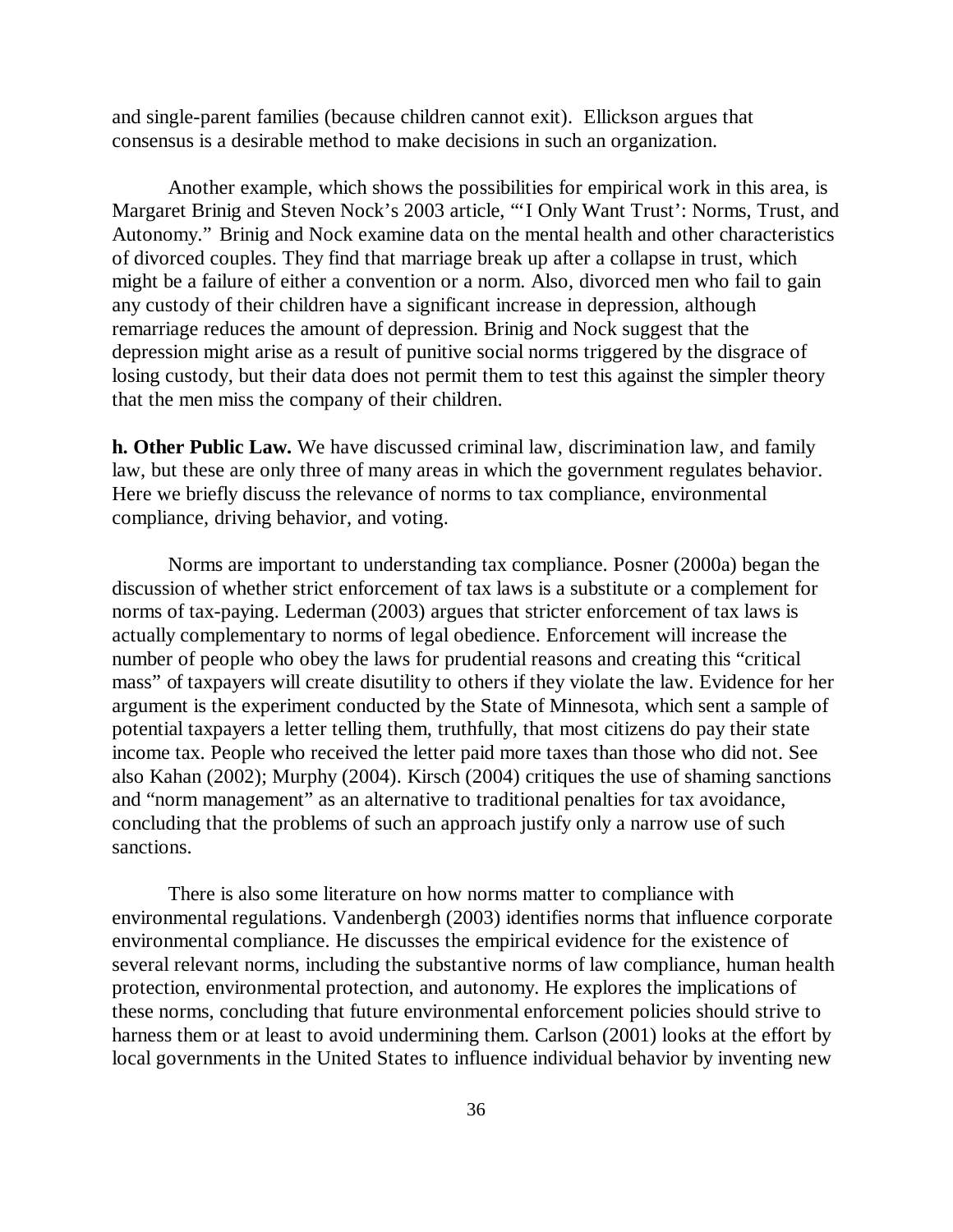and single-parent families (because children cannot exit). Ellickson argues that consensus is a desirable method to make decisions in such an organization.

Another example, which shows the possibilities for empirical work in this area, is Margaret Brinig and Steven Nock's 2003 article, "'I Only Want Trust': Norms, Trust, and Autonomy." Brinig and Nock examine data on the mental health and other characteristics of divorced couples. They find that marriage break up after a collapse in trust, which might be a failure of either a convention or a norm. Also, divorced men who fail to gain any custody of their children have a significant increase in depression, although remarriage reduces the amount of depression. Brinig and Nock suggest that the depression might arise as a result of punitive social norms triggered by the disgrace of losing custody, but their data does not permit them to test this against the simpler theory that the men miss the company of their children.

**h. Other Public Law.** We have discussed criminal law, discrimination law, and family law, but these are only three of many areas in which the government regulates behavior. Here we briefly discuss the relevance of norms to tax compliance, environmental compliance, driving behavior, and voting.

Norms are important to understanding tax compliance. Posner (2000a) began the discussion of whether strict enforcement of tax laws is a substitute or a complement for norms of tax-paying. Lederman (2003) argues that stricter enforcement of tax laws is actually complementary to norms of legal obedience. Enforcement will increase the number of people who obey the laws for prudential reasons and creating this "critical mass" of taxpayers will create disutility to others if they violate the law. Evidence for her argument is the experiment conducted by the State of Minnesota, which sent a sample of potential taxpayers a letter telling them, truthfully, that most citizens do pay their state income tax. People who received the letter paid more taxes than those who did not. See also Kahan (2002); Murphy (2004). Kirsch (2004) critiques the use of shaming sanctions and "norm management" as an alternative to traditional penalties for tax avoidance, concluding that the problems of such an approach justify only a narrow use of such sanctions.

There is also some literature on how norms matter to compliance with environmental regulations. Vandenbergh (2003) identifies norms that influence corporate environmental compliance. He discusses the empirical evidence for the existence of several relevant norms, including the substantive norms of law compliance, human health protection, environmental protection, and autonomy. He explores the implications of these norms, concluding that future environmental enforcement policies should strive to harness them or at least to avoid undermining them. Carlson (2001) looks at the effort by local governments in the United States to influence individual behavior by inventing new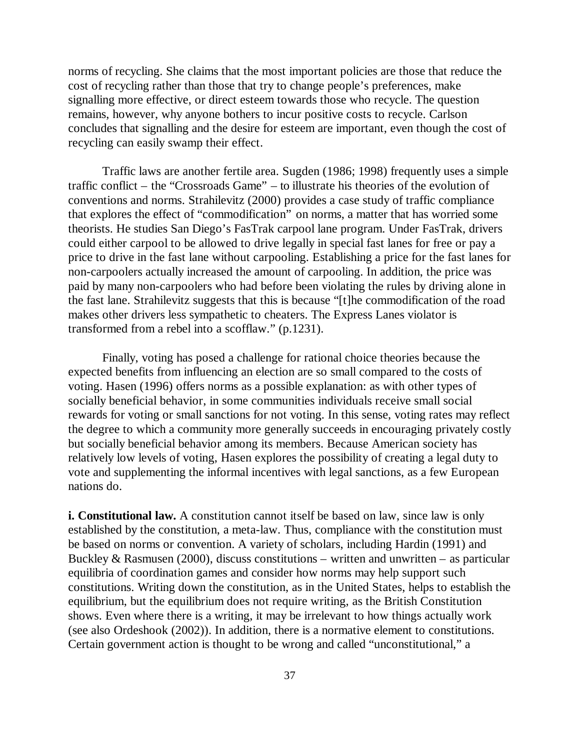norms of recycling. She claims that the most important policies are those that reduce the cost of recycling rather than those that try to change people's preferences, make signalling more effective, or direct esteem towards those who recycle. The question remains, however, why anyone bothers to incur positive costs to recycle. Carlson concludes that signalling and the desire for esteem are important, even though the cost of recycling can easily swamp their effect.

Traffic laws are another fertile area. Sugden (1986; 1998) frequently uses a simple traffic conflict – the "Crossroads Game" – to illustrate his theories of the evolution of conventions and norms. Strahilevitz (2000) provides a case study of traffic compliance that explores the effect of "commodification" on norms, a matter that has worried some theorists. He studies San Diego's FasTrak carpool lane program. Under FasTrak, drivers could either carpool to be allowed to drive legally in special fast lanes for free or pay a price to drive in the fast lane without carpooling. Establishing a price for the fast lanes for non-carpoolers actually increased the amount of carpooling. In addition, the price was paid by many non-carpoolers who had before been violating the rules by driving alone in the fast lane. Strahilevitz suggests that this is because "[t]he commodification of the road makes other drivers less sympathetic to cheaters. The Express Lanes violator is transformed from a rebel into a scofflaw." (p.1231).

Finally, voting has posed a challenge for rational choice theories because the expected benefits from influencing an election are so small compared to the costs of voting. Hasen (1996) offers norms as a possible explanation: as with other types of socially beneficial behavior, in some communities individuals receive small social rewards for voting or small sanctions for not voting. In this sense, voting rates may reflect the degree to which a community more generally succeeds in encouraging privately costly but socially beneficial behavior among its members. Because American society has relatively low levels of voting, Hasen explores the possibility of creating a legal duty to vote and supplementing the informal incentives with legal sanctions, as a few European nations do.

**i. Constitutional law.** A constitution cannot itself be based on law, since law is only established by the constitution, a meta-law. Thus, compliance with the constitution must be based on norms or convention. A variety of scholars, including Hardin (1991) and Buckley & Rasmusen (2000), discuss constitutions – written and unwritten – as particular equilibria of coordination games and consider how norms may help support such constitutions. Writing down the constitution, as in the United States, helps to establish the equilibrium, but the equilibrium does not require writing, as the British Constitution shows. Even where there is a writing, it may be irrelevant to how things actually work (see also Ordeshook (2002)). In addition, there is a normative element to constitutions. Certain government action is thought to be wrong and called "unconstitutional," a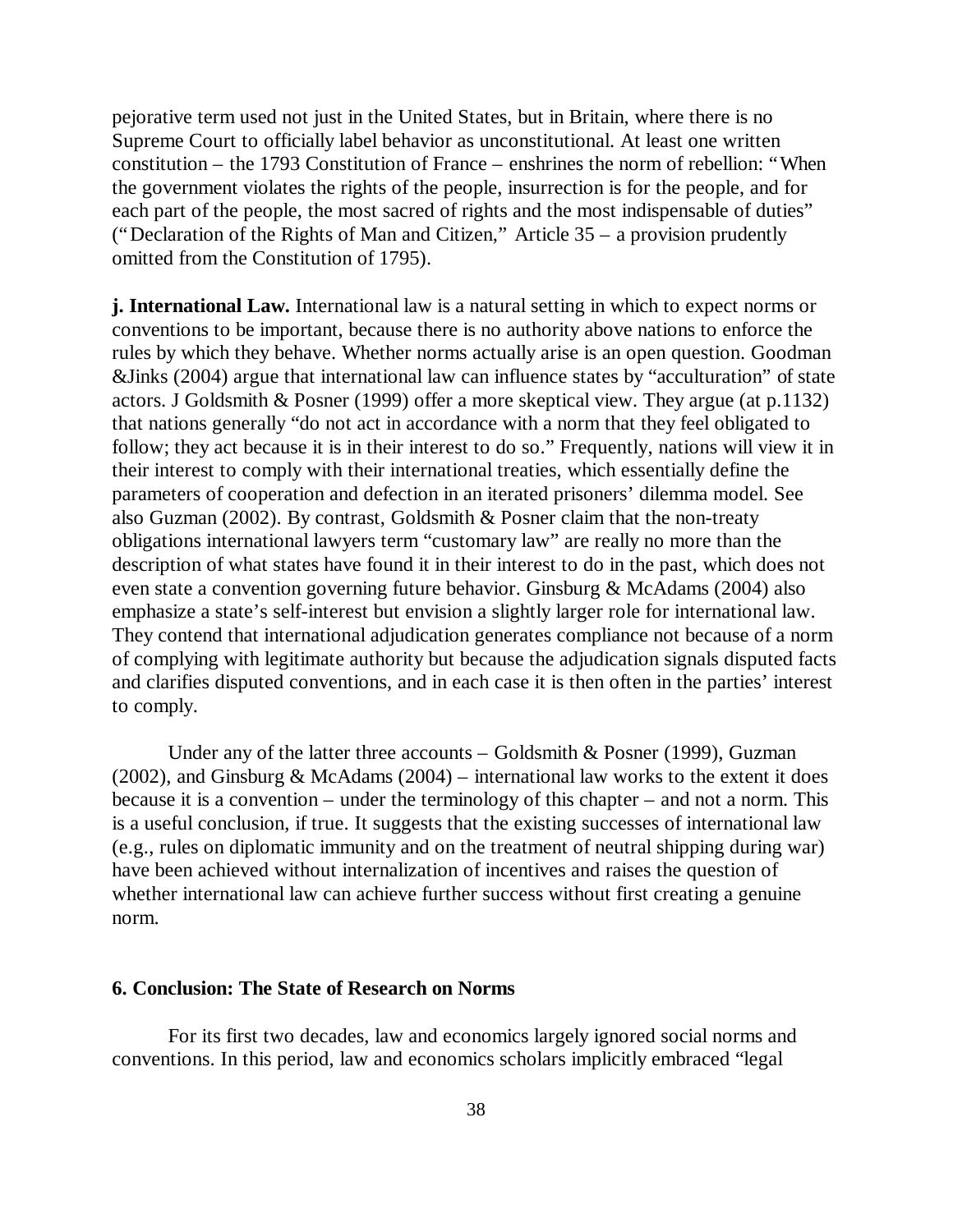pejorative term used not just in the United States, but in Britain, where there is no Supreme Court to officially label behavior as unconstitutional. At least one written constitution – the 1793 Constitution of France – enshrines the norm of rebellion: "When the government violates the rights of the people, insurrection is for the people, and for each part of the people, the most sacred of rights and the most indispensable of duties" ("Declaration of the Rights of Man and Citizen," Article 35 – a provision prudently omitted from the Constitution of 1795).

**j. International Law.** International law is a natural setting in which to expect norms or conventions to be important, because there is no authority above nations to enforce the rules by which they behave. Whether norms actually arise is an open question. Goodman &Jinks (2004) argue that international law can influence states by "acculturation" of state actors. J Goldsmith & Posner (1999) offer a more skeptical view. They argue (at p.1132) that nations generally "do not act in accordance with a norm that they feel obligated to follow; they act because it is in their interest to do so." Frequently, nations will view it in their interest to comply with their international treaties, which essentially define the parameters of cooperation and defection in an iterated prisoners' dilemma model. See also Guzman (2002). By contrast, Goldsmith & Posner claim that the non-treaty obligations international lawyers term "customary law" are really no more than the description of what states have found it in their interest to do in the past, which does not even state a convention governing future behavior. Ginsburg & McAdams (2004) also emphasize a state's self-interest but envision a slightly larger role for international law. They contend that international adjudication generates compliance not because of a norm of complying with legitimate authority but because the adjudication signals disputed facts and clarifies disputed conventions, and in each case it is then often in the parties' interest to comply.

Under any of the latter three accounts – Goldsmith & Posner (1999), Guzman (2002), and Ginsburg & McAdams (2004) – international law works to the extent it does because it is a convention – under the terminology of this chapter – and not a norm. This is a useful conclusion, if true. It suggests that the existing successes of international law (e.g., rules on diplomatic immunity and on the treatment of neutral shipping during war) have been achieved without internalization of incentives and raises the question of whether international law can achieve further success without first creating a genuine norm.

## 6. Conclusion: The State of Research on Norms

For its first two decades, law and economics largely ignored social norms and conventions. In this period, law and economics scholars implicitly embraced "legal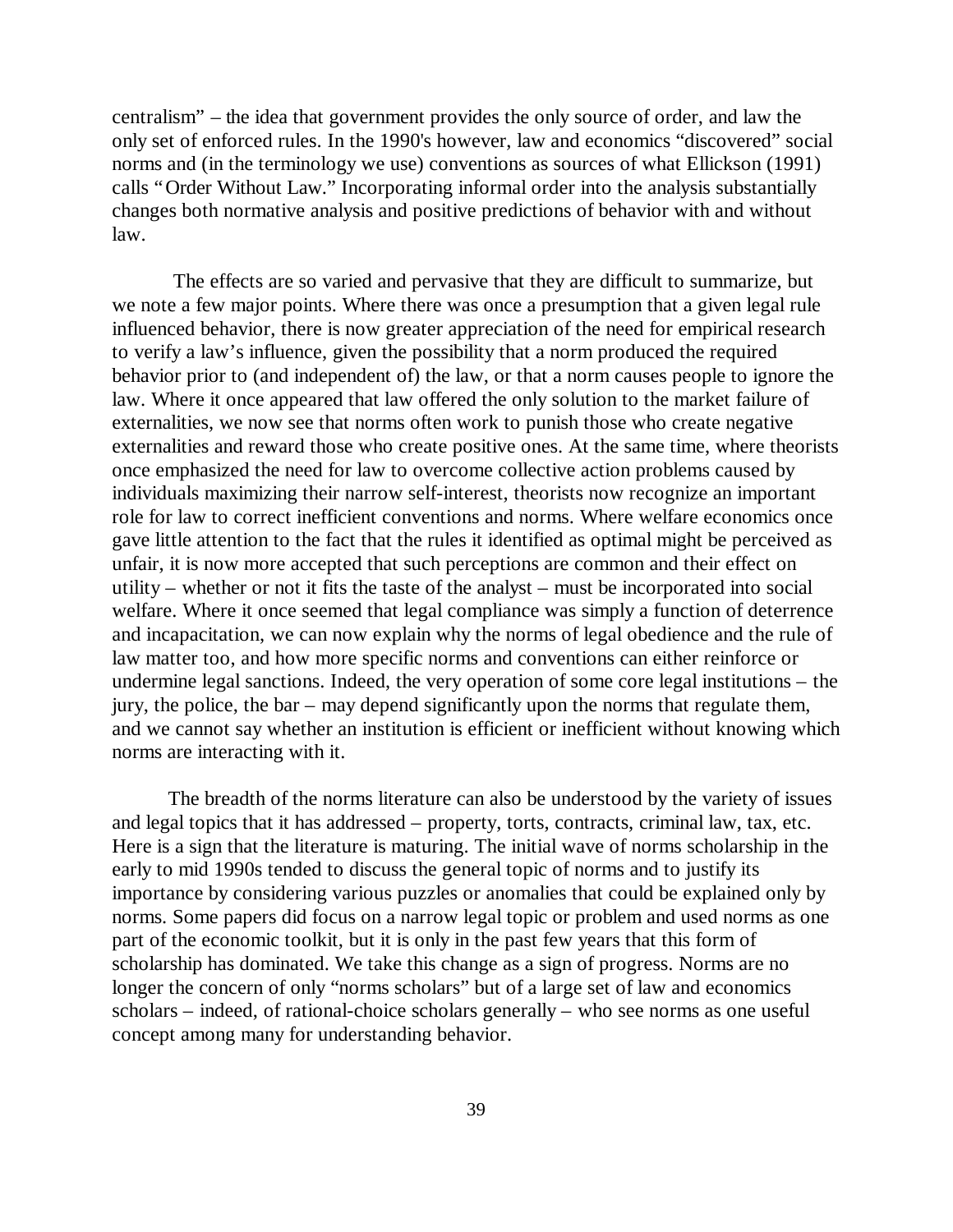centralism" – the idea that government provides the only source of order, and law the only set of enforced rules. In the 1990's however, law and economics "discovered" social norms and (in the terminology we use) conventions as sources of what Ellickson (1991) calls "Order Without Law." Incorporating informal order into the analysis substantially changes both normative analysis and positive predictions of behavior with and without law.

The effects are so varied and pervasive that they are difficult to summarize, but we note a few major points. Where there was once a presumption that a given legal rule influenced behavior, there is now greater appreciation of the need for empirical research to verify a law's influence, given the possibility that a norm produced the required behavior prior to (and independent of) the law, or that a norm causes people to ignore the law. Where it once appeared that law offered the only solution to the market failure of externalities, we now see that norms often work to punish those who create negative externalities and reward those who create positive ones. At the same time, where theorists once emphasized the need for law to overcome collective action problems caused by individuals maximizing their narrow self-interest, theorists now recognize an important role for law to correct inefficient conventions and norms. Where welfare economics once gave little attention to the fact that the rules it identified as optimal might be perceived as unfair, it is now more accepted that such perceptions are common and their effect on utility – whether or not it fits the taste of the analyst – must be incorporated into social welfare. Where it once seemed that legal compliance was simply a function of deterrence and incapacitation, we can now explain why the norms of legal obedience and the rule of law matter too, and how more specific norms and conventions can either reinforce or undermine legal sanctions. Indeed, the very operation of some core legal institutions – the jury, the police, the bar – may depend significantly upon the norms that regulate them, and we cannot say whether an institution is efficient or inefficient without knowing which norms are interacting with it.

The breadth of the norms literature can also be understood by the variety of issues and legal topics that it has addressed – property, torts, contracts, criminal law, tax, etc. Here is a sign that the literature is maturing. The initial wave of norms scholarship in the early to mid 1990s tended to discuss the general topic of norms and to justify its importance by considering various puzzles or anomalies that could be explained only by norms. Some papers did focus on a narrow legal topic or problem and used norms as one part of the economic toolkit, but it is only in the past few years that this form of scholarship has dominated. We take this change as a sign of progress. Norms are no longer the concern of only "norms scholars" but of a large set of law and economics scholars – indeed, of rational-choice scholars generally – who see norms as one useful concept among many for understanding behavior.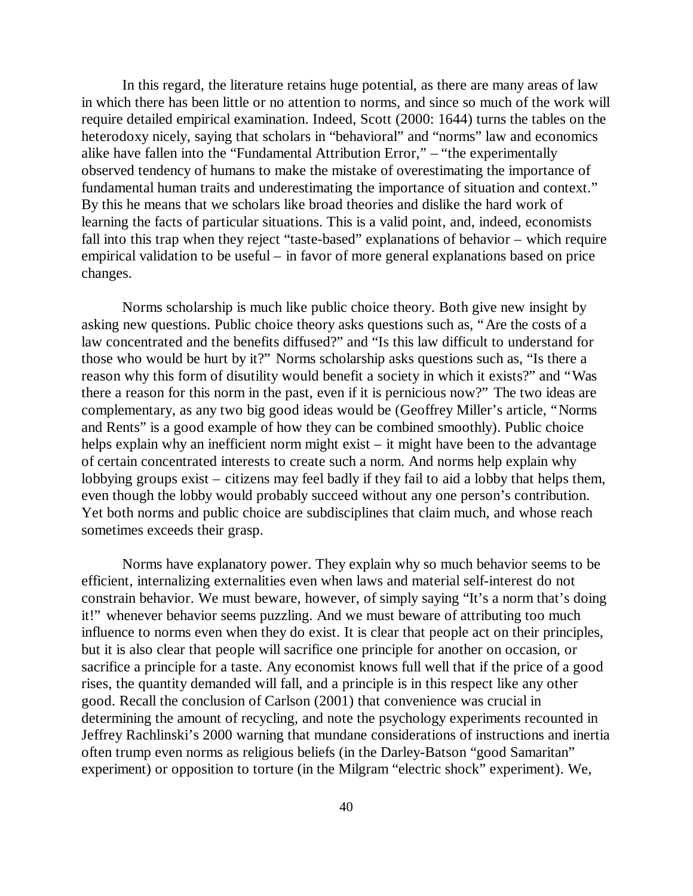In this regard, the literature retains huge potential, as there are many areas of law in which there has been little or no attention to norms, and since so much of the work will require detailed empirical examination. Indeed, Scott (2000: 1644) turns the tables on the heterodoxy nicely, saying that scholars in "behavioral" and "norms" law and economics alike have fallen into the "Fundamental Attribution Error," – "the experimentally observed tendency of humans to make the mistake of overestimating the importance of fundamental human traits and underestimating the importance of situation and context." By this he means that we scholars like broad theories and dislike the hard work of learning the facts of particular situations. This is a valid point, and, indeed, economists fall into this trap when they reject "taste-based" explanations of behavior – which require empirical validation to be useful – in favor of more general explanations based on price changes.

Norms scholarship is much like public choice theory. Both give new insight by asking new questions. Public choice theory asks questions such as, "Are the costs of a law concentrated and the benefits diffused?" and "Is this law difficult to understand for those who would be hurt by it?" Norms scholarship asks questions such as, "Is there a reason why this form of disutility would benefit a society in which it exists?" and "Was there a reason for this norm in the past, even if it is pernicious now?" The two ideas are complementary, as any two big good ideas would be (Geoffrey Miller's article, "Norms and Rents" is a good example of how they can be combined smoothly). Public choice helps explain why an inefficient norm might exist – it might have been to the advantage of certain concentrated interests to create such a norm. And norms help explain why lobbying groups exist – citizens may feel badly if they fail to aid a lobby that helps them, even though the lobby would probably succeed without any one person's contribution. Yet both norms and public choice are subdisciplines that claim much, and whose reach sometimes exceeds their grasp.

Norms have explanatory power. They explain why so much behavior seems to be efficient, internalizing externalities even when laws and material self-interest do not constrain behavior. We must beware, however, of simply saying "It's a norm that's doing it!" whenever behavior seems puzzling. And we must beware of attributing too much influence to norms even when they do exist. It is clear that people act on their principles, but it is also clear that people will sacrifice one principle for another on occasion, or sacrifice a principle for a taste. Any economist knows full well that if the price of a good rises, the quantity demanded will fall, and a principle is in this respect like any other good. Recall the conclusion of Carlson (2001) that convenience was crucial in determining the amount of recycling, and note the psychology experiments recounted in Jeffrey Rachlinski's 2000 warning that mundane considerations of instructions and inertia often trump even norms as religious beliefs (in the Darley-Batson "good Samaritan" experiment) or opposition to torture (in the Milgram "electric shock" experiment). We,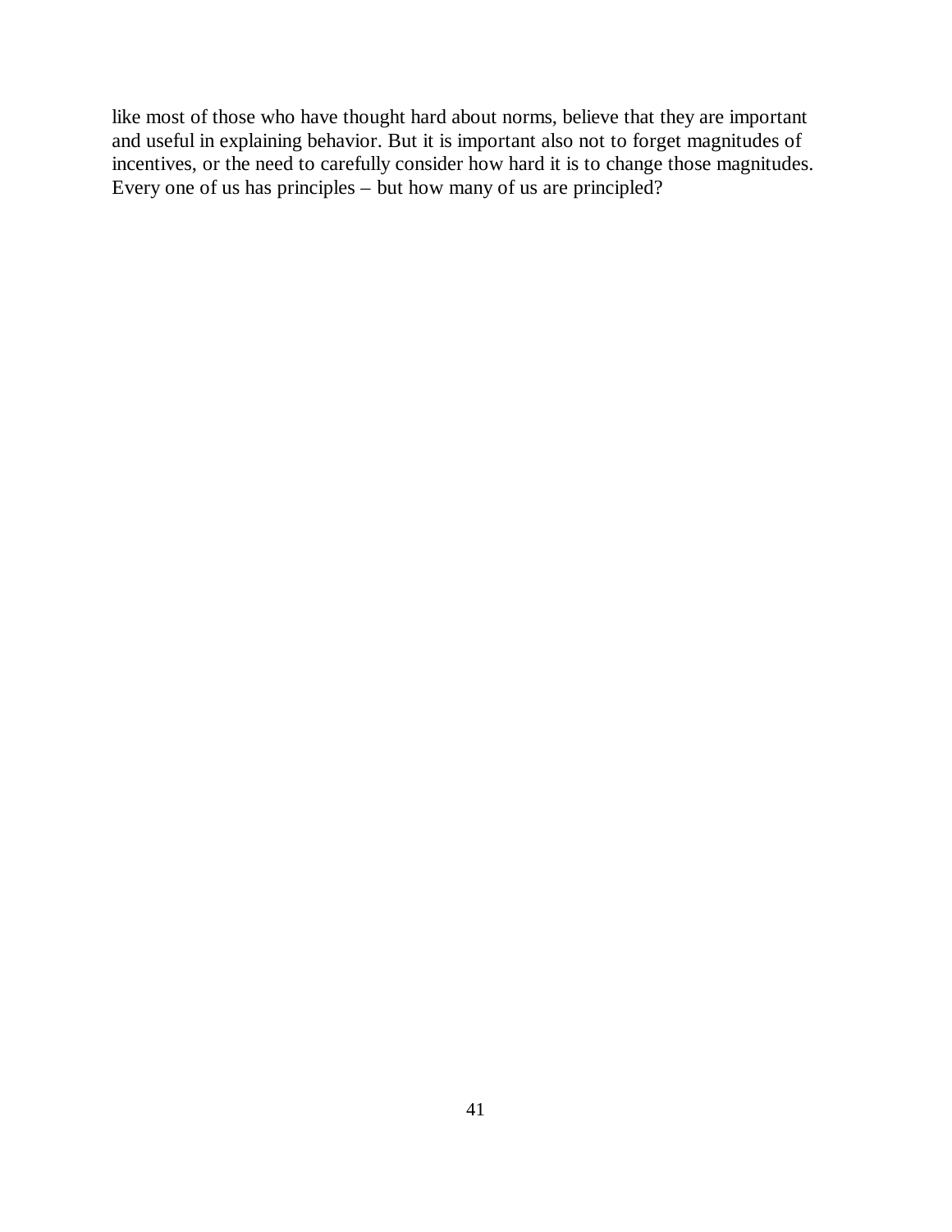like most of those who have thought hard about norms, believe that they are important and useful in explaining behavior. But it is important also not to forget magnitudes of incentives, or the need to carefully consider how hard it is to change those magnitudes. Every one of us has principles – but how many of us are principled?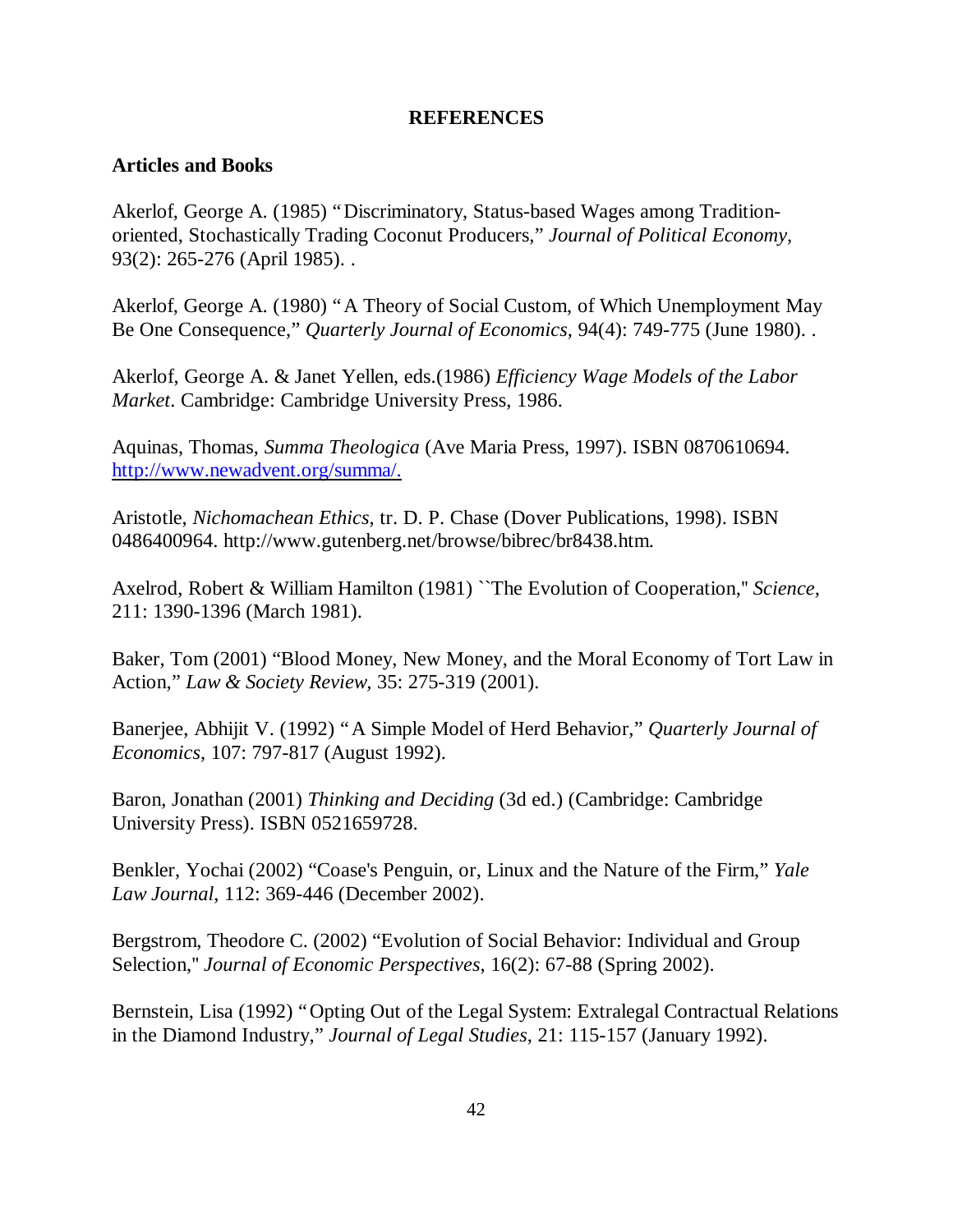## REFERENCES

### Articles and Books

Akerlof, George A. (1985) "Discriminatory, Status-based Wages among Tradition-oriented, Stochastically Trading Coconut Producers," *Journal of Political Economy*, 93(2): 265-276 (April 1985). .

Akerlof, George A. (1980) "A Theory of Social Custom, of Which Unemployment May Be One Consequence," *Quarterly Journal of Economics*, 94(4): 749-775 (June 1980). .

Akerlof, George A. & Janet Yellen, eds.(1986) *Efficiency Wage Models of the Labor Market*. Cambridge: Cambridge University Press, 1986.

Aquinas, Thomas, *Summa Theologica* (Ave Maria Press, 1997). ISBN 0870610694. http://www.newadvent.org/summa/.

Aristotle, *Nichomachean Ethics*, tr. D. P. Chase (Dover Publications, 1998). ISBN 0486400964. http://www.gutenberg.net/browse/bibrec/br8438.htm.

Axelrod, Robert & William Hamilton (1981) ``The Evolution of Cooperation,'' *Science*, 211: 1390-1396 (March 1981).

Baker, Tom (2001) "Blood Money, New Money, and the Moral Economy of Tort Law in Action," *Law & Society Review*, 35: 275-319 (2001).

Banerjee, Abhijit V. (1992) "A Simple Model of Herd Behavior," *Quarterly Journal of Economics*, 107: 797-817 (August 1992).

Baron, Jonathan (2001) *Thinking and Deciding* (3d ed.) (Cambridge: Cambridge University Press). ISBN 0521659728.

Benkler, Yochai (2002) "Coase's Penguin, or, Linux and the Nature of the Firm," *Yale Law Journal*, 112: 369-446 (December 2002).

Bergstrom, Theodore C. (2002) "Evolution of Social Behavior: Individual and Group Selection," *Journal of Economic Perspectives*, 16(2): 67-88 (Spring 2002).

Bernstein, Lisa (1992) "Opting Out of the Legal System: Extralegal Contractual Relations in the Diamond Industry," *Journal of Legal Studies*, 21: 115-157 (January 1992).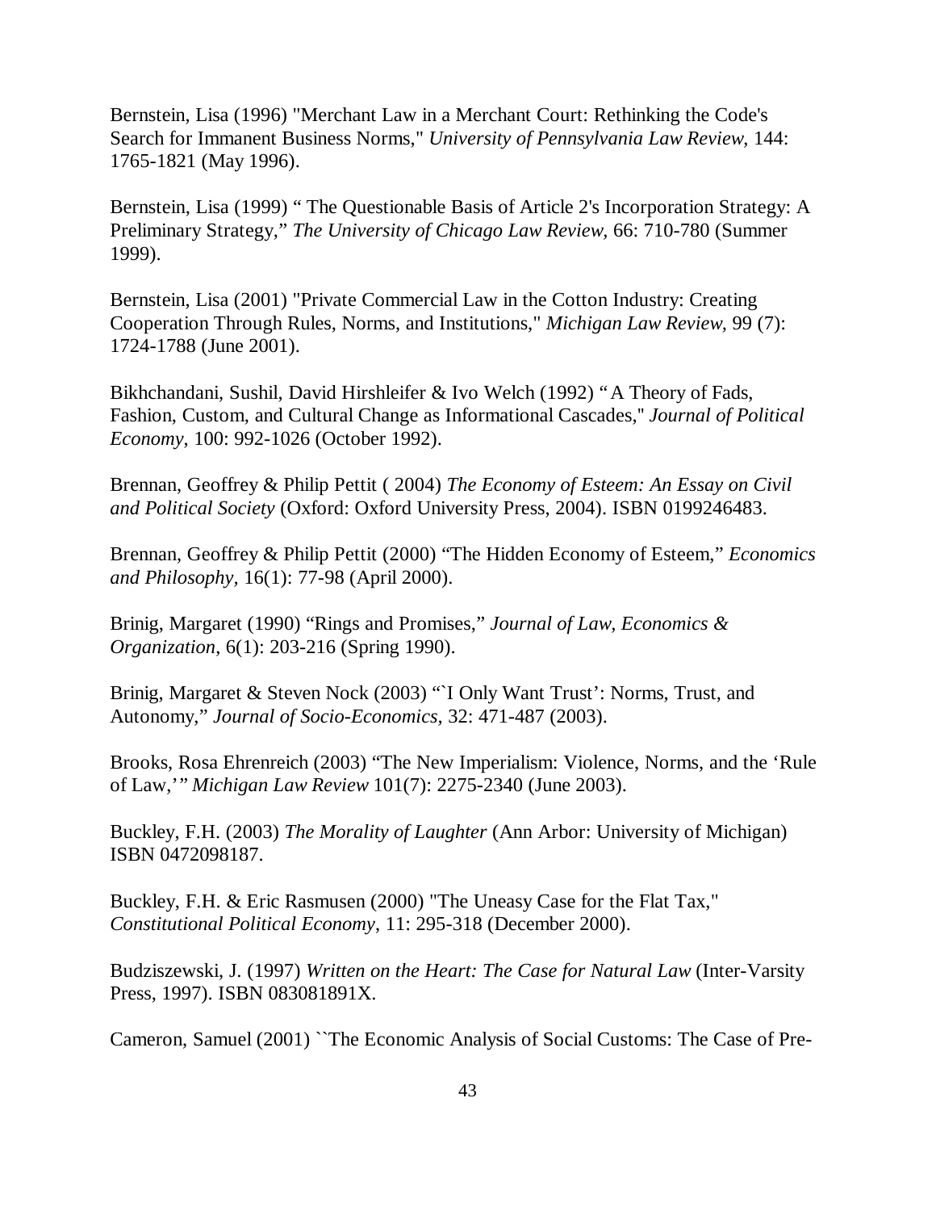Bernstein, Lisa (1996) "Merchant Law in a Merchant Court: Rethinking the Code's Search for Immanent Business Norms," *University of Pennsylvania Law Review*, 144: 1765-1821 (May 1996).

Bernstein, Lisa (1999) " The Questionable Basis of Article 2's Incorporation Strategy: A Preliminary Strategy," *The University of Chicago Law Review*, 66: 710-780 (Summer 1999).

Bernstein, Lisa (2001) "Private Commercial Law in the Cotton Industry: Creating Cooperation Through Rules, Norms, and Institutions," *Michigan Law Review*, 99 (7): 1724-1788 (June 2001).

Bikhchandani, Sushil, David Hirshleifer & Ivo Welch (1992) "A Theory of Fads, Fashion, Custom, and Cultural Change as Informational Cascades," *Journal of Political Economy*, 100: 992-1026 (October 1992).

Brennan, Geoffrey & Philip Pettit ( 2004) *The Economy of Esteem: An Essay on Civil and Political Society* (Oxford: Oxford University Press, 2004). ISBN 0199246483.

Brennan, Geoffrey & Philip Pettit (2000) "The Hidden Economy of Esteem," *Economics and Philosophy*, 16(1): 77-98 (April 2000).

Brinig, Margaret (1990) "Rings and Promises," *Journal of Law, Economics & Organization*, 6(1): 203-216 (Spring 1990).

Brinig, Margaret & Steven Nock (2003) "`I Only Want Trust': Norms, Trust, and Autonomy," *Journal of Socio-Economics*, 32: 471-487 (2003).

Brooks, Rosa Ehrenreich (2003) "The New Imperialism: Violence, Norms, and the 'Rule of Law,'" *Michigan Law Review* 101(7): 2275-2340 (June 2003).

Buckley, F.H. (2003) *The Morality of Laughter* (Ann Arbor: University of Michigan) ISBN 0472098187.

Buckley, F.H. & Eric Rasmusen (2000) "The Uneasy Case for the Flat Tax," *Constitutional Political Economy*, 11: 295-318 (December 2000).

Budziszewski, J. (1997) *Written on the Heart: The Case for Natural Law* (Inter-Varsity Press, 1997). ISBN 083081891X.

Cameron, Samuel (2001) ``The Economic Analysis of Social Customs: The Case of Pre-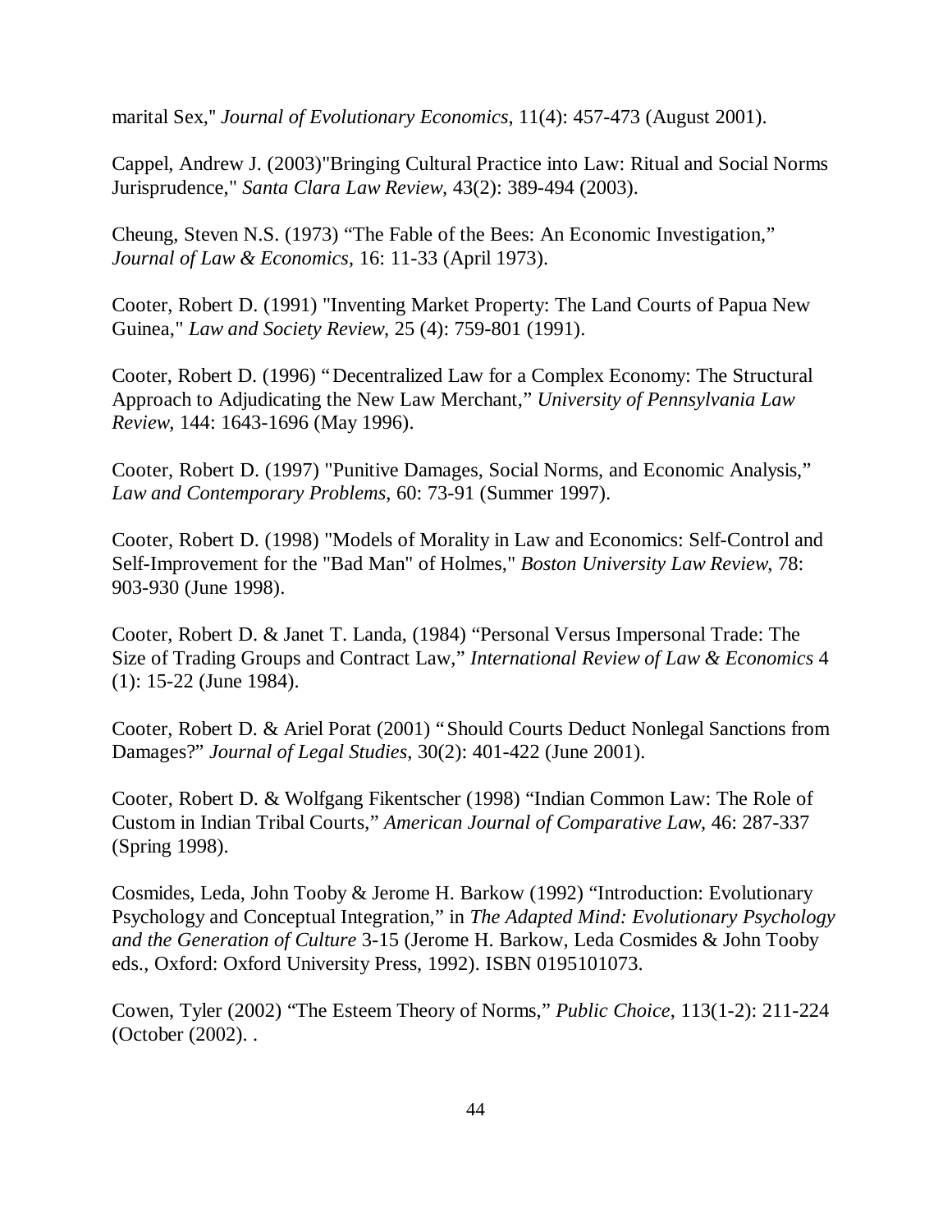marital Sex," *Journal of Evolutionary Economics*, 11(4): 457-473 (August 2001).

Cappel, Andrew J. (2003)"Bringing Cultural Practice into Law: Ritual and Social Norms Jurisprudence," *Santa Clara Law Review*, 43(2): 389-494 (2003).

Cheung, Steven N.S. (1973) "The Fable of the Bees: An Economic Investigation," *Journal of Law & Economics*, 16: 11-33 (April 1973).

Cooter, Robert D. (1991) "Inventing Market Property: The Land Courts of Papua New Guinea," *Law and Society Review*, 25 (4): 759-801 (1991).

Cooter, Robert D. (1996) "Decentralized Law for a Complex Economy: The Structural Approach to Adjudicating the New Law Merchant," *University of Pennsylvania Law Review*, 144: 1643-1696 (May 1996).

Cooter, Robert D. (1997) "Punitive Damages, Social Norms, and Economic Analysis," *Law and Contemporary Problems*, 60: 73-91 (Summer 1997).

Cooter, Robert D. (1998) "Models of Morality in Law and Economics: Self-Control and Self-Improvement for the "Bad Man" of Holmes," *Boston University Law Review*, 78: 903-930 (June 1998).

Cooter, Robert D. & Janet T. Landa, (1984) "Personal Versus Impersonal Trade: The Size of Trading Groups and Contract Law," *International Review of Law & Economics* 4 (1): 15-22 (June 1984).

Cooter, Robert D. & Ariel Porat (2001) "Should Courts Deduct Nonlegal Sanctions from Damages?" *Journal of Legal Studies*, 30(2): 401-422 (June 2001).

Cooter, Robert D. & Wolfgang Fikentscher (1998) "Indian Common Law: The Role of Custom in Indian Tribal Courts," *American Journal of Comparative Law*, 46: 287-337 (Spring 1998).

Cosmides, Leda, John Tooby & Jerome H. Barkow (1992) "Introduction: Evolutionary Psychology and Conceptual Integration," in *The Adapted Mind: Evolutionary Psychology and the Generation of Culture* 3-15 (Jerome H. Barkow, Leda Cosmides & John Tooby eds., Oxford: Oxford University Press, 1992). ISBN 0195101073.

Cowen, Tyler (2002) "The Esteem Theory of Norms," *Public Choice*, 113(1-2): 211-224 (October (2002). .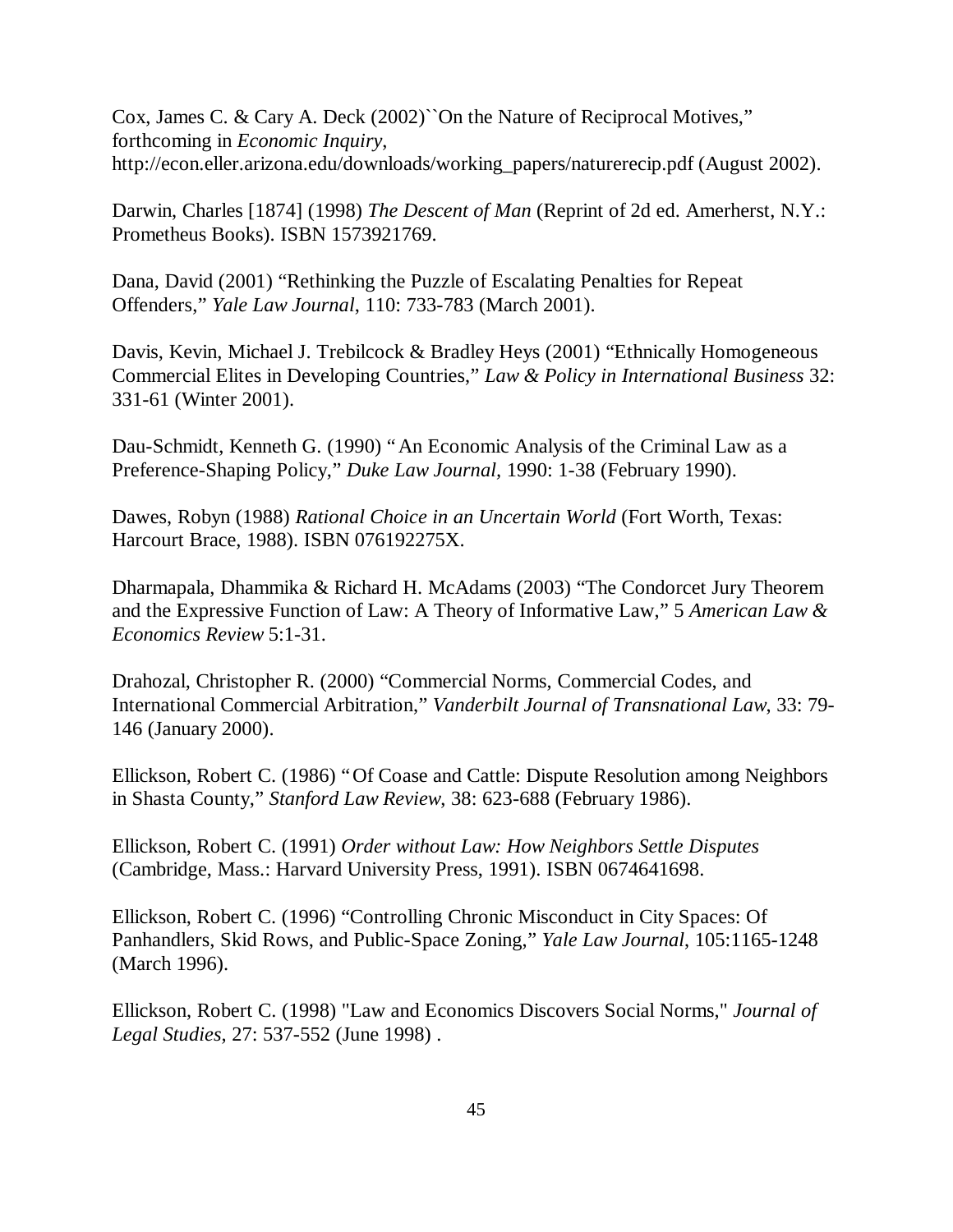Cox, James C. & Cary A. Deck (2002)``On the Nature of Reciprocal Motives," forthcoming in *Economic Inquiry*, http://econ.eller.arizona.edu/downloads/working_papers/naturerecip.pdf (August 2002).

Darwin, Charles [1874] (1998) *The Descent of Man* (Reprint of 2d ed. Amerherst, N.Y.: Prometheus Books). ISBN 1573921769.

Dana, David (2001) "Rethinking the Puzzle of Escalating Penalties for Repeat Offenders," *Yale Law Journal*, 110: 733-783 (March 2001).

Davis, Kevin, Michael J. Trebilcock & Bradley Heys (2001) "Ethnically Homogeneous Commercial Elites in Developing Countries," *Law & Policy in International Business* 32: 331-61 (Winter 2001).

Dau-Schmidt, Kenneth G. (1990) "An Economic Analysis of the Criminal Law as a Preference-Shaping Policy," *Duke Law Journal*, 1990: 1-38 (February 1990).

Dawes, Robyn (1988) *Rational Choice in an Uncertain World* (Fort Worth, Texas: Harcourt Brace, 1988). ISBN 076192275X.

Dharmapala, Dhammika & Richard H. McAdams (2003) "The Condorcet Jury Theorem and the Expressive Function of Law: A Theory of Informative Law," 5 *American Law & Economics Review* 5:1-31.

Drahozal, Christopher R. (2000) "Commercial Norms, Commercial Codes, and International Commercial Arbitration," *Vanderbilt Journal of Transnational Law*, 33: 79-146 (January 2000).

Ellickson, Robert C. (1986) "Of Coase and Cattle: Dispute Resolution among Neighbors in Shasta County," *Stanford Law Review*, 38: 623-688 (February 1986).

Ellickson, Robert C. (1991) *Order without Law: How Neighbors Settle Disputes* (Cambridge, Mass.: Harvard University Press, 1991). ISBN 0674641698.

Ellickson, Robert C. (1996) "Controlling Chronic Misconduct in City Spaces: Of Panhandlers, Skid Rows, and Public-Space Zoning," *Yale Law Journal*, 105:1165-1248 (March 1996).

Ellickson, Robert C. (1998) "Law and Economics Discovers Social Norms," *Journal of Legal Studies*, 27: 537-552 (June 1998) .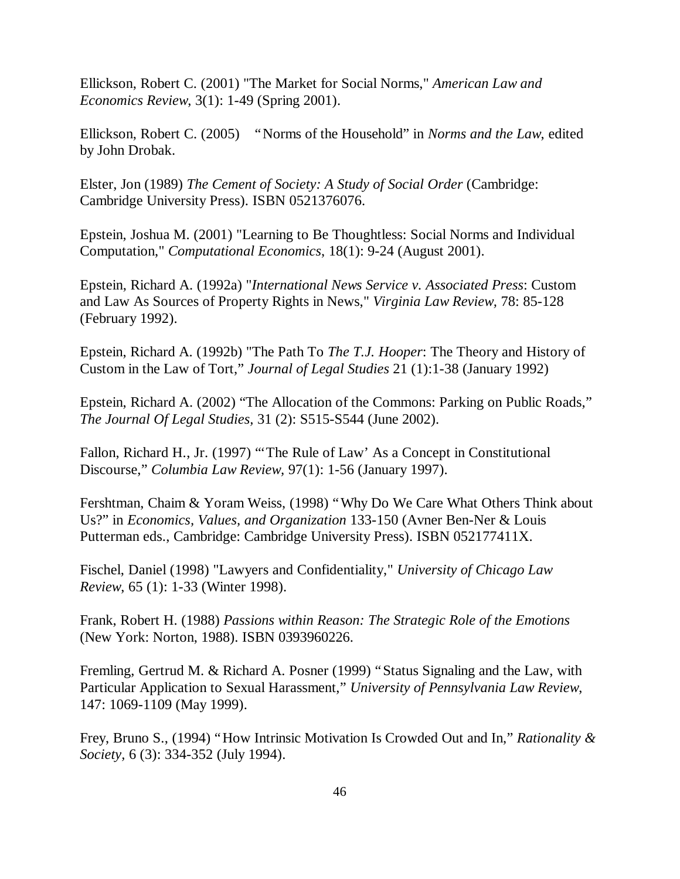Ellickson, Robert C. (2001) "The Market for Social Norms," *American Law and Economics Review*, 3(1): 1-49 (Spring 2001).

Ellickson, Robert C. (2005) "Norms of the Household" in *Norms and the Law*, edited by John Drobak.

Elster, Jon (1989) *The Cement of Society: A Study of Social Order* (Cambridge: Cambridge University Press). ISBN 0521376076.

Epstein, Joshua M. (2001) "Learning to Be Thoughtless: Social Norms and Individual Computation," *Computational Economics*, 18(1): 9-24 (August 2001).

Epstein, Richard A. (1992a) "*International News Service v. Associated Press*: Custom and Law As Sources of Property Rights in News," *Virginia Law Review*, 78: 85-128 (February 1992).

Epstein, Richard A. (1992b) "The Path To *The T.J. Hooper*: The Theory and History of Custom in the Law of Tort," *Journal of Legal Studies* 21 (1):1-38 (January 1992)

Epstein, Richard A. (2002) "The Allocation of the Commons: Parking on Public Roads," *The Journal Of Legal Studies*, 31 (2): S515-S544 (June 2002).

Fallon, Richard H., Jr. (1997) "'The Rule of Law' As a Concept in Constitutional Discourse," *Columbia Law Review*, 97(1): 1-56 (January 1997).

Fershtman, Chaim & Yoram Weiss, (1998) "Why Do We Care What Others Think about Us?" in *Economics, Values, and Organization* 133-150 (Avner Ben-Ner & Louis Putterman eds., Cambridge: Cambridge University Press). ISBN 052177411X.

Fischel, Daniel (1998) "Lawyers and Confidentiality," *University of Chicago Law Review*, 65 (1): 1-33 (Winter 1998).

Frank, Robert H. (1988) *Passions within Reason: The Strategic Role of the Emotions* (New York: Norton, 1988). ISBN 0393960226.

Fremling, Gertrud M. & Richard A. Posner (1999) "Status Signaling and the Law, with Particular Application to Sexual Harassment," *University of Pennsylvania Law Review*, 147: 1069-1109 (May 1999).

Frey, Bruno S., (1994) "How Intrinsic Motivation Is Crowded Out and In," *Rationality & Society*, 6 (3): 334-352 (July 1994).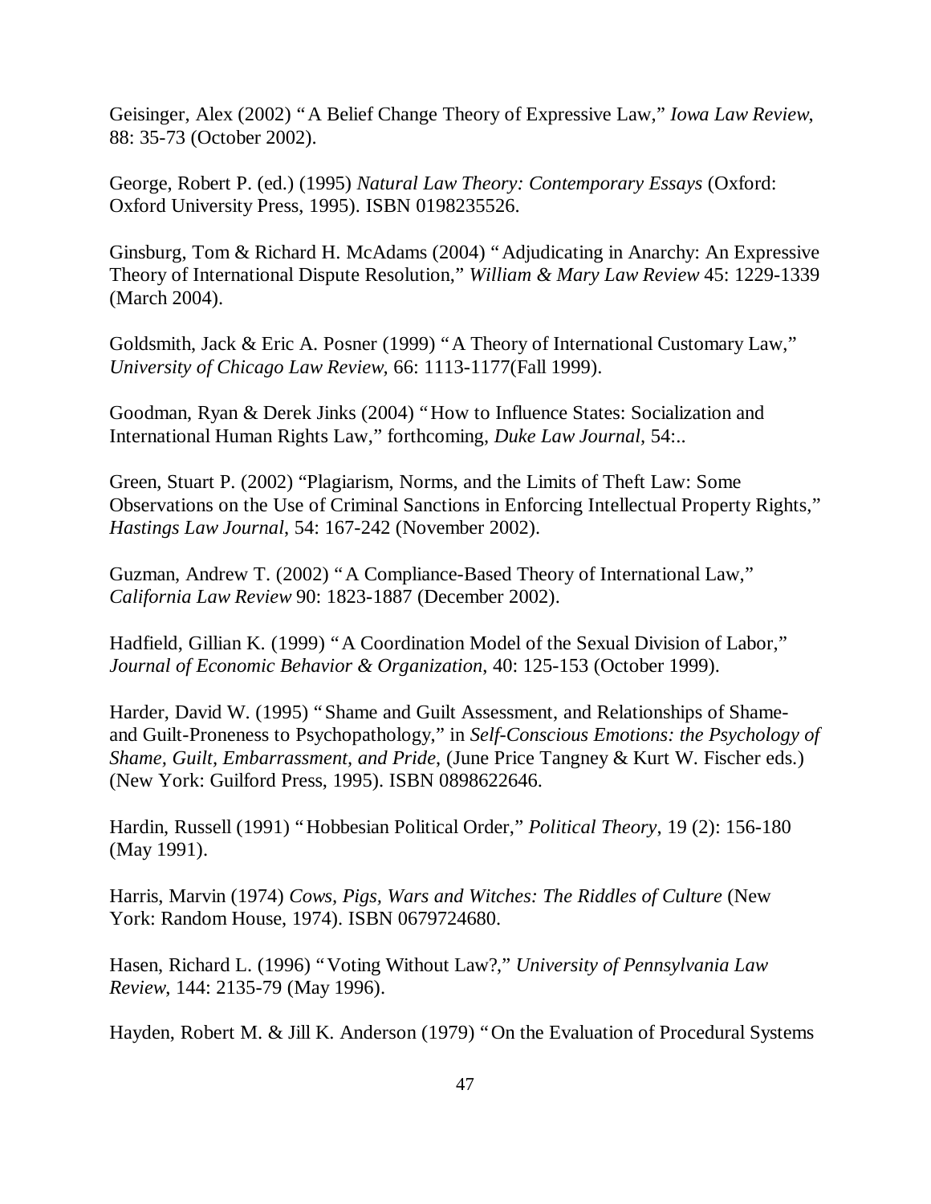Geisinger, Alex (2002) "A Belief Change Theory of Expressive Law," *Iowa Law Review*, 88: 35-73 (October 2002).

George, Robert P. (ed.) (1995) *Natural Law Theory: Contemporary Essays* (Oxford: Oxford University Press, 1995). ISBN 0198235526.

Ginsburg, Tom & Richard H. McAdams (2004) "Adjudicating in Anarchy: An Expressive Theory of International Dispute Resolution," *William & Mary Law Review* 45: 1229-1339 (March 2004).

Goldsmith, Jack & Eric A. Posner (1999) "A Theory of International Customary Law," *University of Chicago Law Review*, 66: 1113-1177(Fall 1999).

Goodman, Ryan & Derek Jinks (2004) "How to Influence States: Socialization and International Human Rights Law," forthcoming, *Duke Law Journal*, 54:..

Green, Stuart P. (2002) "Plagiarism, Norms, and the Limits of Theft Law: Some Observations on the Use of Criminal Sanctions in Enforcing Intellectual Property Rights," *Hastings Law Journal*, 54: 167-242 (November 2002).

Guzman, Andrew T. (2002) "A Compliance-Based Theory of International Law," *California Law Review* 90: 1823-1887 (December 2002).

Hadfield, Gillian K. (1999) "A Coordination Model of the Sexual Division of Labor," *Journal of Economic Behavior & Organization*, 40: 125-153 (October 1999).

Harder, David W. (1995) "Shame and Guilt Assessment, and Relationships of Shame- and Guilt-Proneness to Psychopathology," in *Self-Conscious Emotions: the Psychology of Shame, Guilt, Embarrassment, and Pride*, (June Price Tangney & Kurt W. Fischer eds.) (New York: Guilford Press, 1995). ISBN 0898622646.

Hardin, Russell (1991) "Hobbesian Political Order," *Political Theory*, 19 (2): 156-180 (May 1991).

Harris, Marvin (1974) *Cows, Pigs, Wars and Witches: The Riddles of Culture* (New York: Random House, 1974). ISBN 0679724680.

Hasen, Richard L. (1996) "Voting Without Law?," *University of Pennsylvania Law Review*, 144: 2135-79 (May 1996).

Hayden, Robert M. & Jill K. Anderson (1979) "On the Evaluation of Procedural Systems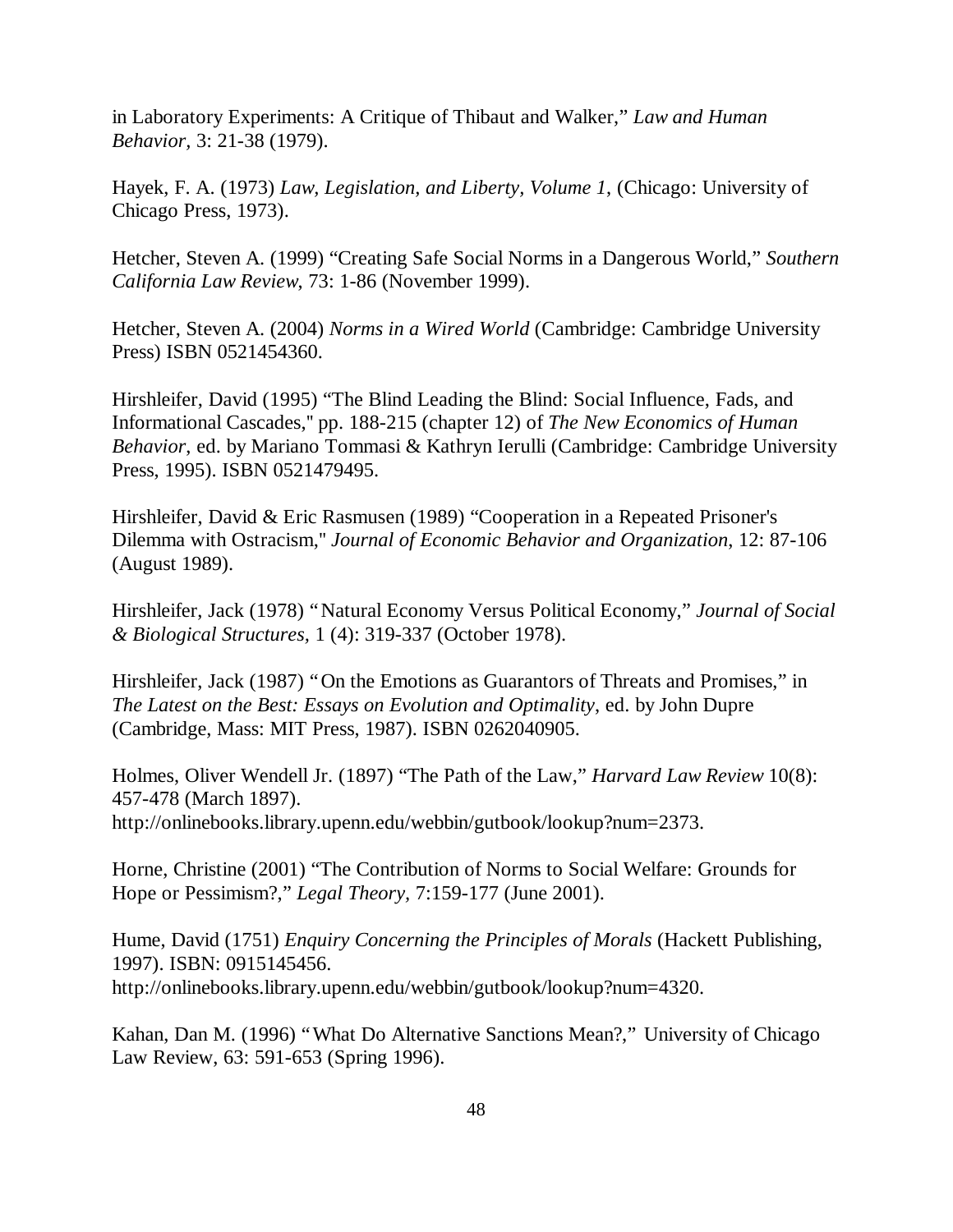in Laboratory Experiments: A Critique of Thibaut and Walker," *Law and Human Behavior,* 3: 21-38 (1979).

Hayek, F. A. (1973) *Law, Legislation, and Liberty, Volume 1*, (Chicago: University of Chicago Press, 1973).

Hetcher, Steven A. (1999) "Creating Safe Social Norms in a Dangerous World," *Southern California Law Review*, 73: 1-86 (November 1999).

Hetcher, Steven A. (2004) *Norms in a Wired World* (Cambridge: Cambridge University Press) ISBN 0521454360.

Hirshleifer, David (1995) "The Blind Leading the Blind: Social Influence, Fads, and Informational Cascades," pp. 188-215 (chapter 12) of *The New Economics of Human Behavior*, ed. by Mariano Tommasi & Kathryn Ierulli (Cambridge: Cambridge University Press, 1995). ISBN 0521479495.

Hirshleifer, David & Eric Rasmusen (1989) "Cooperation in a Repeated Prisoner's Dilemma with Ostracism," *Journal of Economic Behavior and Organization*, 12: 87-106 (August 1989).

Hirshleifer, Jack (1978) "Natural Economy Versus Political Economy," *Journal of Social & Biological Structures,* 1 (4): 319-337 (October 1978).

Hirshleifer, Jack (1987) "On the Emotions as Guarantors of Threats and Promises," in *The Latest on the Best: Essays on Evolution and Optimality*, ed. by John Dupre (Cambridge, Mass: MIT Press, 1987). ISBN 0262040905.

Holmes, Oliver Wendell Jr. (1897) "The Path of the Law," *Harvard Law Review* 10(8): 457-478 (March 1897).
http://onlinebooks.library.upenn.edu/webbin/gutbook/lookup?num=2373.

Horne, Christine (2001) "The Contribution of Norms to Social Welfare: Grounds for Hope or Pessimism?," *Legal Theory,* 7:159-177 (June 2001).

Hume, David (1751) *Enquiry Concerning the Principles of Morals* (Hackett Publishing, 1997). ISBN: 0915145456.
http://onlinebooks.library.upenn.edu/webbin/gutbook/lookup?num=4320.

Kahan, Dan M. (1996) "What Do Alternative Sanctions Mean?," University of Chicago Law Review, 63: 591-653 (Spring 1996).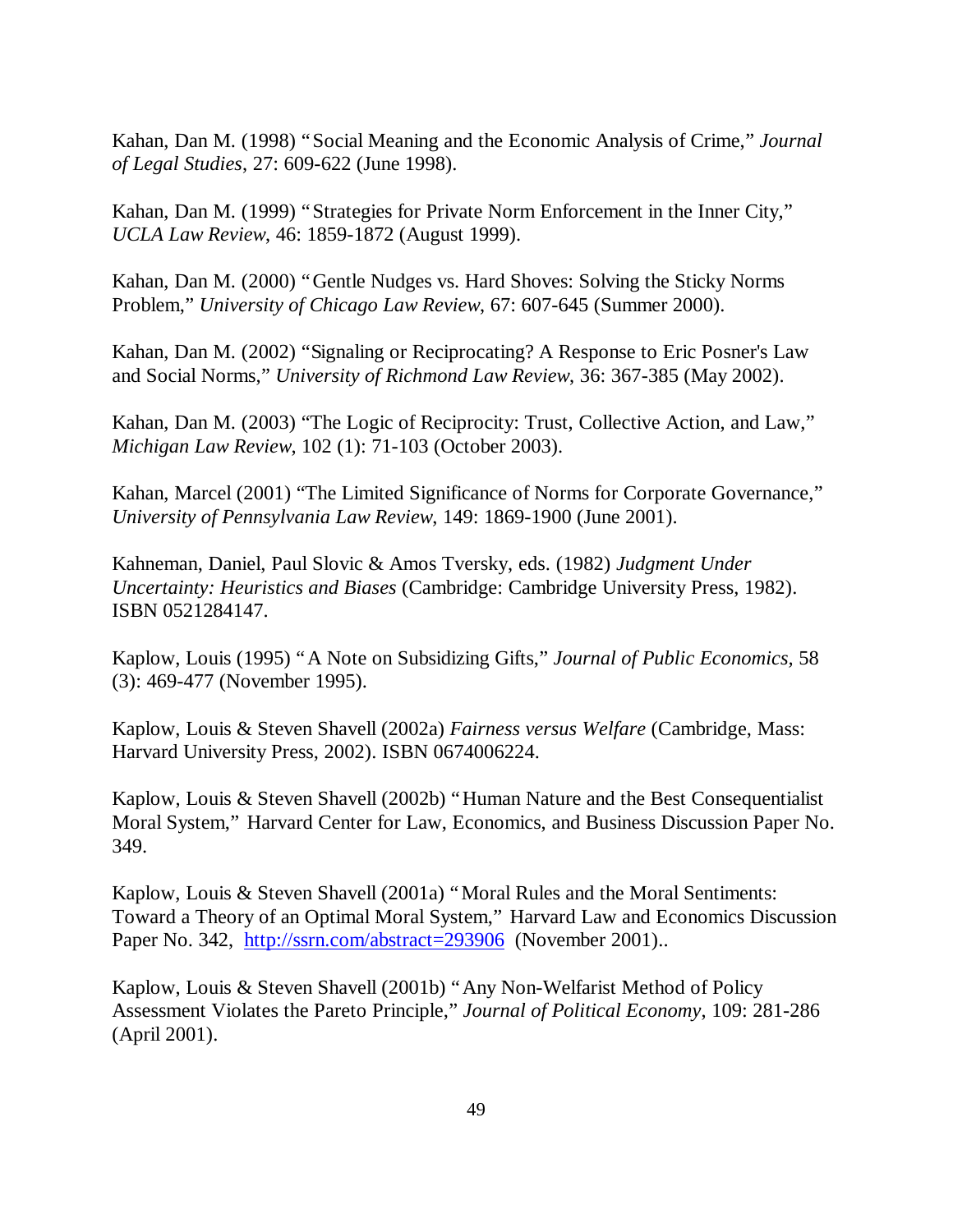Kahan, Dan M. (1998) "Social Meaning and the Economic Analysis of Crime," *Journal of Legal Studies*, 27: 609-622 (June 1998).

Kahan, Dan M. (1999) "Strategies for Private Norm Enforcement in the Inner City," *UCLA Law Review*, 46: 1859-1872 (August 1999).

Kahan, Dan M. (2000) "Gentle Nudges vs. Hard Shoves: Solving the Sticky Norms Problem," *University of Chicago Law Review*, 67: 607-645 (Summer 2000).

Kahan, Dan M. (2002) "Signaling or Reciprocating? A Response to Eric Posner's Law and Social Norms," *University of Richmond Law Review*, 36: 367-385 (May 2002).

Kahan, Dan M. (2003) "The Logic of Reciprocity: Trust, Collective Action, and Law," *Michigan Law Review*, 102 (1): 71-103 (October 2003).

Kahan, Marcel (2001) "The Limited Significance of Norms for Corporate Governance," *University of Pennsylvania Law Review*, 149: 1869-1900 (June 2001).

Kahneman, Daniel, Paul Slovic & Amos Tversky, eds. (1982) *Judgment Under Uncertainty: Heuristics and Biases* (Cambridge: Cambridge University Press, 1982). ISBN 0521284147.

Kaplow, Louis (1995) "A Note on Subsidizing Gifts," *Journal of Public Economics*, 58 (3): 469-477 (November 1995).

Kaplow, Louis & Steven Shavell (2002a) *Fairness versus Welfare* (Cambridge, Mass: Harvard University Press, 2002). ISBN 0674006224.

Kaplow, Louis & Steven Shavell (2002b) "Human Nature and the Best Consequentialist Moral System," Harvard Center for Law, Economics, and Business Discussion Paper No. 349.

Kaplow, Louis & Steven Shavell (2001a) "Moral Rules and the Moral Sentiments: Toward a Theory of an Optimal Moral System," Harvard Law and Economics Discussion Paper No. 342, http://ssrn.com/abstract=293906 (November 2001)..

Kaplow, Louis & Steven Shavell (2001b) "Any Non-Welfarist Method of Policy Assessment Violates the Pareto Principle," *Journal of Political Economy*, 109: 281-286 (April 2001).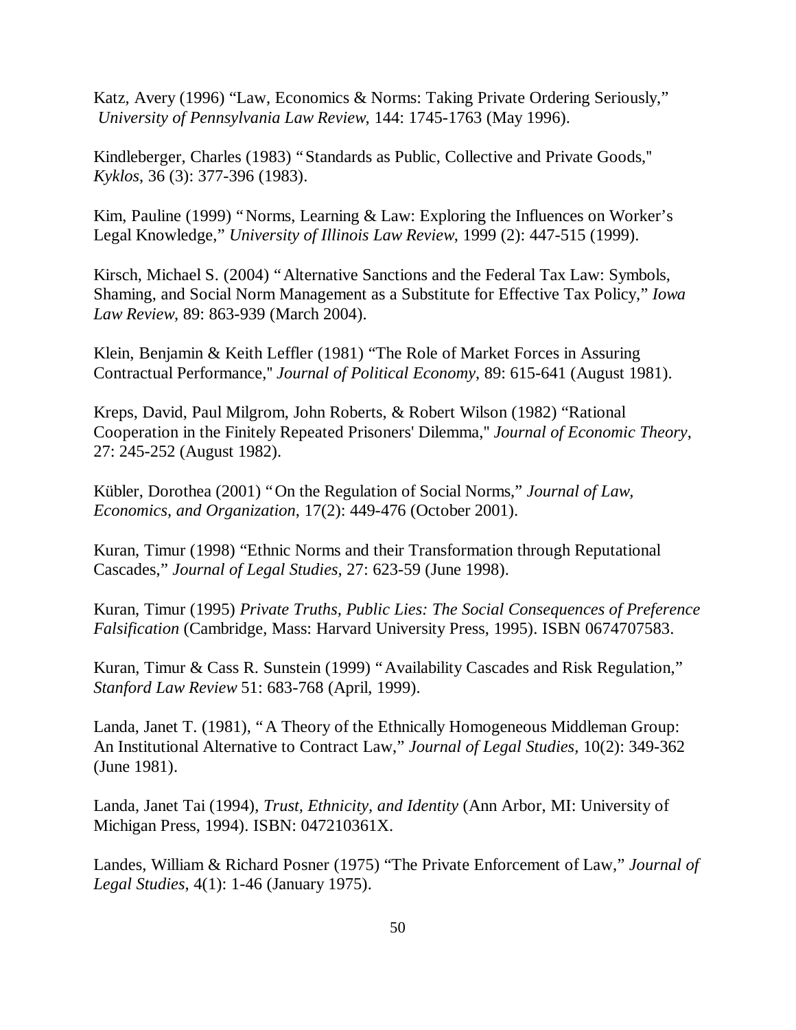Katz, Avery (1996) "Law, Economics & Norms: Taking Private Ordering Seriously," *University of Pennsylvania Law Review*, 144: 1745-1763 (May 1996).

Kindleberger, Charles (1983) "Standards as Public, Collective and Private Goods," *Kyklos*, 36 (3): 377-396 (1983).

Kim, Pauline (1999) "Norms, Learning & Law: Exploring the Influences on Worker's Legal Knowledge," *University of Illinois Law Review*, 1999 (2): 447-515 (1999).

Kirsch, Michael S. (2004) "Alternative Sanctions and the Federal Tax Law: Symbols, Shaming, and Social Norm Management as a Substitute for Effective Tax Policy," *Iowa Law Review*, 89: 863-939 (March 2004).

Klein, Benjamin & Keith Leffler (1981) "The Role of Market Forces in Assuring Contractual Performance," *Journal of Political Economy*, 89: 615-641 (August 1981).

Kreps, David, Paul Milgrom, John Roberts, & Robert Wilson (1982) "Rational Cooperation in the Finitely Repeated Prisoners' Dilemma," *Journal of Economic Theory*, 27: 245-252 (August 1982).

Kübler, Dorothea (2001) "On the Regulation of Social Norms," *Journal of Law, Economics, and Organization*, 17(2): 449-476 (October 2001).

Kuran, Timur (1998) "Ethnic Norms and their Transformation through Reputational Cascades," *Journal of Legal Studies,* 27: 623-59 (June 1998).

Kuran, Timur (1995) *Private Truths, Public Lies: The Social Consequences of Preference Falsification* (Cambridge, Mass: Harvard University Press, 1995). ISBN 0674707583.

Kuran, Timur & Cass R. Sunstein (1999) "Availability Cascades and Risk Regulation," *Stanford Law Review* 51: 683-768 (April, 1999).

Landa, Janet T. (1981), "A Theory of the Ethnically Homogeneous Middleman Group: An Institutional Alternative to Contract Law," *Journal of Legal Studies,* 10(2): 349-362 (June 1981).

Landa, Janet Tai (1994), *Trust, Ethnicity, and Identity* (Ann Arbor, MI: University of Michigan Press, 1994). ISBN: 047210361X.

Landes, William & Richard Posner (1975) "The Private Enforcement of Law," *Journal of Legal Studies*, 4(1): 1-46 (January 1975).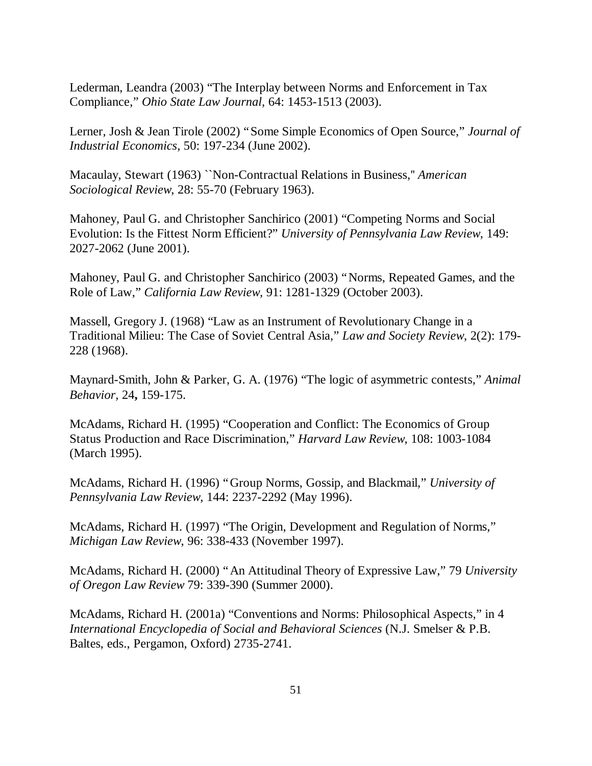Lederman, Leandra (2003) "The Interplay between Norms and Enforcement in Tax Compliance," *Ohio State Law Journal*, 64: 1453-1513 (2003).

Lerner, Josh & Jean Tirole (2002) "Some Simple Economics of Open Source," *Journal of Industrial Economics*, 50: 197-234 (June 2002).

Macaulay, Stewart (1963) ``Non-Contractual Relations in Business,'' *American Sociological Review*, 28: 55-70 (February 1963).

Mahoney, Paul G. and Christopher Sanchirico (2001) "Competing Norms and Social Evolution: Is the Fittest Norm Efficient?" *University of Pennsylvania Law Review*, 149: 2027-2062 (June 2001).

Mahoney, Paul G. and Christopher Sanchirico (2003) "Norms, Repeated Games, and the Role of Law," *California Law Review*, 91: 1281-1329 (October 2003).

Massell, Gregory J. (1968) "Law as an Instrument of Revolutionary Change in a Traditional Milieu: The Case of Soviet Central Asia," *Law and Society Review*, 2(2): 179-228 (1968).

Maynard-Smith, John & Parker, G. A. (1976) "The logic of asymmetric contests," *Animal Behavior*, 24**,** 159-175.

McAdams, Richard H. (1995) "Cooperation and Conflict: The Economics of Group Status Production and Race Discrimination," *Harvard Law Review*, 108: 1003-1084 (March 1995).

McAdams, Richard H. (1996) "Group Norms, Gossip, and Blackmail," *University of Pennsylvania Law Review*, 144: 2237-2292 (May 1996).

McAdams, Richard H. (1997) "The Origin, Development and Regulation of Norms," *Michigan Law Review*, 96: 338-433 (November 1997).

McAdams, Richard H. (2000) "An Attitudinal Theory of Expressive Law," 79 *University of Oregon Law Review* 79: 339-390 (Summer 2000).

McAdams, Richard H. (2001a) "Conventions and Norms: Philosophical Aspects," in 4 *International Encyclopedia of Social and Behavioral Sciences* (N.J. Smelser & P.B. Baltes, eds., Pergamon, Oxford) 2735-2741.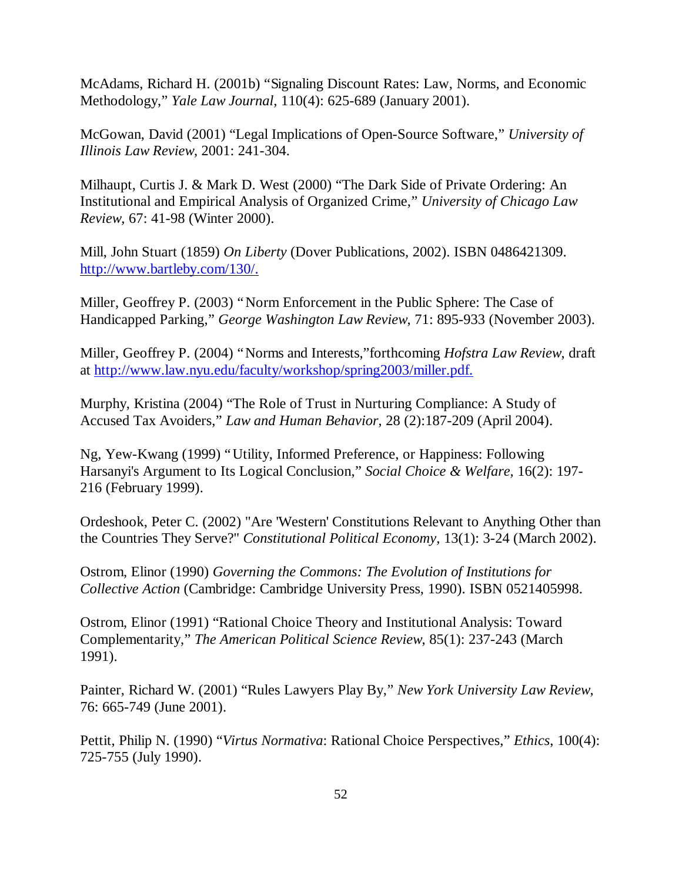McAdams, Richard H. (2001b) "Signaling Discount Rates: Law, Norms, and Economic Methodology," *Yale Law Journal*, 110(4): 625-689 (January 2001).

McGowan, David (2001) "Legal Implications of Open-Source Software," *University of Illinois Law Review*, 2001: 241-304.

Milhaupt, Curtis J. & Mark D. West (2000) "The Dark Side of Private Ordering: An Institutional and Empirical Analysis of Organized Crime," *University of Chicago Law Review*, 67: 41-98 (Winter 2000).

Mill, John Stuart (1859) *On Liberty* (Dover Publications, 2002). ISBN 0486421309. http://www.bartleby.com/130/.

Miller, Geoffrey P. (2003) "Norm Enforcement in the Public Sphere: The Case of Handicapped Parking," *George Washington Law Review*, 71: 895-933 (November 2003).

Miller, Geoffrey P. (2004) "Norms and Interests,"forthcoming *Hofstra Law Review*, draft at http://www.law.nyu.edu/faculty/workshop/spring2003/miller.pdf.

Murphy, Kristina (2004) "The Role of Trust in Nurturing Compliance: A Study of Accused Tax Avoiders," *Law and Human Behavior*, 28 (2):187-209 (April 2004).

Ng, Yew-Kwang (1999) "Utility, Informed Preference, or Happiness: Following Harsanyi's Argument to Its Logical Conclusion," *Social Choice & Welfare*, 16(2): 197-216 (February 1999).

Ordeshook, Peter C. (2002) "Are 'Western' Constitutions Relevant to Anything Other than the Countries They Serve?" *Constitutional Political Economy*, 13(1): 3-24 (March 2002).

Ostrom, Elinor (1990) *Governing the Commons: The Evolution of Institutions for Collective Action* (Cambridge: Cambridge University Press, 1990). ISBN 0521405998.

Ostrom, Elinor (1991) "Rational Choice Theory and Institutional Analysis: Toward Complementarity," *The American Political Science Review*, 85(1): 237-243 (March 1991).

Painter, Richard W. (2001) "Rules Lawyers Play By," *New York University Law Review*, 76: 665-749 (June 2001).

Pettit, Philip N. (1990) "*Virtus Normativa*: Rational Choice Perspectives," *Ethics*, 100(4): 725-755 (July 1990).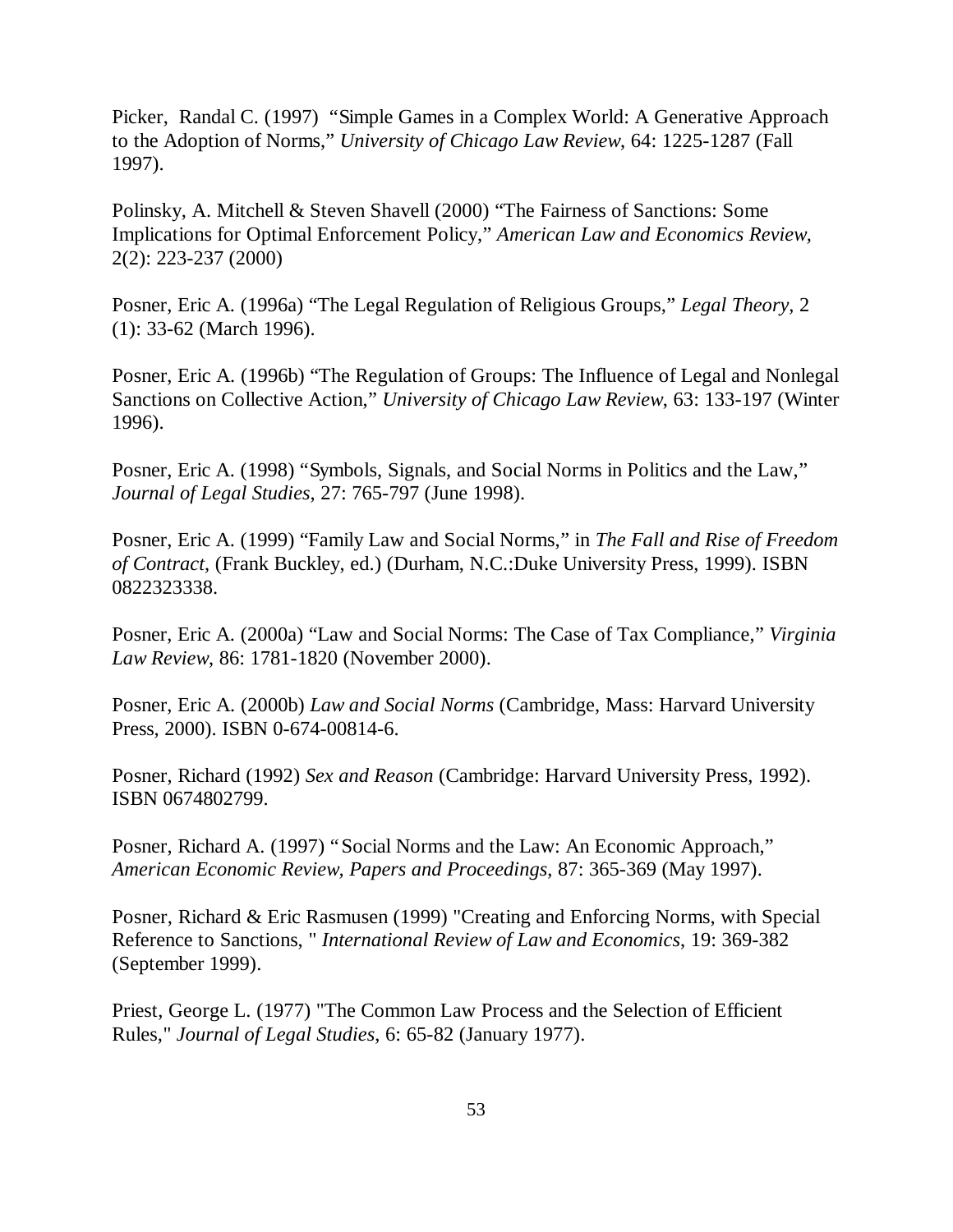Picker, Randal C. (1997) "Simple Games in a Complex World: A Generative Approach to the Adoption of Norms," *University of Chicago Law Review*, 64: 1225-1287 (Fall 1997).

Polinsky, A. Mitchell & Steven Shavell (2000) "The Fairness of Sanctions: Some Implications for Optimal Enforcement Policy," *American Law and Economics Review*, 2(2): 223-237 (2000)

Posner, Eric A. (1996a) "The Legal Regulation of Religious Groups," *Legal Theory*, 2 (1): 33-62 (March 1996).

Posner, Eric A. (1996b) "The Regulation of Groups: The Influence of Legal and Nonlegal Sanctions on Collective Action," *University of Chicago Law Review*, 63: 133-197 (Winter 1996).

Posner, Eric A. (1998) "Symbols, Signals, and Social Norms in Politics and the Law," *Journal of Legal Studies*, 27: 765-797 (June 1998).

Posner, Eric A. (1999) "Family Law and Social Norms," in *The Fall and Rise of Freedom of Contract*, (Frank Buckley, ed.) (Durham, N.C.:Duke University Press, 1999). ISBN 0822323338.

Posner, Eric A. (2000a) "Law and Social Norms: The Case of Tax Compliance," *Virginia Law Review*, 86: 1781-1820 (November 2000).

Posner, Eric A. (2000b) *Law and Social Norms* (Cambridge, Mass: Harvard University Press, 2000). ISBN 0-674-00814-6.

Posner, Richard (1992) *Sex and Reason* (Cambridge: Harvard University Press, 1992). ISBN 0674802799.

Posner, Richard A. (1997) "Social Norms and the Law: An Economic Approach," *American Economic Review, Papers and Proceedings*, 87: 365-369 (May 1997).

Posner, Richard & Eric Rasmusen (1999) "Creating and Enforcing Norms, with Special Reference to Sanctions, " *International Review of Law and Economics*, 19: 369-382 (September 1999).

Priest, George L. (1977) "The Common Law Process and the Selection of Efficient Rules," *Journal of Legal Studies*, 6: 65-82 (January 1977).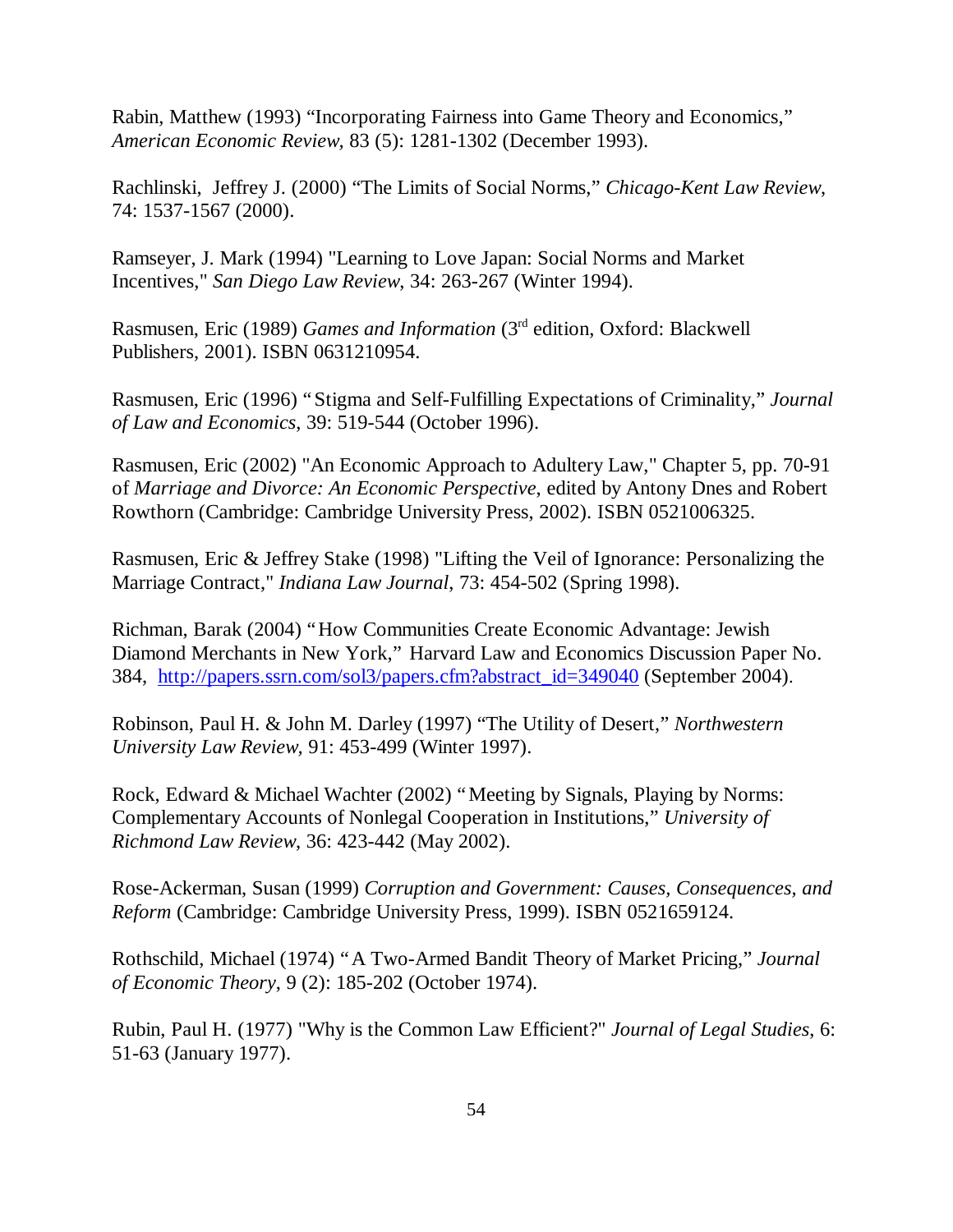Rabin, Matthew (1993) “Incorporating Fairness into Game Theory and Economics,” *American Economic Review*, 83 (5): 1281-1302 (December 1993).

Rachlinski, Jeffrey J. (2000) “The Limits of Social Norms,” *Chicago-Kent Law Review*, 74: 1537-1567 (2000).

Ramseyer, J. Mark (1994) "Learning to Love Japan: Social Norms and Market Incentives," *San Diego Law Review*, 34: 263-267 (Winter 1994).

Rasmusen, Eric (1989) *Games and Information* (3rd edition, Oxford: Blackwell Publishers, 2001). ISBN 0631210954.

Rasmusen, Eric (1996) “Stigma and Self-Fulfilling Expectations of Criminality,” *Journal of Law and Economics*, 39: 519-544 (October 1996).

Rasmusen, Eric (2002) "An Economic Approach to Adultery Law," Chapter 5, pp. 70-91 of *Marriage and Divorce: An Economic Perspective*, edited by Antony Dnes and Robert Rowthorn (Cambridge: Cambridge University Press, 2002). ISBN 0521006325.

Rasmusen, Eric & Jeffrey Stake (1998) "Lifting the Veil of Ignorance: Personalizing the Marriage Contract," *Indiana Law Journal*, 73: 454-502 (Spring 1998).

Richman, Barak (2004) “How Communities Create Economic Advantage: Jewish Diamond Merchants in New York,” Harvard Law and Economics Discussion Paper No. 384, http://papers.ssrn.com/sol3/papers.cfm?abstract_id=349040 (September 2004).

Robinson, Paul H. & John M. Darley (1997) “The Utility of Desert,” *Northwestern University Law Review*, 91: 453-499 (Winter 1997).

Rock, Edward & Michael Wachter (2002) “Meeting by Signals, Playing by Norms: Complementary Accounts of Nonlegal Cooperation in Institutions,” *University of Richmond Law Review*, 36: 423-442 (May 2002).

Rose-Ackerman, Susan (1999) *Corruption and Government: Causes, Consequences, and Reform* (Cambridge: Cambridge University Press, 1999). ISBN 0521659124.

Rothschild, Michael (1974) “A Two-Armed Bandit Theory of Market Pricing,” *Journal of Economic Theory*, 9 (2): 185-202 (October 1974).

Rubin, Paul H. (1977) "Why is the Common Law Efficient?" *Journal of Legal Studies*, 6: 51-63 (January 1977).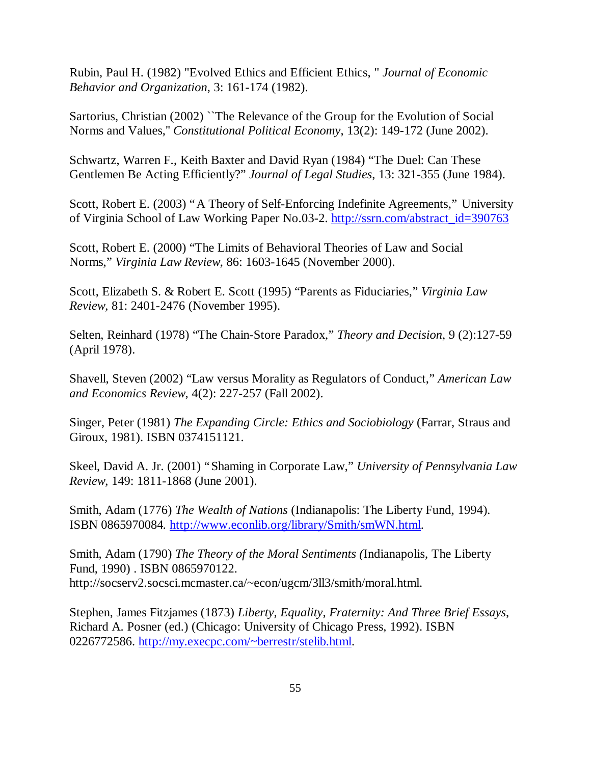Rubin, Paul H. (1982) "Evolved Ethics and Efficient Ethics, " *Journal of Economic Behavior and Organization*, 3: 161-174 (1982).

Sartorius, Christian (2002) ``The Relevance of the Group for the Evolution of Social Norms and Values," *Constitutional Political Economy*, 13(2): 149-172 (June 2002).

Schwartz, Warren F., Keith Baxter and David Ryan (1984) "The Duel: Can These Gentlemen Be Acting Efficiently?" *Journal of Legal Studies*, 13: 321-355 (June 1984).

Scott, Robert E. (2003) "A Theory of Self-Enforcing Indefinite Agreements," University of Virginia School of Law Working Paper No.03-2. http://ssrn.com/abstract_id=390763

Scott, Robert E. (2000) "The Limits of Behavioral Theories of Law and Social Norms," *Virginia Law Review*, 86: 1603-1645 (November 2000).

Scott, Elizabeth S. & Robert E. Scott (1995) "Parents as Fiduciaries," *Virginia Law Review*, 81: 2401-2476 (November 1995).

Selten, Reinhard (1978) "The Chain-Store Paradox," *Theory and Decision*, 9 (2):127-59 (April 1978).

Shavell, Steven (2002) "Law versus Morality as Regulators of Conduct," *American Law and Economics Review*, 4(2): 227-257 (Fall 2002).

Singer, Peter (1981) *The Expanding Circle: Ethics and Sociobiology* (Farrar, Straus and Giroux, 1981). ISBN 0374151121.

Skeel, David A. Jr. (2001) "Shaming in Corporate Law," *University of Pennsylvania Law Review*, 149: 1811-1868 (June 2001).

Smith, Adam (1776) *The Wealth of Nations* (Indianapolis: The Liberty Fund, 1994). ISBN 0865970084. http://www.econlib.org/library/Smith/smWN.html.

Smith, Adam (1790) *The Theory of the Moral Sentiments (*Indianapolis, The Liberty Fund, 1990) . ISBN 0865970122. http://socserv2.socsci.mcmaster.ca/~econ/ugcm/3ll3/smith/moral.html.

Stephen, James Fitzjames (1873) *Liberty, Equality, Fraternity: And Three Brief Essays*, Richard A. Posner (ed.) (Chicago: University of Chicago Press, 1992). ISBN 0226772586. http://my.execpc.com/~berrestr/stelib.html.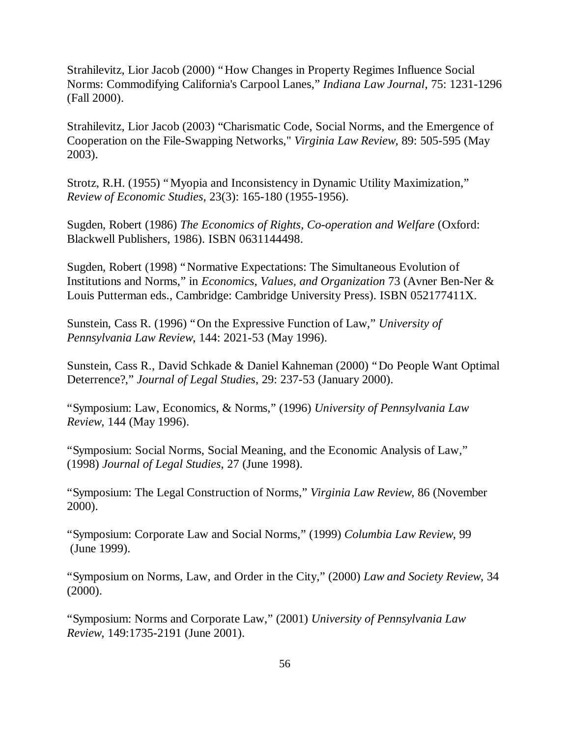Strahilevitz, Lior Jacob (2000) "How Changes in Property Regimes Influence Social Norms: Commodifying California's Carpool Lanes," *Indiana Law Journal*, 75: 1231-1296 (Fall 2000).

Strahilevitz, Lior Jacob (2003) "Charismatic Code, Social Norms, and the Emergence of Cooperation on the File-Swapping Networks," *Virginia Law Review*, 89: 505-595 (May 2003).

Strotz, R.H. (1955) "Myopia and Inconsistency in Dynamic Utility Maximization," *Review of Economic Studies*, 23(3): 165-180 (1955-1956).

Sugden, Robert (1986) *The Economics of Rights, Co-operation and Welfare* (Oxford: Blackwell Publishers, 1986). ISBN 0631144498.

Sugden, Robert (1998) "Normative Expectations: The Simultaneous Evolution of Institutions and Norms," in *Economics, Values, and Organization* 73 (Avner Ben-Ner & Louis Putterman eds., Cambridge: Cambridge University Press). ISBN 052177411X.

Sunstein, Cass R. (1996) "On the Expressive Function of Law," *University of Pennsylvania Law Review*, 144: 2021-53 (May 1996).

Sunstein, Cass R., David Schkade & Daniel Kahneman (2000) "Do People Want Optimal Deterrence?," *Journal of Legal Studies*, 29: 237-53 (January 2000).

"Symposium: Law, Economics, & Norms," (1996) *University of Pennsylvania Law Review*, 144 (May 1996).

"Symposium: Social Norms, Social Meaning, and the Economic Analysis of Law," (1998) *Journal of Legal Studies*, 27 (June 1998).

"Symposium: The Legal Construction of Norms," *Virginia Law Review*, 86 (November 2000).

"Symposium: Corporate Law and Social Norms," (1999) *Columbia Law Review*, 99 (June 1999).

"Symposium on Norms, Law, and Order in the City," (2000) *Law and Society Review*, 34 (2000).

"Symposium: Norms and Corporate Law," (2001) *University of Pennsylvania Law Review*, 149:1735-2191 (June 2001).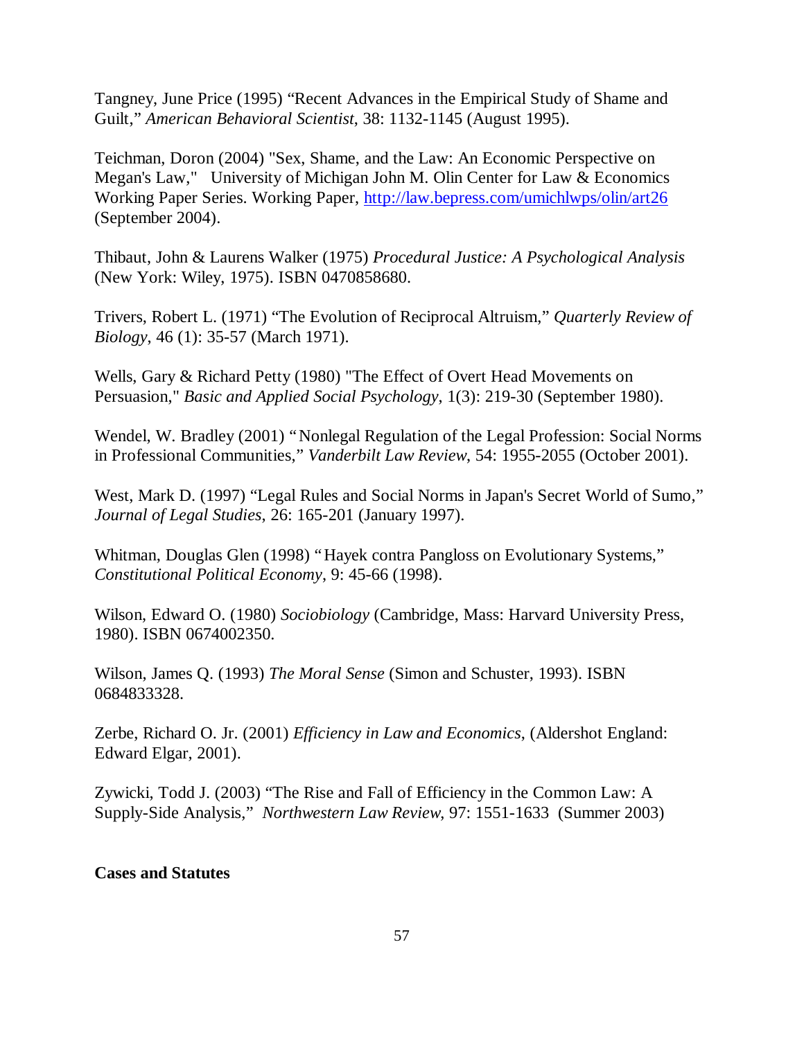Tangney, June Price (1995) "Recent Advances in the Empirical Study of Shame and Guilt," *American Behavioral Scientist*, 38: 1132-1145 (August 1995).

Teichman, Doron (2004) "Sex, Shame, and the Law: An Economic Perspective on Megan's Law," University of Michigan John M. Olin Center for Law & Economics Working Paper Series. Working Paper, http://law.bepress.com/umichlwps/olin/art26 (September 2004).

Thibaut, John & Laurens Walker (1975) *Procedural Justice: A Psychological Analysis* (New York: Wiley, 1975). ISBN 0470858680.

Trivers, Robert L. (1971) "The Evolution of Reciprocal Altruism," *Quarterly Review of Biology*, 46 (1): 35-57 (March 1971).

Wells, Gary & Richard Petty (1980) "The Effect of Overt Head Movements on Persuasion," *Basic and Applied Social Psychology*, 1(3): 219-30 (September 1980).

Wendel, W. Bradley (2001) "Nonlegal Regulation of the Legal Profession: Social Norms in Professional Communities," *Vanderbilt Law Review*, 54: 1955-2055 (October 2001).

West, Mark D. (1997) "Legal Rules and Social Norms in Japan's Secret World of Sumo," *Journal of Legal Studies*, 26: 165-201 (January 1997).

Whitman, Douglas Glen (1998) "Hayek contra Pangloss on Evolutionary Systems," *Constitutional Political Economy*, 9: 45-66 (1998).

Wilson, Edward O. (1980) *Sociobiology* (Cambridge, Mass: Harvard University Press, 1980). ISBN 0674002350.

Wilson, James Q. (1993) *The Moral Sense* (Simon and Schuster, 1993). ISBN 0684833328.

Zerbe, Richard O. Jr. (2001) *Efficiency in Law and Economics*, (Aldershot England: Edward Elgar, 2001).

Zywicki, Todd J. (2003) "The Rise and Fall of Efficiency in the Common Law: A Supply-Side Analysis," *Northwestern Law Review*, 97: 1551-1633 (Summer 2003)

**Cases and Statutes**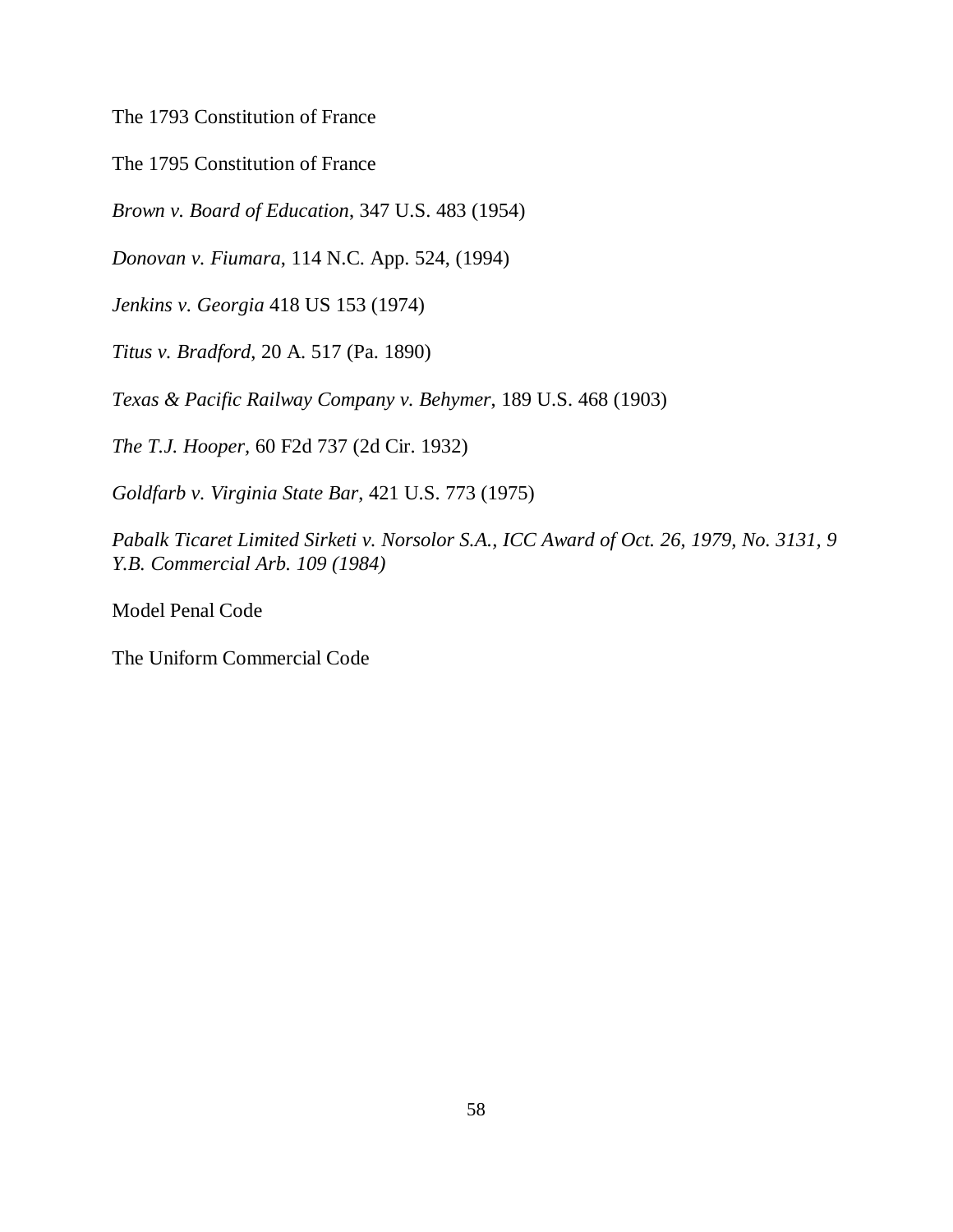The 1793 Constitution of France

The 1795 Constitution of France

*Brown v. Board of Education*, 347 U.S. 483 (1954)

*Donovan v. Fiumara*, 114 N.C. App. 524, (1994)

*Jenkins v. Georgia* 418 US 153 (1974)

*Titus v. Bradford*, 20 A. 517 (Pa. 1890)

*Texas & Pacific Railway Company v. Behymer*, 189 U.S. 468 (1903)

*The T.J. Hooper,* 60 F2d 737 (2d Cir. 1932)

*Goldfarb v. Virginia State Bar*, 421 U.S. 773 (1975)

*Pabalk Ticaret Limited Sirketi v. Norsolor S.A., ICC Award of Oct. 26, 1979, No. 3131, 9 Y.B. Commercial Arb. 109 (1984)*

Model Penal Code

The Uniform Commercial Code